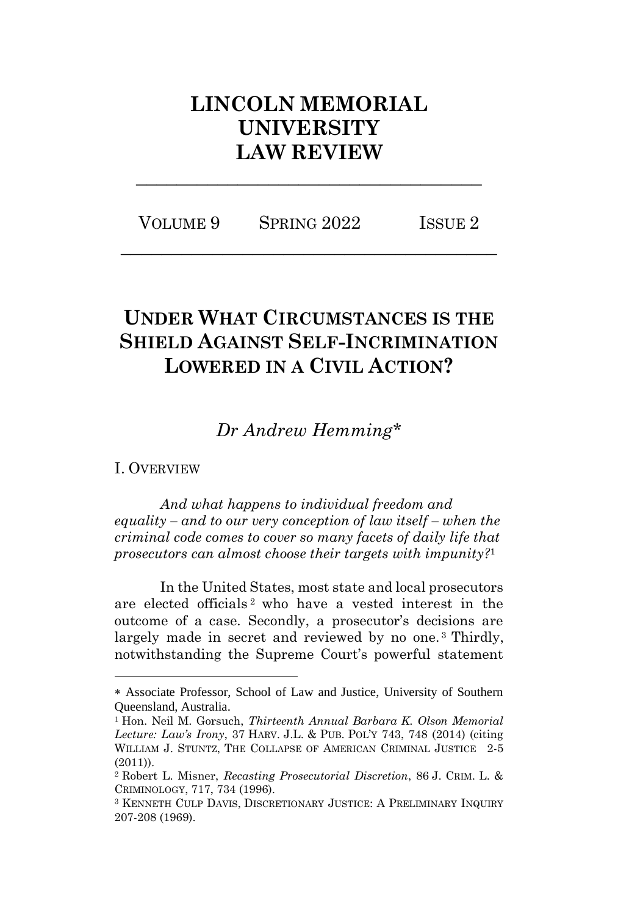# LINCOLN MEMORIAL UNIVERSITY LAW REVIEW

VOLUME 9 SPRING 2022 ISSUE 2

## UNDER WHAT CIRCUMSTANCES IS THE SHIELD AGAINST SELF-INCRIMINATION LOWERED IN A CIVIL ACTION?

*Dr Andrew Hemming*\*

### I. OVERVIEW

*And what happens to individual freedom and equality – and to our very conception of law itself – when the criminal code comes to cover so many facets of daily life that prosecutors can almost choose their targets with impunity?*[1]

In the United States, most state and local prosecutors are elected officials[2] who have a vested interest in the outcome of a case. Secondly, a prosecutor's decisions are largely made in secret and reviewed by no one.[3] Thirdly, notwithstanding the Supreme Court's powerful statement

---

\* Associate Professor, School of Law and Justice, University of Southern Queensland, Australia.

[1] Hon. Neil M. Gorsuch, *Thirteenth Annual Barbara K. Olson Memorial Lecture: Law's Irony*, 37 HARV. J.L. & PUB. POL'Y 743, 748 (2014) (citing WILLIAM J. STUNTZ, THE COLLAPSE OF AMERICAN CRIMINAL JUSTICE 2-5 (2011)).

[2] Robert L. Misner, *Recasting Prosecutorial Discretion*, 86 J. CRIM. L. & CRIMINOLOGY, 717, 734 (1996).

[3] KENNETH CULP DAVIS, DISCRETIONARY JUSTICE: A PRELIMINARY INQUIRY 207-208 (1969).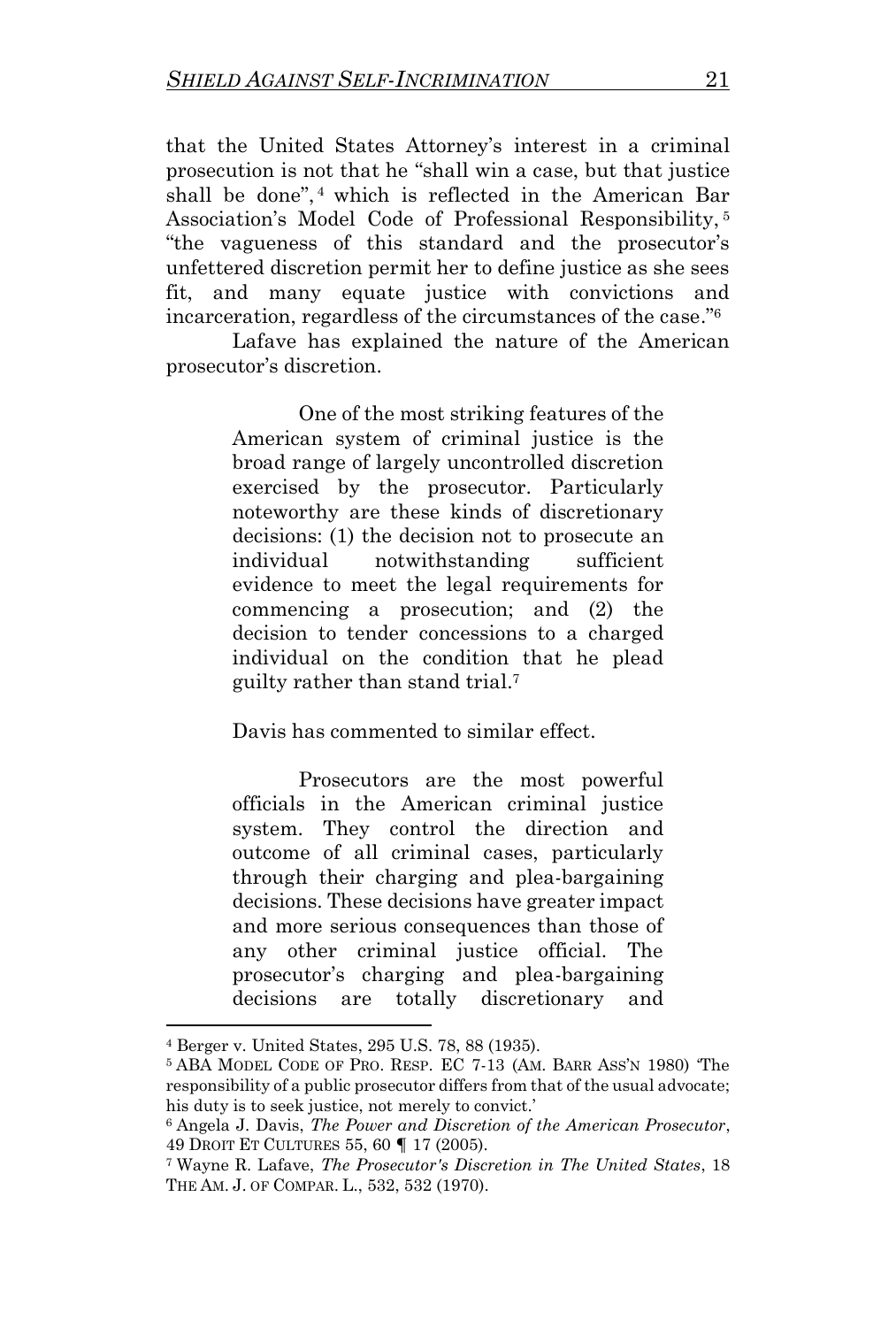that the United States Attorney's interest in a criminal prosecution is not that he "shall win a case, but that justice shall be done",[4] which is reflected in the American Bar Association's Model Code of Professional Responsibility,[5] "the vagueness of this standard and the prosecutor's unfettered discretion permit her to define justice as she sees fit, and many equate justice with convictions and incarceration, regardless of the circumstances of the case."[6]

Lafave has explained the nature of the American prosecutor's discretion.

> One of the most striking features of the American system of criminal justice is the broad range of largely uncontrolled discretion exercised by the prosecutor. Particularly noteworthy are these kinds of discretionary decisions: (1) the decision not to prosecute an individual notwithstanding sufficient evidence to meet the legal requirements for commencing a prosecution; and (2) the decision to tender concessions to a charged individual on the condition that he plead guilty rather than stand trial.[7]

Davis has commented to similar effect.

> Prosecutors are the most powerful officials in the American criminal justice system. They control the direction and outcome of all criminal cases, particularly through their charging and plea-bargaining decisions. These decisions have greater impact and more serious consequences than those of any other criminal justice official. The prosecutor's charging and plea-bargaining decisions are totally discretionary and

---

[4] Berger v. United States, 295 U.S. 78, 88 (1935).

[5] ABA Model Code of Pro. Resp. EC 7-13 (Am. Barr Ass'n 1980) 'The responsibility of a public prosecutor differs from that of the usual advocate; his duty is to seek justice, not merely to convict.'

[6] Angela J. Davis, *The Power and Discretion of the American Prosecutor*, 49 Droit et Cultures 55, 60 ¶ 17 (2005).

[7] Wayne R. Lafave, *The Prosecutor's Discretion in The United States*, 18 The Am. J. of Compar. L., 532, 532 (1970).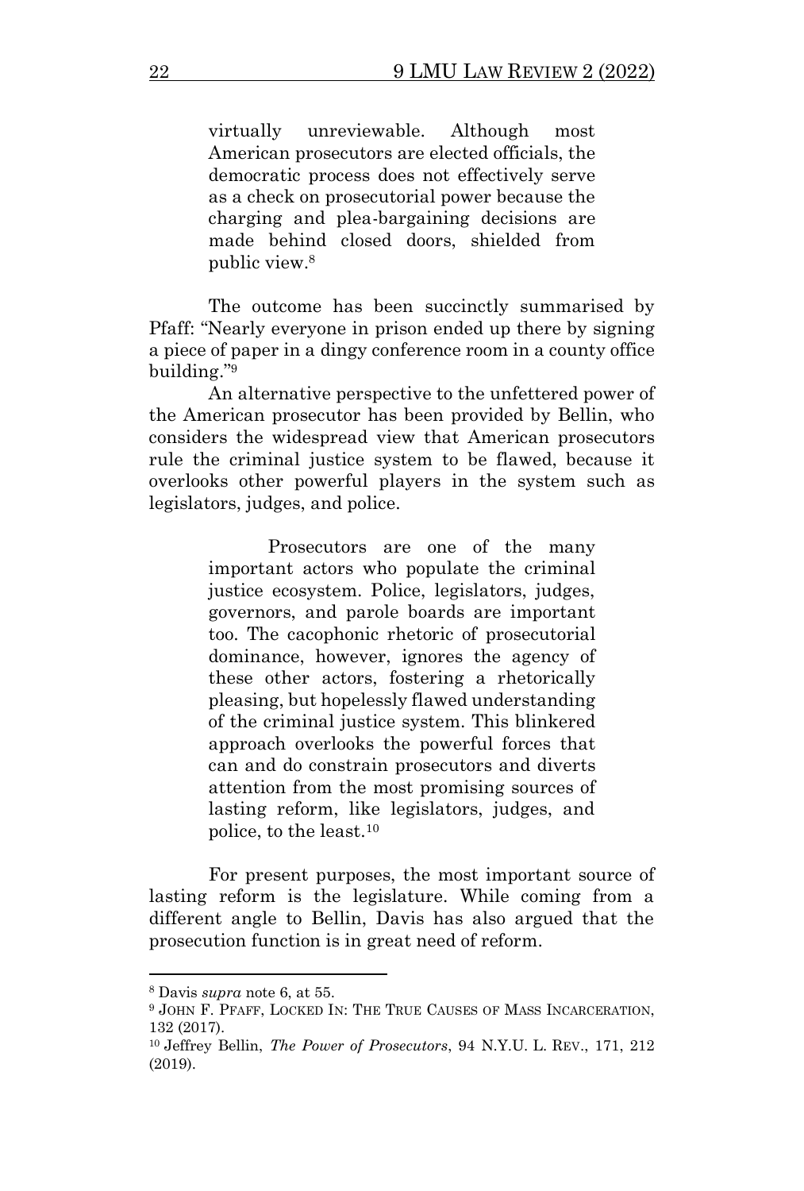> virtually unreviewable. Although most American prosecutors are elected officials, the democratic process does not effectively serve as a check on prosecutorial power because the charging and plea-bargaining decisions are made behind closed doors, shielded from public view.[8]

The outcome has been succinctly summarised by Pfaff: "Nearly everyone in prison ended up there by signing a piece of paper in a dingy conference room in a county office building."[9]

An alternative perspective to the unfettered power of the American prosecutor has been provided by Bellin, who considers the widespread view that American prosecutors rule the criminal justice system to be flawed, because it overlooks other powerful players in the system such as legislators, judges, and police.

> Prosecutors are one of the many important actors who populate the criminal justice ecosystem. Police, legislators, judges, governors, and parole boards are important too. The cacophonic rhetoric of prosecutorial dominance, however, ignores the agency of these other actors, fostering a rhetorically pleasing, but hopelessly flawed understanding of the criminal justice system. This blinkered approach overlooks the powerful forces that can and do constrain prosecutors and diverts attention from the most promising sources of lasting reform, like legislators, judges, and police, to the least.[10]

For present purposes, the most important source of lasting reform is the legislature. While coming from a different angle to Bellin, Davis has also argued that the prosecution function is in great need of reform.

---

[8] Davis *supra* note 6, at 55.

[9] JOHN F. PFAFF, LOCKED IN: THE TRUE CAUSES OF MASS INCARCERATION, 132 (2017).

[10] Jeffrey Bellin, *The Power of Prosecutors*, 94 N.Y.U. L. REV., 171, 212 (2019).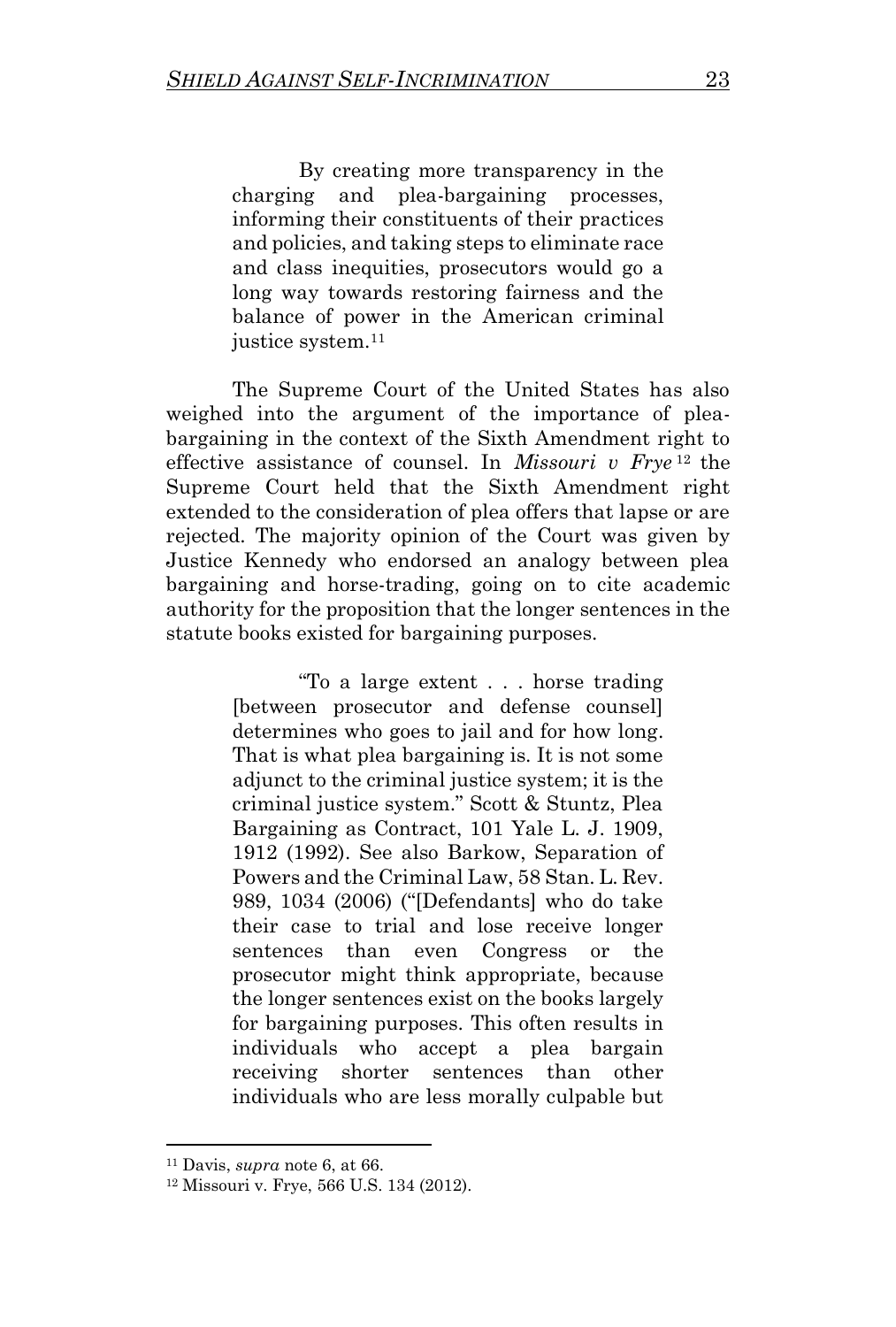> By creating more transparency in the charging and plea-bargaining processes, informing their constituents of their practices and policies, and taking steps to eliminate race and class inequities, prosecutors would go a long way towards restoring fairness and the balance of power in the American criminal justice system.[11]

The Supreme Court of the United States has also weighed into the argument of the importance of plea-bargaining in the context of the Sixth Amendment right to effective assistance of counsel. In *Missouri v Frye*[12] the Supreme Court held that the Sixth Amendment right extended to the consideration of plea offers that lapse or are rejected. The majority opinion of the Court was given by Justice Kennedy who endorsed an analogy between plea bargaining and horse-trading, going on to cite academic authority for the proposition that the longer sentences in the statute books existed for bargaining purposes.

> "To a large extent . . . horse trading [between prosecutor and defense counsel] determines who goes to jail and for how long. That is what plea bargaining is. It is not some adjunct to the criminal justice system; it is the criminal justice system." Scott & Stuntz, Plea Bargaining as Contract, 101 Yale L. J. 1909, 1912 (1992). See also Barkow, Separation of Powers and the Criminal Law, 58 Stan. L. Rev. 989, 1034 (2006) ("[Defendants] who do take their case to trial and lose receive longer sentences than even Congress or the prosecutor might think appropriate, because the longer sentences exist on the books largely for bargaining purposes. This often results in individuals who accept a plea bargain receiving shorter sentences than other individuals who are less morally culpable but

---

[11] Davis, *supra* note 6, at 66.

[12] Missouri v. Frye, 566 U.S. 134 (2012).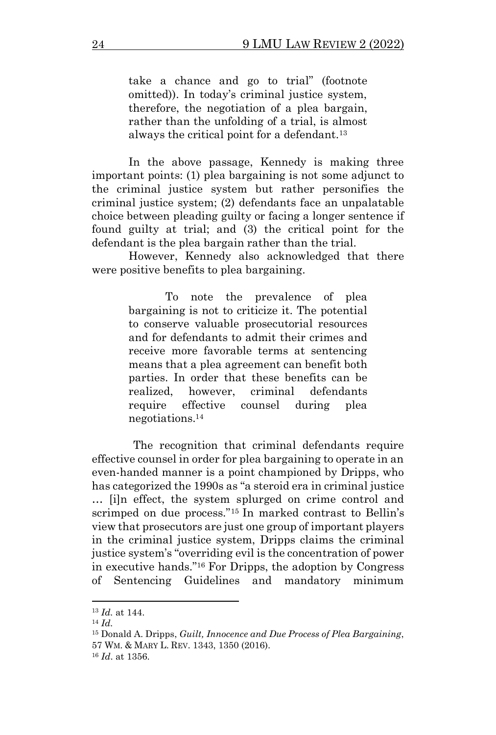> take a chance and go to trial" (footnote omitted)). In today's criminal justice system, therefore, the negotiation of a plea bargain, rather than the unfolding of a trial, is almost always the critical point for a defendant.[13]

In the above passage, Kennedy is making three important points: (1) plea bargaining is not some adjunct to the criminal justice system but rather personifies the criminal justice system; (2) defendants face an unpalatable choice between pleading guilty or facing a longer sentence if found guilty at trial; and (3) the critical point for the defendant is the plea bargain rather than the trial.

However, Kennedy also acknowledged that there were positive benefits to plea bargaining.

> To note the prevalence of plea bargaining is not to criticize it. The potential to conserve valuable prosecutorial resources and for defendants to admit their crimes and receive more favorable terms at sentencing means that a plea agreement can benefit both parties. In order that these benefits can be realized, however, criminal defendants require effective counsel during plea negotiations.[14]

The recognition that criminal defendants require effective counsel in order for plea bargaining to operate in an even-handed manner is a point championed by Dripps, who has categorized the 1990s as "a steroid era in criminal justice … [i]n effect, the system splurged on crime control and scrimped on due process."[15] In marked contrast to Bellin's view that prosecutors are just one group of important players in the criminal justice system, Dripps claims the criminal justice system's "overriding evil is the concentration of power in executive hands."[16] For Dripps, the adoption by Congress of Sentencing Guidelines and mandatory minimum

---

[13] *Id.* at 144.

[14] *Id.*

[15] Donald A. Dripps, *Guilt, Innocence and Due Process of Plea Bargaining*, 57 WM. & MARY L. REV. 1343, 1350 (2016).

[16] *Id*. at 1356.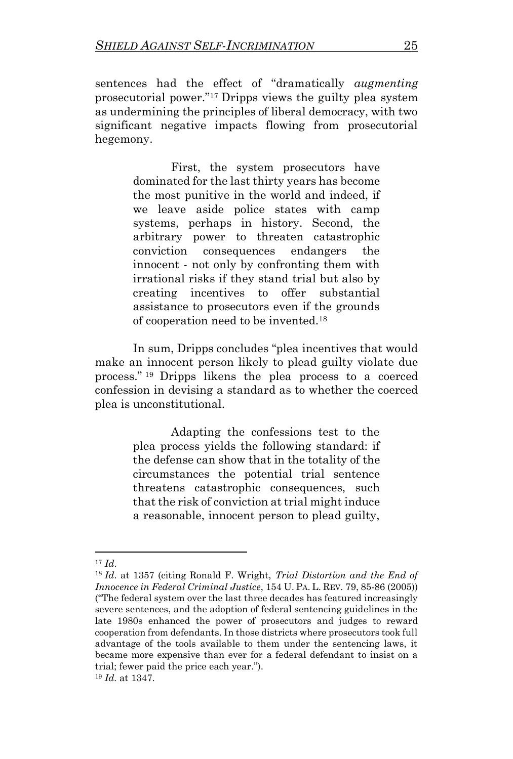sentences had the effect of "dramatically *augmenting* prosecutorial power."[17] Dripps views the guilty plea system as undermining the principles of liberal democracy, with two significant negative impacts flowing from prosecutorial hegemony.

> First, the system prosecutors have dominated for the last thirty years has become the most punitive in the world and indeed, if we leave aside police states with camp systems, perhaps in history. Second, the arbitrary power to threaten catastrophic conviction consequences endangers the innocent - not only by confronting them with irrational risks if they stand trial but also by creating incentives to offer substantial assistance to prosecutors even if the grounds of cooperation need to be invented.[18]

In sum, Dripps concludes "plea incentives that would make an innocent person likely to plead guilty violate due process." [19] Dripps likens the plea process to a coerced confession in devising a standard as to whether the coerced plea is unconstitutional.

> Adapting the confessions test to the plea process yields the following standard: if the defense can show that in the totality of the circumstances the potential trial sentence threatens catastrophic consequences, such that the risk of conviction at trial might induce a reasonable, innocent person to plead guilty,

---

[17] *Id*.

[18] *Id*. at 1357 (citing Ronald F. Wright, *Trial Distortion and the End of Innocence in Federal Criminal Justice*, 154 U. PA. L. REV. 79, 85-86 (2005)) ("The federal system over the last three decades has featured increasingly severe sentences, and the adoption of federal sentencing guidelines in the late 1980s enhanced the power of prosecutors and judges to reward cooperation from defendants. In those districts where prosecutors took full advantage of the tools available to them under the sentencing laws, it became more expensive than ever for a federal defendant to insist on a trial; fewer paid the price each year.").

[19] *Id.* at 1347.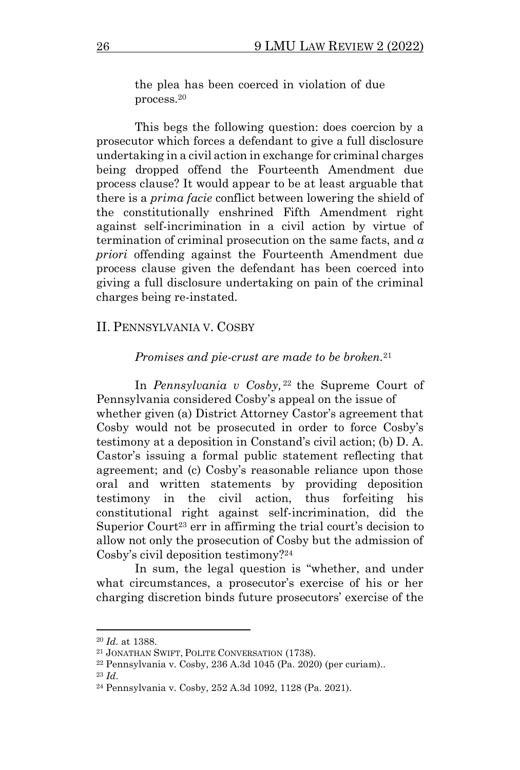the plea has been coerced in violation of due process.[20]

This begs the following question: does coercion by a prosecutor which forces a defendant to give a full disclosure undertaking in a civil action in exchange for criminal charges being dropped offend the Fourteenth Amendment due process clause? It would appear to be at least arguable that there is a *prima facie* conflict between lowering the shield of the constitutionally enshrined Fifth Amendment right against self-incrimination in a civil action by virtue of termination of criminal prosecution on the same facts, and *a priori* offending against the Fourteenth Amendment due process clause given the defendant has been coerced into giving a full disclosure undertaking on pain of the criminal charges being re-instated.

## II. PENNSYLVANIA V. COSBY

*Promises and pie-crust are made to be broken.*[21]

In *Pennsylvania v Cosby,*[22] the Supreme Court of Pennsylvania considered Cosby's appeal on the issue of whether given (a) District Attorney Castor's agreement that Cosby would not be prosecuted in order to force Cosby's testimony at a deposition in Constand's civil action; (b) D. A. Castor's issuing a formal public statement reflecting that agreement; and (c) Cosby's reasonable reliance upon those oral and written statements by providing deposition testimony in the civil action, thus forfeiting his constitutional right against self-incrimination, did the Superior Court[23] err in affirming the trial court's decision to allow not only the prosecution of Cosby but the admission of Cosby's civil deposition testimony?[24]

In sum, the legal question is "whether, and under what circumstances, a prosecutor's exercise of his or her charging discretion binds future prosecutors' exercise of the

---

[20] *Id.* at 1388.

[21] JONATHAN SWIFT, POLITE CONVERSATION (1738).

[22] Pennsylvania v. Cosby, 236 A.3d 1045 (Pa. 2020) (per curiam)..

[23] *Id.*

[24] Pennsylvania v. Cosby, 252 A.3d 1092, 1128 (Pa. 2021).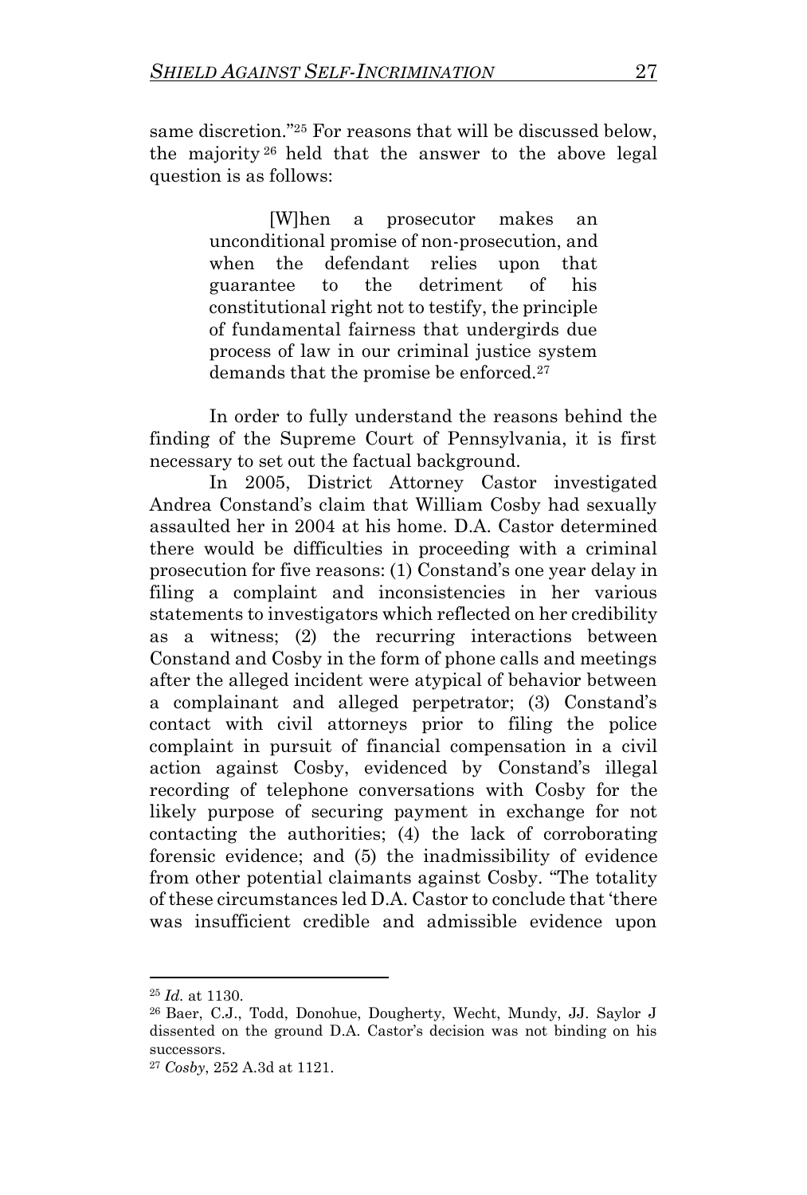same discretion."[25] For reasons that will be discussed below, the majority[26] held that the answer to the above legal question is as follows:

> [W]hen a prosecutor makes an unconditional promise of non-prosecution, and when the defendant relies upon that guarantee to the detriment of his constitutional right not to testify, the principle of fundamental fairness that undergirds due process of law in our criminal justice system demands that the promise be enforced.[27]

In order to fully understand the reasons behind the finding of the Supreme Court of Pennsylvania, it is first necessary to set out the factual background.

In 2005, District Attorney Castor investigated Andrea Constand's claim that William Cosby had sexually assaulted her in 2004 at his home. D.A. Castor determined there would be difficulties in proceeding with a criminal prosecution for five reasons: (1) Constand's one year delay in filing a complaint and inconsistencies in her various statements to investigators which reflected on her credibility as a witness; (2) the recurring interactions between Constand and Cosby in the form of phone calls and meetings after the alleged incident were atypical of behavior between a complainant and alleged perpetrator; (3) Constand's contact with civil attorneys prior to filing the police complaint in pursuit of financial compensation in a civil action against Cosby, evidenced by Constand's illegal recording of telephone conversations with Cosby for the likely purpose of securing payment in exchange for not contacting the authorities; (4) the lack of corroborating forensic evidence; and (5) the inadmissibility of evidence from other potential claimants against Cosby. "The totality of these circumstances led D.A. Castor to conclude that 'there was insufficient credible and admissible evidence upon

---

[25] *Id.* at 1130.

[26] Baer, C.J., Todd, Donohue, Dougherty, Wecht, Mundy, JJ. Saylor J dissented on the ground D.A. Castor's decision was not binding on his successors.

[27] *Cosby*, 252 A.3d at 1121.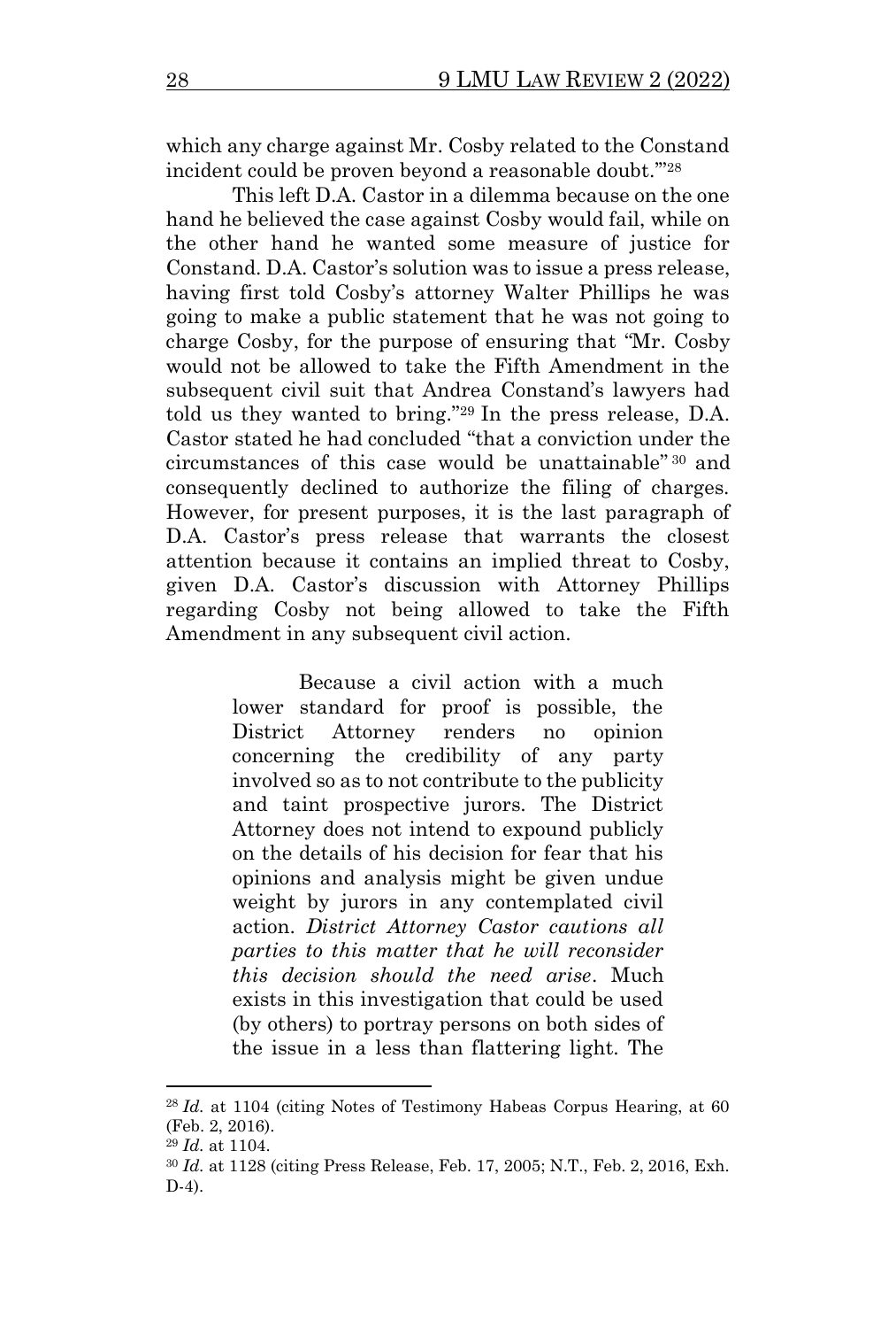which any charge against Mr. Cosby related to the Constand incident could be proven beyond a reasonable doubt.'"[28]

This left D.A. Castor in a dilemma because on the one hand he believed the case against Cosby would fail, while on the other hand he wanted some measure of justice for Constand. D.A. Castor's solution was to issue a press release, having first told Cosby's attorney Walter Phillips he was going to make a public statement that he was not going to charge Cosby, for the purpose of ensuring that "Mr. Cosby would not be allowed to take the Fifth Amendment in the subsequent civil suit that Andrea Constand's lawyers had told us they wanted to bring."[29] In the press release, D.A. Castor stated he had concluded "that a conviction under the circumstances of this case would be unattainable"[30] and consequently declined to authorize the filing of charges. However, for present purposes, it is the last paragraph of D.A. Castor's press release that warrants the closest attention because it contains an implied threat to Cosby, given D.A. Castor's discussion with Attorney Phillips regarding Cosby not being allowed to take the Fifth Amendment in any subsequent civil action.

> Because a civil action with a much lower standard for proof is possible, the District Attorney renders no opinion concerning the credibility of any party involved so as to not contribute to the publicity and taint prospective jurors. The District Attorney does not intend to expound publicly on the details of his decision for fear that his opinions and analysis might be given undue weight by jurors in any contemplated civil action. *District Attorney Castor cautions all parties to this matter that he will reconsider this decision should the need arise*. Much exists in this investigation that could be used (by others) to portray persons on both sides of the issue in a less than flattering light. The

---

[28] *Id.* at 1104 (citing Notes of Testimony Habeas Corpus Hearing, at 60 (Feb. 2, 2016).

[29] *Id.* at 1104.

[30] *Id.* at 1128 (citing Press Release, Feb. 17, 2005; N.T., Feb. 2, 2016, Exh. D-4).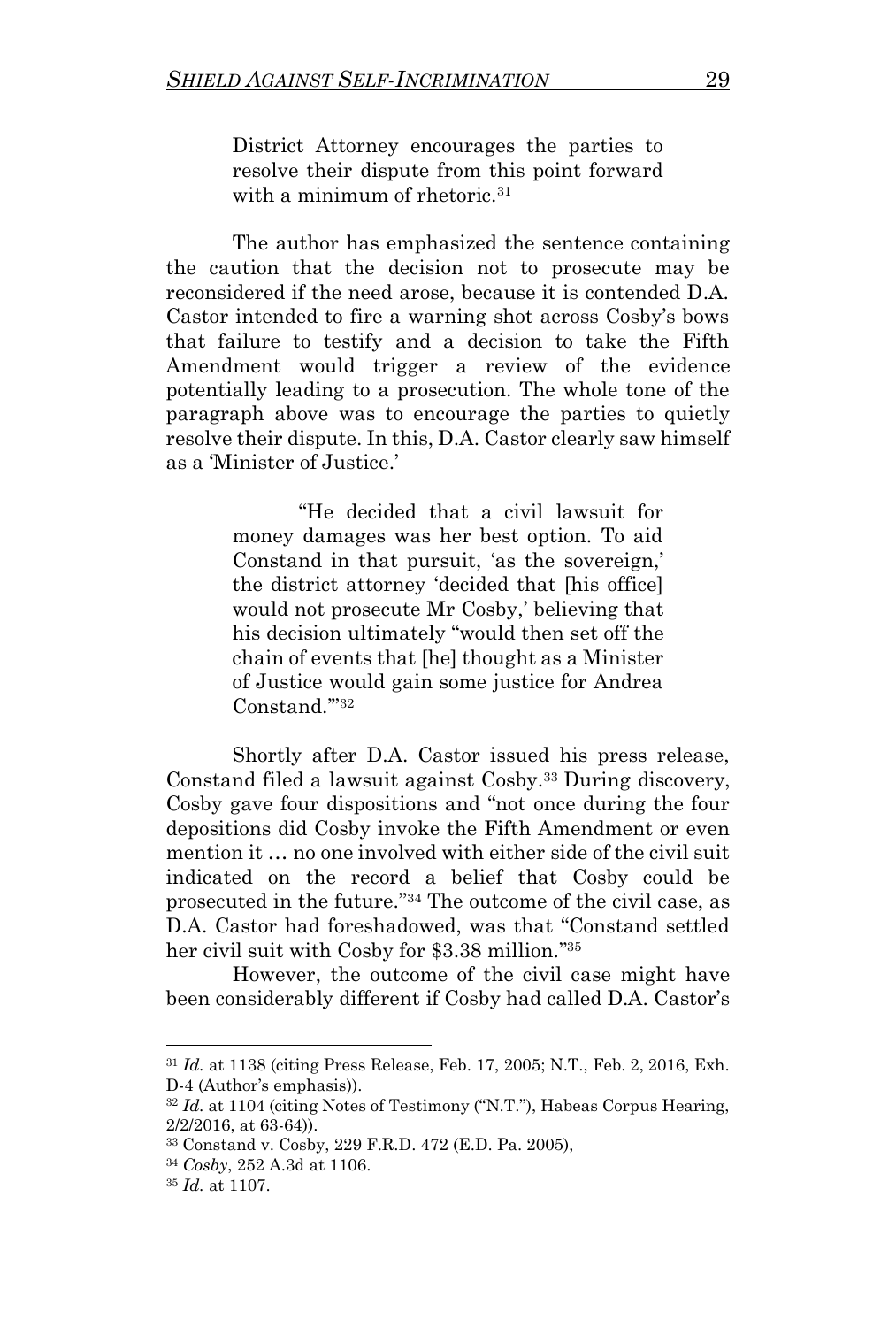> District Attorney encourages the parties to resolve their dispute from this point forward with a minimum of rhetoric.[31]

The author has emphasized the sentence containing the caution that the decision not to prosecute may be reconsidered if the need arose, because it is contended D.A. Castor intended to fire a warning shot across Cosby's bows that failure to testify and a decision to take the Fifth Amendment would trigger a review of the evidence potentially leading to a prosecution. The whole tone of the paragraph above was to encourage the parties to quietly resolve their dispute. In this, D.A. Castor clearly saw himself as a 'Minister of Justice.'

> "He decided that a civil lawsuit for money damages was her best option. To aid Constand in that pursuit, 'as the sovereign,' the district attorney 'decided that [his office] would not prosecute Mr Cosby,' believing that his decision ultimately "would then set off the chain of events that [he] thought as a Minister of Justice would gain some justice for Andrea Constand.'"[32]

Shortly after D.A. Castor issued his press release, Constand filed a lawsuit against Cosby.[33] During discovery, Cosby gave four dispositions and "not once during the four depositions did Cosby invoke the Fifth Amendment or even mention it … no one involved with either side of the civil suit indicated on the record a belief that Cosby could be prosecuted in the future."[34] The outcome of the civil case, as D.A. Castor had foreshadowed, was that "Constand settled her civil suit with Cosby for $3.38 million."[35]

However, the outcome of the civil case might have been considerably different if Cosby had called D.A. Castor's

---

[31] *Id.* at 1138 (citing Press Release, Feb. 17, 2005; N.T., Feb. 2, 2016, Exh. D-4 (Author's emphasis)).

[32] *Id.* at 1104 (citing Notes of Testimony ("N.T."), Habeas Corpus Hearing, 2/2/2016, at 63-64)).

[33] Constand v. Cosby, 229 F.R.D. 472 (E.D. Pa. 2005),

[34] *Cosby*, 252 A.3d at 1106.

[35] *Id.* at 1107.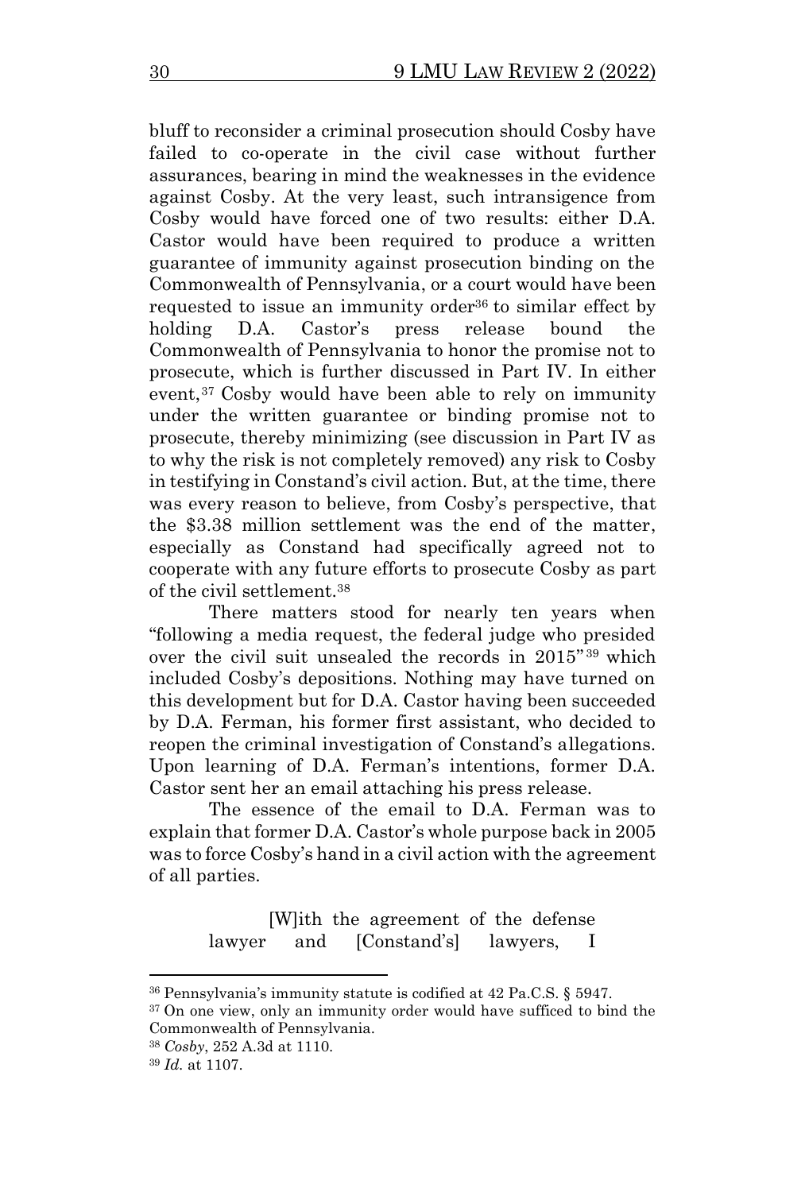bluff to reconsider a criminal prosecution should Cosby have failed to co-operate in the civil case without further assurances, bearing in mind the weaknesses in the evidence against Cosby. At the very least, such intransigence from Cosby would have forced one of two results: either D.A. Castor would have been required to produce a written guarantee of immunity against prosecution binding on the Commonwealth of Pennsylvania, or a court would have been requested to issue an immunity order[36] to similar effect by holding D.A. Castor's press release bound the Commonwealth of Pennsylvania to honor the promise not to prosecute, which is further discussed in Part IV. In either event,[37] Cosby would have been able to rely on immunity under the written guarantee or binding promise not to prosecute, thereby minimizing (see discussion in Part IV as to why the risk is not completely removed) any risk to Cosby in testifying in Constand's civil action. But, at the time, there was every reason to believe, from Cosby's perspective, that the $3.38 million settlement was the end of the matter, especially as Constand had specifically agreed not to cooperate with any future efforts to prosecute Cosby as part of the civil settlement.[38]

There matters stood for nearly ten years when "following a media request, the federal judge who presided over the civil suit unsealed the records in 2015"[39] which included Cosby's depositions. Nothing may have turned on this development but for D.A. Castor having been succeeded by D.A. Ferman, his former first assistant, who decided to reopen the criminal investigation of Constand's allegations. Upon learning of D.A. Ferman's intentions, former D.A. Castor sent her an email attaching his press release.

The essence of the email to D.A. Ferman was to explain that former D.A. Castor's whole purpose back in 2005 was to force Cosby's hand in a civil action with the agreement of all parties.

> [W]ith the agreement of the defense lawyer and [Constand's] lawyers, I

---

[36] Pennsylvania's immunity statute is codified at 42 Pa.C.S. § 5947.

[37] On one view, only an immunity order would have sufficed to bind the Commonwealth of Pennsylvania.

[38] *Cosby*, 252 A.3d at 1110.

[39] *Id.* at 1107.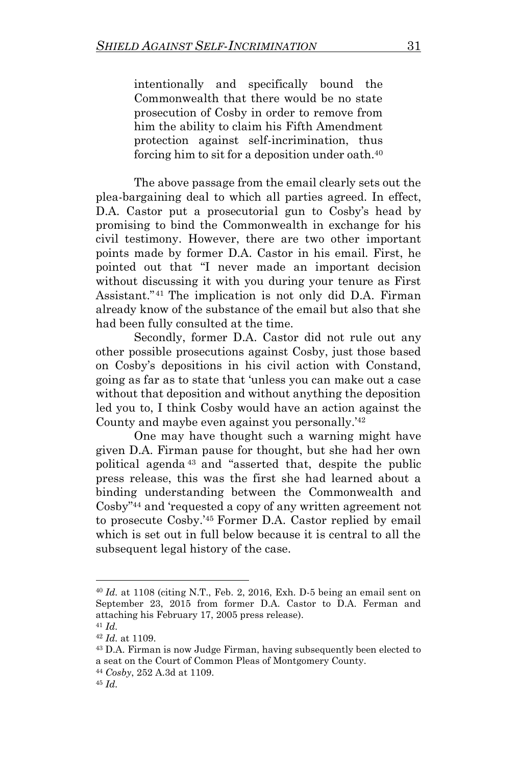> intentionally and specifically bound the Commonwealth that there would be no state prosecution of Cosby in order to remove from him the ability to claim his Fifth Amendment protection against self-incrimination, thus forcing him to sit for a deposition under oath.[40]

The above passage from the email clearly sets out the plea-bargaining deal to which all parties agreed. In effect, D.A. Castor put a prosecutorial gun to Cosby's head by promising to bind the Commonwealth in exchange for his civil testimony. However, there are two other important points made by former D.A. Castor in his email. First, he pointed out that "I never made an important decision without discussing it with you during your tenure as First Assistant."[41] The implication is not only did D.A. Firman already know of the substance of the email but also that she had been fully consulted at the time.

Secondly, former D.A. Castor did not rule out any other possible prosecutions against Cosby, just those based on Cosby's depositions in his civil action with Constand, going as far as to state that 'unless you can make out a case without that deposition and without anything the deposition led you to, I think Cosby would have an action against the County and maybe even against you personally.'[42]

One may have thought such a warning might have given D.A. Firman pause for thought, but she had her own political agenda[43] and "asserted that, despite the public press release, this was the first she had learned about a binding understanding between the Commonwealth and Cosby"[44] and 'requested a copy of any written agreement not to prosecute Cosby.'[45] Former D.A. Castor replied by email which is set out in full below because it is central to all the subsequent legal history of the case.

---

[40] *Id.* at 1108 (citing N.T., Feb. 2, 2016, Exh. D-5 being an email sent on September 23, 2015 from former D.A. Castor to D.A. Ferman and attaching his February 17, 2005 press release).

[41] *Id.*

[42] *Id.* at 1109.

[43] D.A. Firman is now Judge Firman, having subsequently been elected to a seat on the Court of Common Pleas of Montgomery County.

[44] *Cosby*, 252 A.3d at 1109.

[45] *Id.*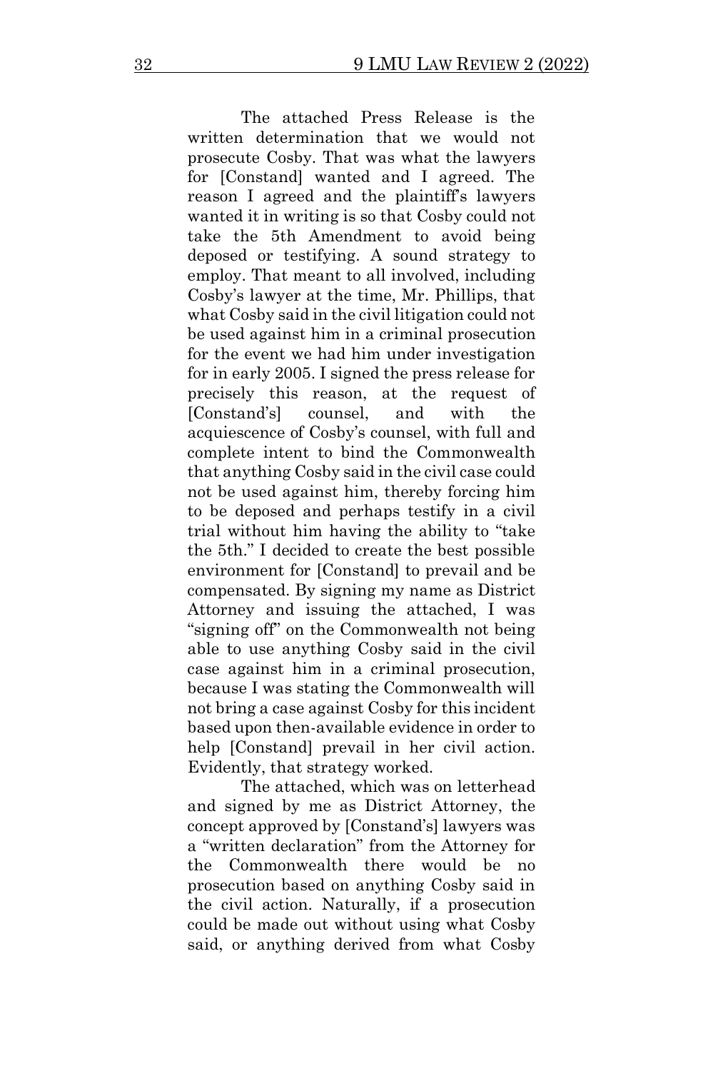The attached Press Release is the written determination that we would not prosecute Cosby. That was what the lawyers for [Constand] wanted and I agreed. The reason I agreed and the plaintiff's lawyers wanted it in writing is so that Cosby could not take the 5th Amendment to avoid being deposed or testifying. A sound strategy to employ. That meant to all involved, including Cosby's lawyer at the time, Mr. Phillips, that what Cosby said in the civil litigation could not be used against him in a criminal prosecution for the event we had him under investigation for in early 2005. I signed the press release for precisely this reason, at the request of [Constand's] counsel, and with the acquiescence of Cosby's counsel, with full and complete intent to bind the Commonwealth that anything Cosby said in the civil case could not be used against him, thereby forcing him to be deposed and perhaps testify in a civil trial without him having the ability to "take the 5th." I decided to create the best possible environment for [Constand] to prevail and be compensated. By signing my name as District Attorney and issuing the attached, I was "signing off" on the Commonwealth not being able to use anything Cosby said in the civil case against him in a criminal prosecution, because I was stating the Commonwealth will not bring a case against Cosby for this incident based upon then-available evidence in order to help [Constand] prevail in her civil action. Evidently, that strategy worked.

The attached, which was on letterhead and signed by me as District Attorney, the concept approved by [Constand's] lawyers was a "written declaration" from the Attorney for the Commonwealth there would be no prosecution based on anything Cosby said in the civil action. Naturally, if a prosecution could be made out without using what Cosby said, or anything derived from what Cosby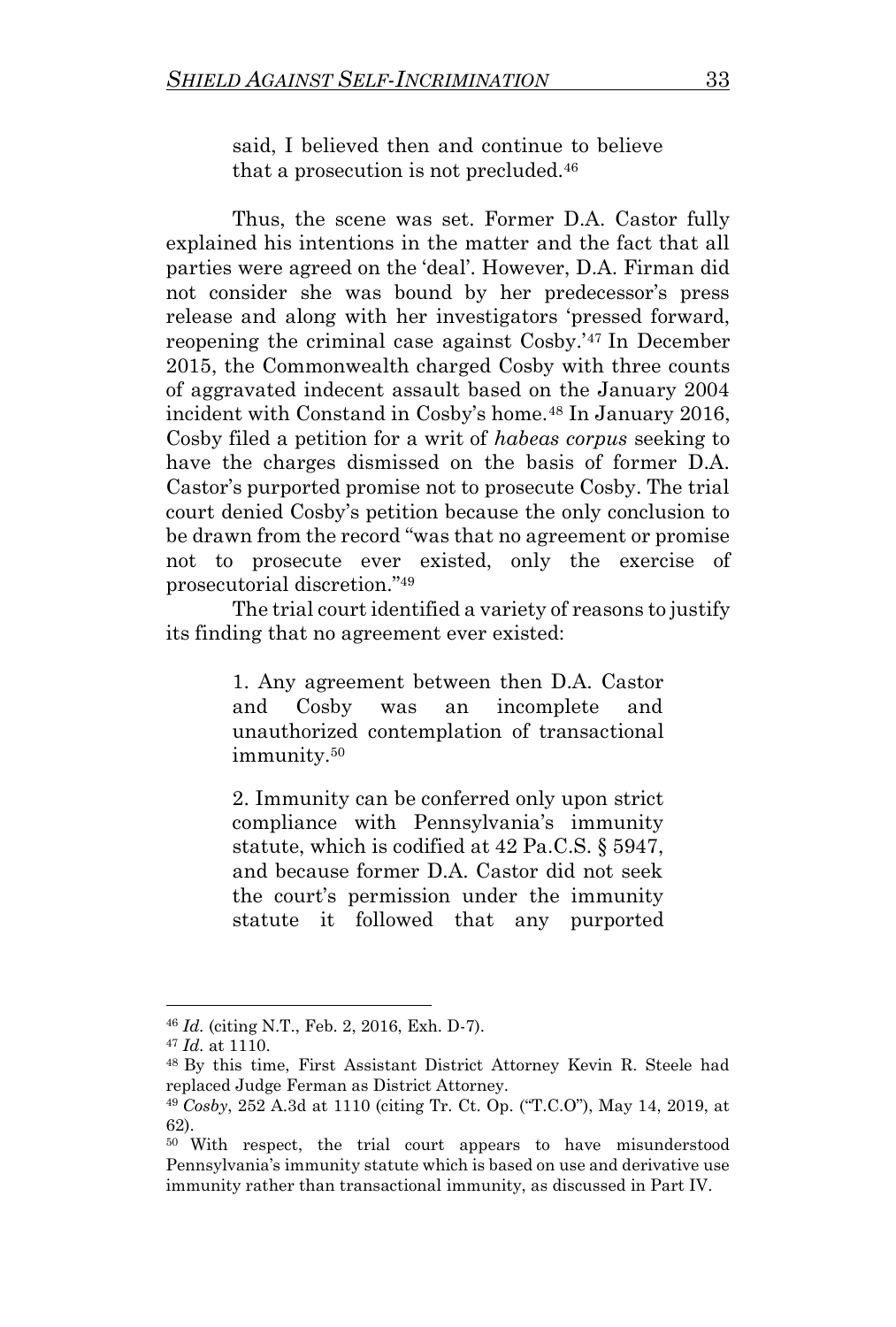> said, I believed then and continue to believe that a prosecution is not precluded.[46]

Thus, the scene was set. Former D.A. Castor fully explained his intentions in the matter and the fact that all parties were agreed on the 'deal'. However, D.A. Firman did not consider she was bound by her predecessor's press release and along with her investigators 'pressed forward, reopening the criminal case against Cosby.'[47] In December 2015, the Commonwealth charged Cosby with three counts of aggravated indecent assault based on the January 2004 incident with Constand in Cosby's home.[48] In January 2016, Cosby filed a petition for a writ of *habeas corpus* seeking to have the charges dismissed on the basis of former D.A. Castor's purported promise not to prosecute Cosby. The trial court denied Cosby's petition because the only conclusion to be drawn from the record "was that no agreement or promise not to prosecute ever existed, only the exercise of prosecutorial discretion."[49]

The trial court identified a variety of reasons to justify its finding that no agreement ever existed:

> 1. Any agreement between then D.A. Castor and Cosby was an incomplete and unauthorized contemplation of transactional immunity.[50]
>
> 2. Immunity can be conferred only upon strict compliance with Pennsylvania's immunity statute, which is codified at 42 Pa.C.S. § 5947, and because former D.A. Castor did not seek the court's permission under the immunity statute it followed that any purported

---

[46] *Id.* (citing N.T., Feb. 2, 2016, Exh. D-7).

[47] *Id.* at 1110.

[48] By this time, First Assistant District Attorney Kevin R. Steele had replaced Judge Ferman as District Attorney.

[49] *Cosby*, 252 A.3d at 1110 (citing Tr. Ct. Op. ("T.C.O"), May 14, 2019, at 62).

[50] With respect, the trial court appears to have misunderstood Pennsylvania's immunity statute which is based on use and derivative use immunity rather than transactional immunity, as discussed in Part IV.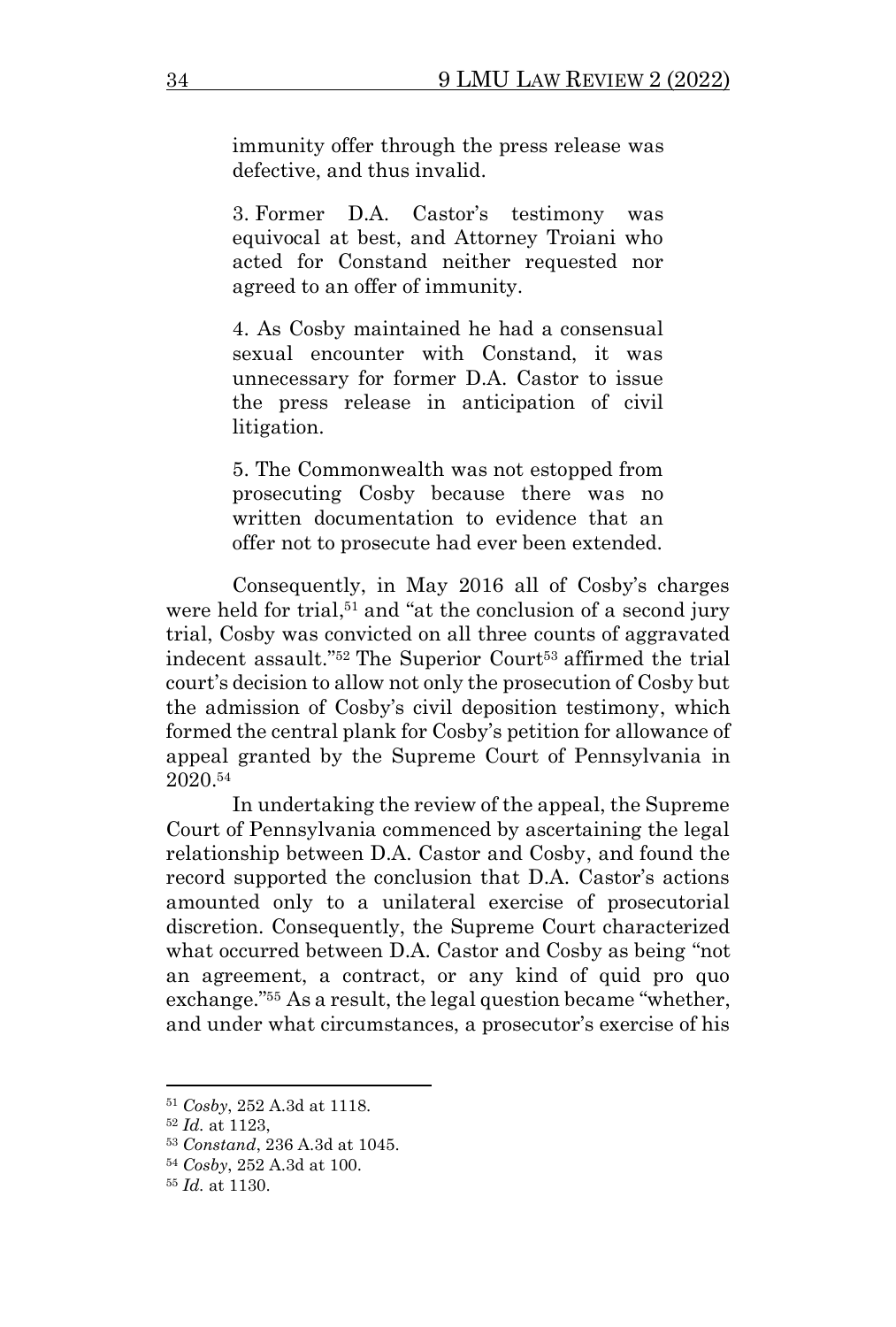immunity offer through the press release was defective, and thus invalid.

3. Former D.A. Castor's testimony was equivocal at best, and Attorney Troiani who acted for Constand neither requested nor agreed to an offer of immunity.

4. As Cosby maintained he had a consensual sexual encounter with Constand, it was unnecessary for former D.A. Castor to issue the press release in anticipation of civil litigation.

5. The Commonwealth was not estopped from prosecuting Cosby because there was no written documentation to evidence that an offer not to prosecute had ever been extended.

Consequently, in May 2016 all of Cosby's charges were held for trial,[51] and "at the conclusion of a second jury trial, Cosby was convicted on all three counts of aggravated indecent assault."[52] The Superior Court[53] affirmed the trial court's decision to allow not only the prosecution of Cosby but the admission of Cosby's civil deposition testimony, which formed the central plank for Cosby's petition for allowance of appeal granted by the Supreme Court of Pennsylvania in 2020.[54]

In undertaking the review of the appeal, the Supreme Court of Pennsylvania commenced by ascertaining the legal relationship between D.A. Castor and Cosby, and found the record supported the conclusion that D.A. Castor's actions amounted only to a unilateral exercise of prosecutorial discretion. Consequently, the Supreme Court characterized what occurred between D.A. Castor and Cosby as being "not an agreement, a contract, or any kind of quid pro quo exchange."[55] As a result, the legal question became "whether, and under what circumstances, a prosecutor's exercise of his

---

[51] *Cosby*, 252 A.3d at 1118.

[52] *Id.* at 1123,

[53] *Constand*, 236 A.3d at 1045.

[54] *Cosby*, 252 A.3d at 100.

[55] *Id.* at 1130.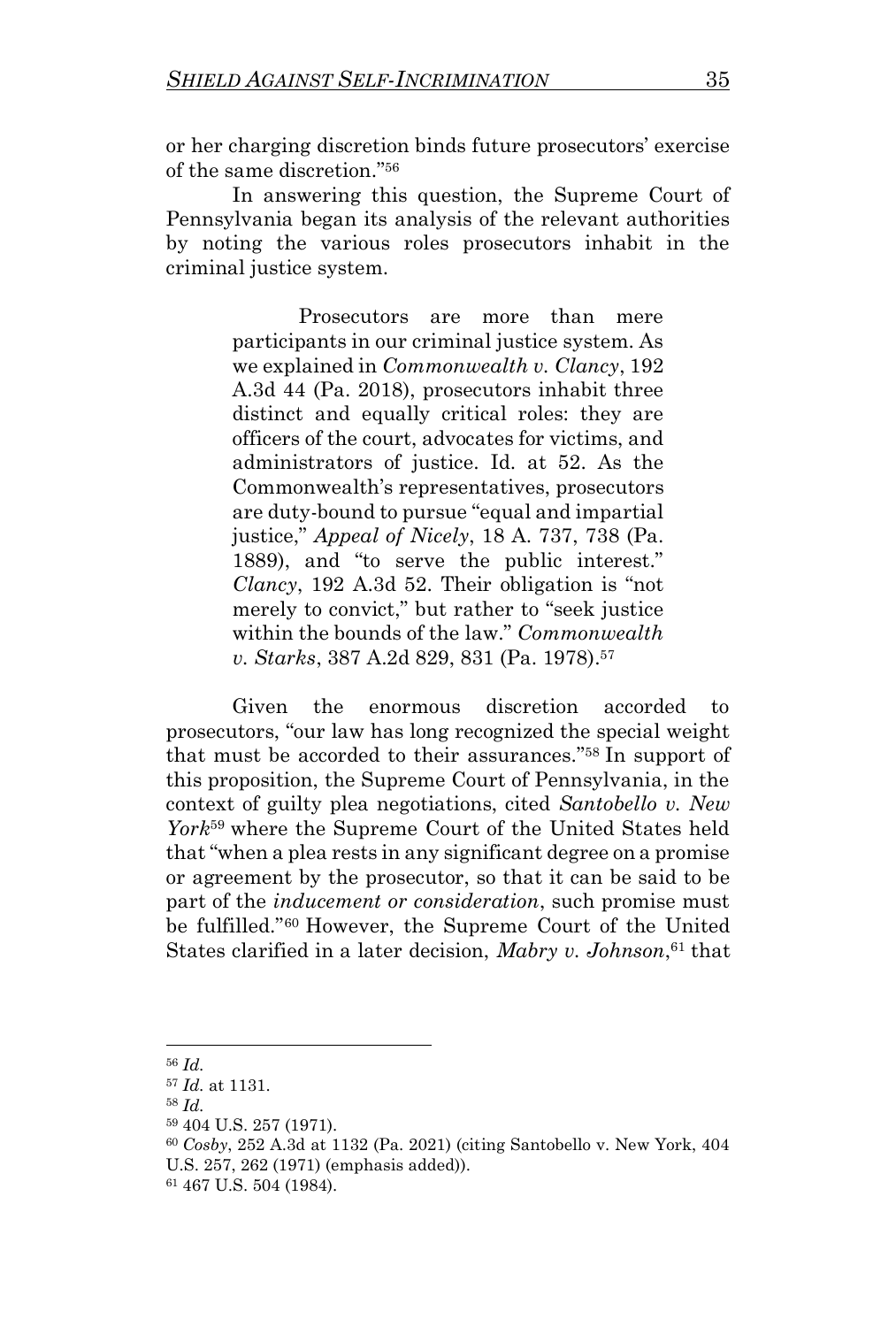or her charging discretion binds future prosecutors' exercise of the same discretion."[56]

In answering this question, the Supreme Court of Pennsylvania began its analysis of the relevant authorities by noting the various roles prosecutors inhabit in the criminal justice system.

> Prosecutors are more than mere participants in our criminal justice system. As we explained in *Commonwealth v. Clancy*, 192 A.3d 44 (Pa. 2018), prosecutors inhabit three distinct and equally critical roles: they are officers of the court, advocates for victims, and administrators of justice. Id. at 52. As the Commonwealth's representatives, prosecutors are duty-bound to pursue "equal and impartial justice," *Appeal of Nicely*, 18 A. 737, 738 (Pa. 1889), and "to serve the public interest." *Clancy*, 192 A.3d 52. Their obligation is "not merely to convict," but rather to "seek justice within the bounds of the law." *Commonwealth v. Starks*, 387 A.2d 829, 831 (Pa. 1978).[57]

Given the enormous discretion accorded to prosecutors, "our law has long recognized the special weight that must be accorded to their assurances."[58] In support of this proposition, the Supreme Court of Pennsylvania, in the context of guilty plea negotiations, cited *Santobello v. New York*[59] where the Supreme Court of the United States held that "when a plea rests in any significant degree on a promise or agreement by the prosecutor, so that it can be said to be part of the *inducement or consideration*, such promise must be fulfilled."[60] However, the Supreme Court of the United States clarified in a later decision, *Mabry v. Johnson*,[61] that

---

[56] *Id.*

[57] *Id.* at 1131.

[58] *Id.*

[59] 404 U.S. 257 (1971).

[60] *Cosby*, 252 A.3d at 1132 (Pa. 2021) (citing Santobello v. New York, 404 U.S. 257, 262 (1971) (emphasis added)).

[61] 467 U.S. 504 (1984).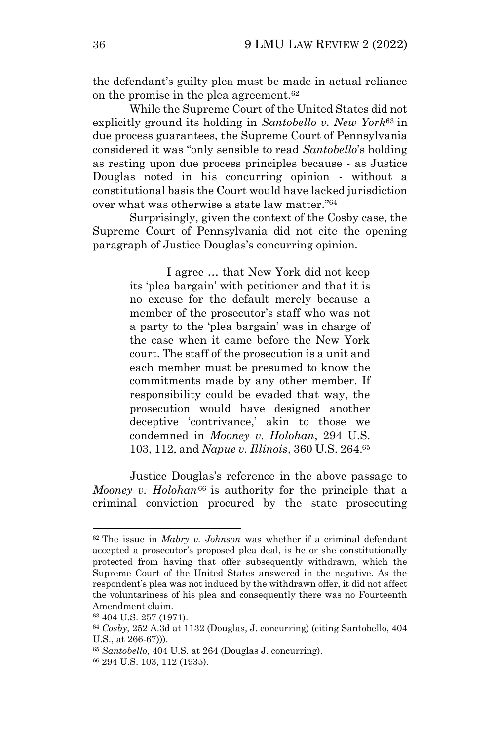the defendant's guilty plea must be made in actual reliance on the promise in the plea agreement.[62]

While the Supreme Court of the United States did not explicitly ground its holding in *Santobello v. New York*[63] in due process guarantees, the Supreme Court of Pennsylvania considered it was "only sensible to read *Santobello*'s holding as resting upon due process principles because - as Justice Douglas noted in his concurring opinion - without a constitutional basis the Court would have lacked jurisdiction over what was otherwise a state law matter."[64]

Surprisingly, given the context of the Cosby case, the Supreme Court of Pennsylvania did not cite the opening paragraph of Justice Douglas's concurring opinion.

> I agree … that New York did not keep its 'plea bargain' with petitioner and that it is no excuse for the default merely because a member of the prosecutor's staff who was not a party to the 'plea bargain' was in charge of the case when it came before the New York court. The staff of the prosecution is a unit and each member must be presumed to know the commitments made by any other member. If responsibility could be evaded that way, the prosecution would have designed another deceptive 'contrivance,' akin to those we condemned in *Mooney v. Holohan*, 294 U.S. 103, 112, and *Napue v. Illinois*, 360 U.S. 264.[65]

Justice Douglas's reference in the above passage to *Mooney v. Holohan*[66] is authority for the principle that a criminal conviction procured by the state prosecuting

---

[62] The issue in *Mabry v. Johnson* was whether if a criminal defendant accepted a prosecutor's proposed plea deal, is he or she constitutionally protected from having that offer subsequently withdrawn, which the Supreme Court of the United States answered in the negative. As the respondent's plea was not induced by the withdrawn offer, it did not affect the voluntariness of his plea and consequently there was no Fourteenth Amendment claim.

[63] 404 U.S. 257 (1971).

[64] *Cosby*, 252 A.3d at 1132 (Douglas, J. concurring) (citing Santobello, 404 U.S., at 266-67))).

[65] *Santobello*, 404 U.S. at 264 (Douglas J. concurring).

[66] 294 U.S. 103, 112 (1935).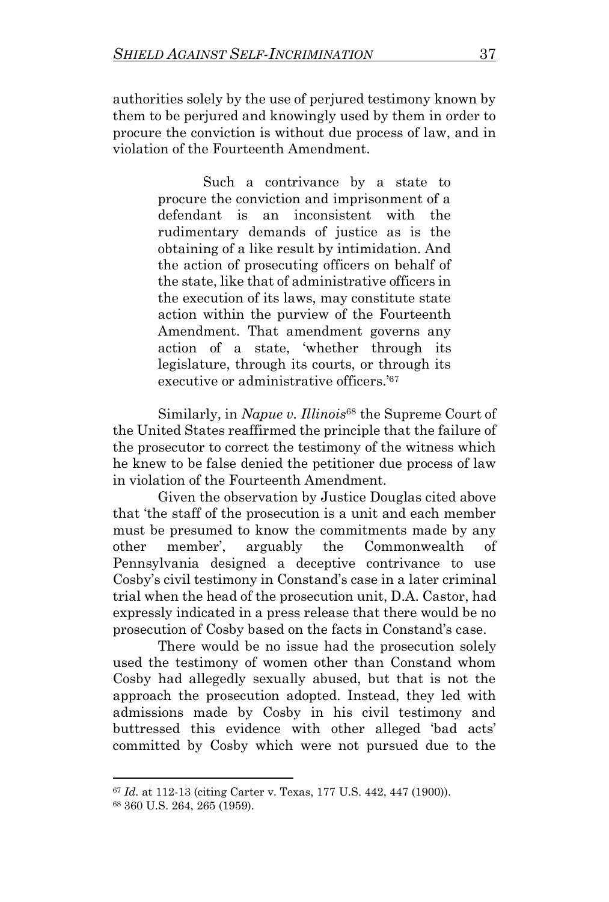authorities solely by the use of perjured testimony known by them to be perjured and knowingly used by them in order to procure the conviction is without due process of law, and in violation of the Fourteenth Amendment.

> Such a contrivance by a state to procure the conviction and imprisonment of a defendant is an inconsistent with the rudimentary demands of justice as is the obtaining of a like result by intimidation. And the action of prosecuting officers on behalf of the state, like that of administrative officers in the execution of its laws, may constitute state action within the purview of the Fourteenth Amendment. That amendment governs any action of a state, 'whether through its legislature, through its courts, or through its executive or administrative officers.'[67]

Similarly, in *Napue v. Illinois*[68] the Supreme Court of the United States reaffirmed the principle that the failure of the prosecutor to correct the testimony of the witness which he knew to be false denied the petitioner due process of law in violation of the Fourteenth Amendment.

Given the observation by Justice Douglas cited above that 'the staff of the prosecution is a unit and each member must be presumed to know the commitments made by any other member', arguably the Commonwealth of Pennsylvania designed a deceptive contrivance to use Cosby's civil testimony in Constand's case in a later criminal trial when the head of the prosecution unit, D.A. Castor, had expressly indicated in a press release that there would be no prosecution of Cosby based on the facts in Constand's case.

There would be no issue had the prosecution solely used the testimony of women other than Constand whom Cosby had allegedly sexually abused, but that is not the approach the prosecution adopted. Instead, they led with admissions made by Cosby in his civil testimony and buttressed this evidence with other alleged 'bad acts' committed by Cosby which were not pursued due to the

---

[67] *Id.* at 112-13 (citing Carter v. Texas, 177 U.S. 442, 447 (1900)).

[68] 360 U.S. 264, 265 (1959).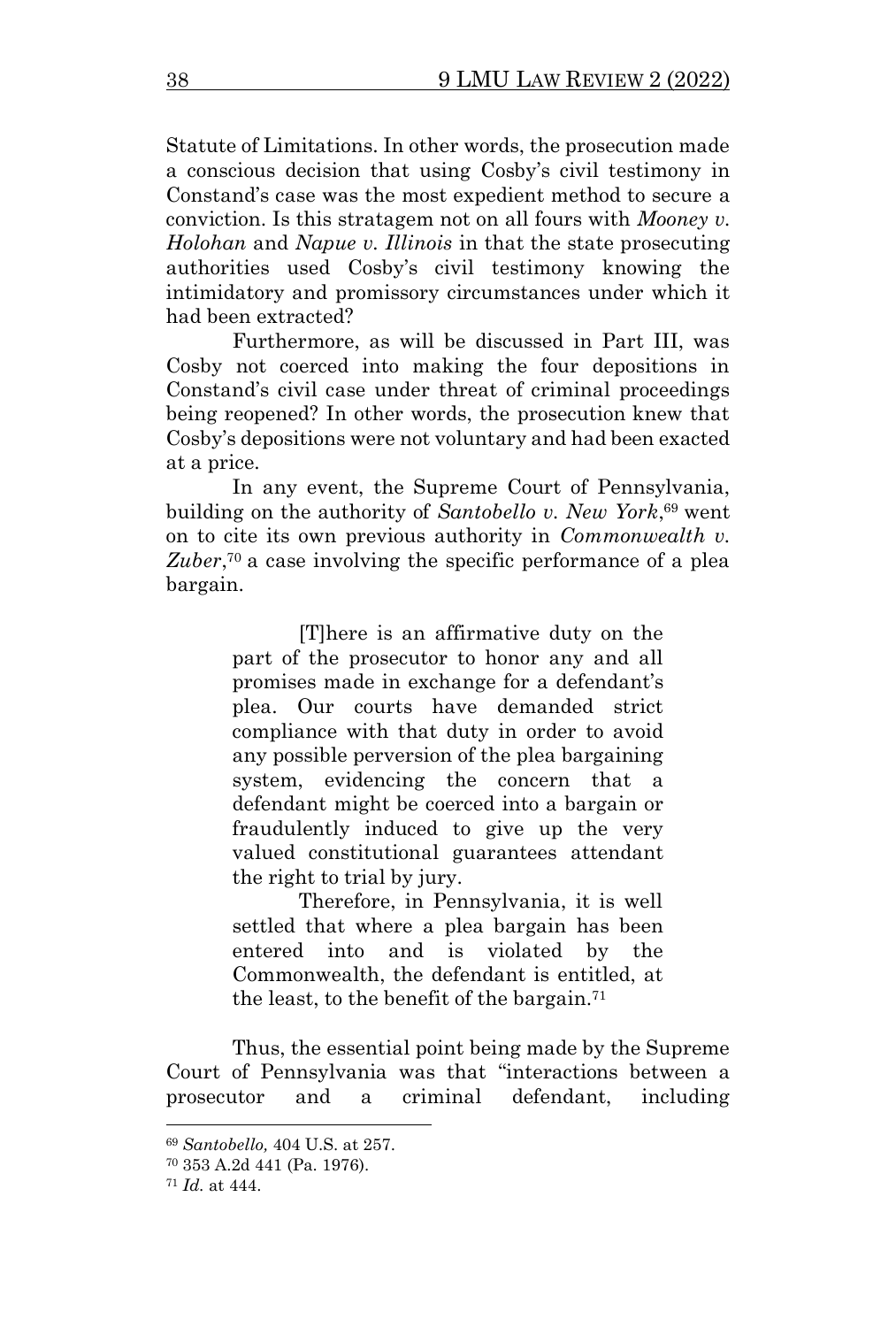Statute of Limitations. In other words, the prosecution made a conscious decision that using Cosby's civil testimony in Constand's case was the most expedient method to secure a conviction. Is this stratagem not on all fours with *Mooney v. Holohan* and *Napue v. Illinois* in that the state prosecuting authorities used Cosby's civil testimony knowing the intimidatory and promissory circumstances under which it had been extracted?

Furthermore, as will be discussed in Part III, was Cosby not coerced into making the four depositions in Constand's civil case under threat of criminal proceedings being reopened? In other words, the prosecution knew that Cosby's depositions were not voluntary and had been exacted at a price.

In any event, the Supreme Court of Pennsylvania, building on the authority of *Santobello v. New York*,[69] went on to cite its own previous authority in *Commonwealth v. Zuber*,[70] a case involving the specific performance of a plea bargain.

> [T]here is an affirmative duty on the part of the prosecutor to honor any and all promises made in exchange for a defendant's plea. Our courts have demanded strict compliance with that duty in order to avoid any possible perversion of the plea bargaining system, evidencing the concern that a defendant might be coerced into a bargain or fraudulently induced to give up the very valued constitutional guarantees attendant the right to trial by jury.
>
> Therefore, in Pennsylvania, it is well settled that where a plea bargain has been entered into and is violated by the Commonwealth, the defendant is entitled, at the least, to the benefit of the bargain.[71]

Thus, the essential point being made by the Supreme Court of Pennsylvania was that "interactions between a prosecutor and a criminal defendant, including

---

[69] *Santobello,* 404 U.S. at 257.

[70] 353 A.2d 441 (Pa. 1976).

[71] *Id.* at 444.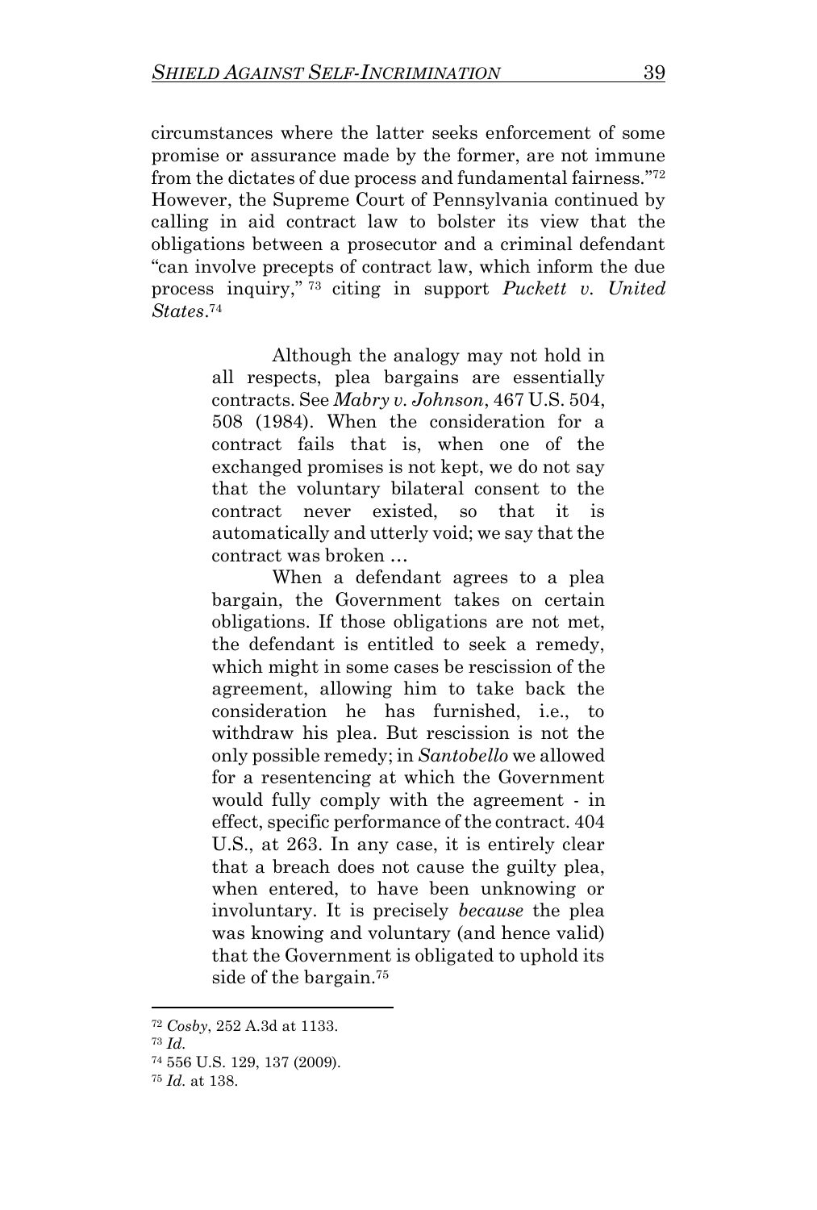circumstances where the latter seeks enforcement of some promise or assurance made by the former, are not immune from the dictates of due process and fundamental fairness."[72] However, the Supreme Court of Pennsylvania continued by calling in aid contract law to bolster its view that the obligations between a prosecutor and a criminal defendant "can involve precepts of contract law, which inform the due process inquiry,"[73] citing in support *Puckett v. United States*.[74]

> Although the analogy may not hold in all respects, plea bargains are essentially contracts. See *Mabry v. Johnson*, 467 U.S. 504, 508 (1984). When the consideration for a contract fails that is, when one of the exchanged promises is not kept, we do not say that the voluntary bilateral consent to the contract never existed, so that it is automatically and utterly void; we say that the contract was broken …
>
> When a defendant agrees to a plea bargain, the Government takes on certain obligations. If those obligations are not met, the defendant is entitled to seek a remedy, which might in some cases be rescission of the agreement, allowing him to take back the consideration he has furnished, i.e., to withdraw his plea. But rescission is not the only possible remedy; in *Santobello* we allowed for a resentencing at which the Government would fully comply with the agreement - in effect, specific performance of the contract. 404 U.S., at 263. In any case, it is entirely clear that a breach does not cause the guilty plea, when entered, to have been unknowing or involuntary. It is precisely *because* the plea was knowing and voluntary (and hence valid) that the Government is obligated to uphold its side of the bargain.[75]

---

[72] *Cosby*, 252 A.3d at 1133.

[73] *Id.*

[74] 556 U.S. 129, 137 (2009).

[75] *Id.* at 138.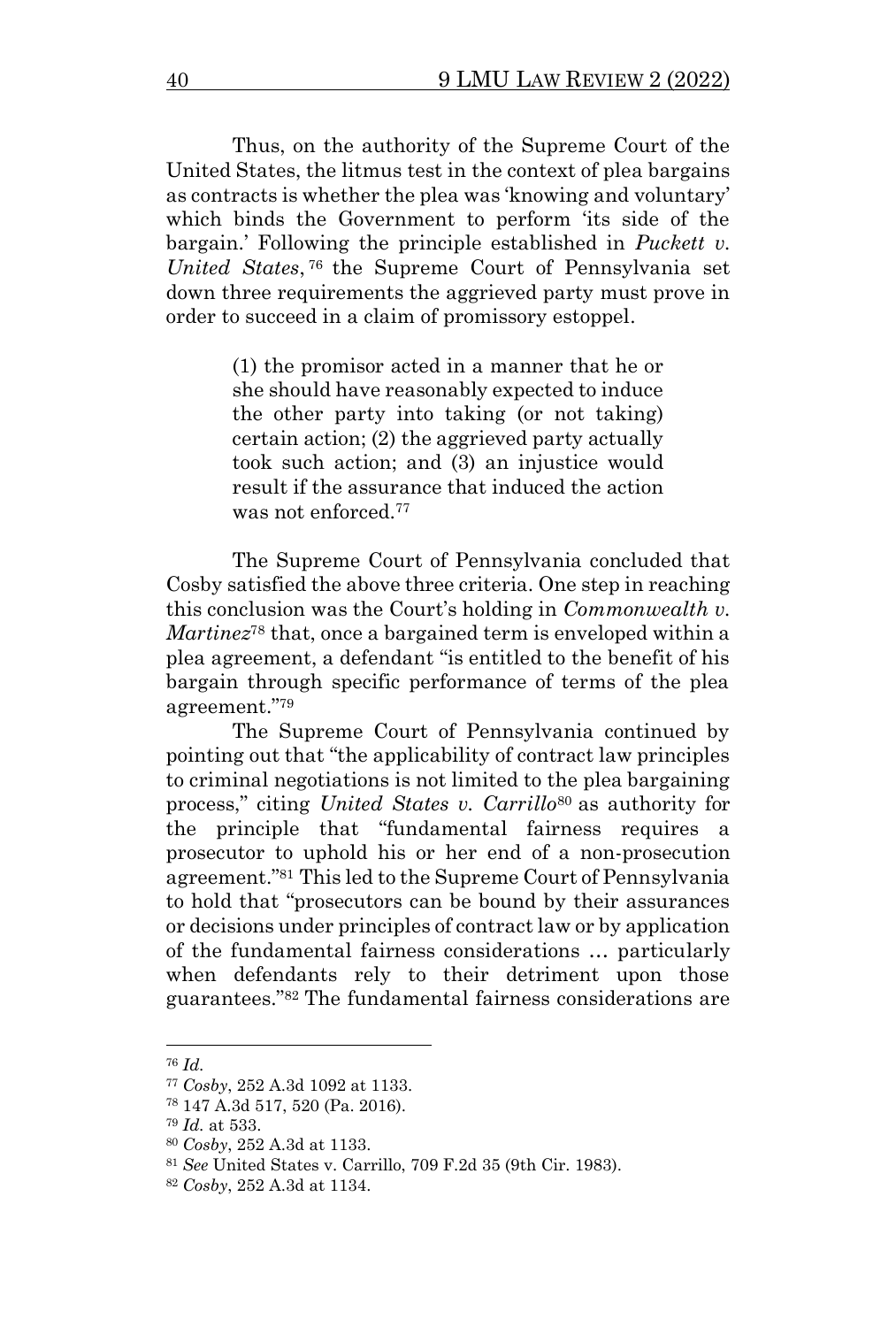Thus, on the authority of the Supreme Court of the United States, the litmus test in the context of plea bargains as contracts is whether the plea was 'knowing and voluntary' which binds the Government to perform 'its side of the bargain.' Following the principle established in *Puckett v. United States*,[76] the Supreme Court of Pennsylvania set down three requirements the aggrieved party must prove in order to succeed in a claim of promissory estoppel.

> (1) the promisor acted in a manner that he or she should have reasonably expected to induce the other party into taking (or not taking) certain action; (2) the aggrieved party actually took such action; and (3) an injustice would result if the assurance that induced the action was not enforced.[77]

The Supreme Court of Pennsylvania concluded that Cosby satisfied the above three criteria. One step in reaching this conclusion was the Court's holding in *Commonwealth v. Martinez*[78] that, once a bargained term is enveloped within a plea agreement, a defendant "is entitled to the benefit of his bargain through specific performance of terms of the plea agreement."[79]

The Supreme Court of Pennsylvania continued by pointing out that "the applicability of contract law principles to criminal negotiations is not limited to the plea bargaining process," citing *United States v. Carrillo*[80] as authority for the principle that "fundamental fairness requires a prosecutor to uphold his or her end of a non-prosecution agreement."[81] This led to the Supreme Court of Pennsylvania to hold that "prosecutors can be bound by their assurances or decisions under principles of contract law or by application of the fundamental fairness considerations … particularly when defendants rely to their detriment upon those guarantees."[82] The fundamental fairness considerations are

---

[76] *Id.*

[77] *Cosby*, 252 A.3d 1092 at 1133.

[78] 147 A.3d 517, 520 (Pa. 2016).

[79] *Id.* at 533.

[80] *Cosby*, 252 A.3d at 1133.

[81] *See* United States v. Carrillo, 709 F.2d 35 (9th Cir. 1983).

[82] *Cosby*, 252 A.3d at 1134.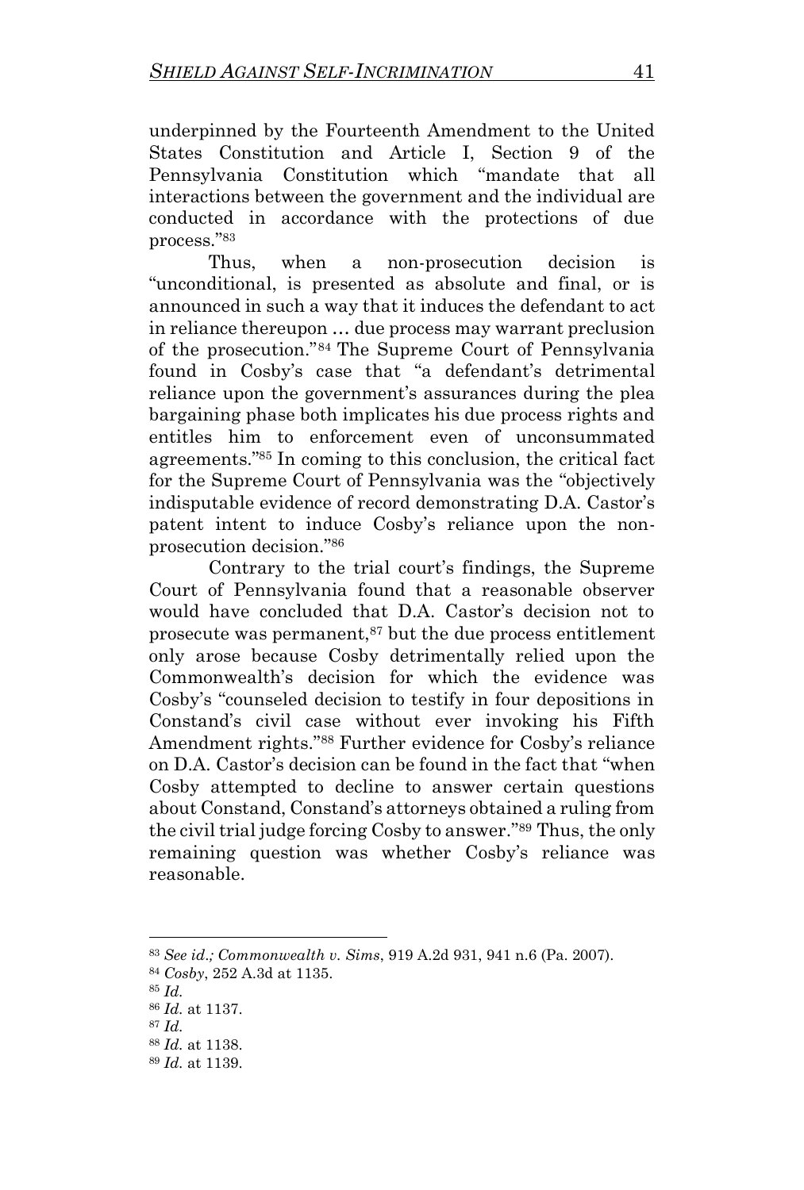underpinned by the Fourteenth Amendment to the United States Constitution and Article I, Section 9 of the Pennsylvania Constitution which "mandate that all interactions between the government and the individual are conducted in accordance with the protections of due process."[83]

Thus, when a non-prosecution decision is "unconditional, is presented as absolute and final, or is announced in such a way that it induces the defendant to act in reliance thereupon … due process may warrant preclusion of the prosecution."[84] The Supreme Court of Pennsylvania found in Cosby's case that "a defendant's detrimental reliance upon the government's assurances during the plea bargaining phase both implicates his due process rights and entitles him to enforcement even of unconsummated agreements."[85] In coming to this conclusion, the critical fact for the Supreme Court of Pennsylvania was the "objectively indisputable evidence of record demonstrating D.A. Castor's patent intent to induce Cosby's reliance upon the non-prosecution decision."[86]

Contrary to the trial court's findings, the Supreme Court of Pennsylvania found that a reasonable observer would have concluded that D.A. Castor's decision not to prosecute was permanent,[87] but the due process entitlement only arose because Cosby detrimentally relied upon the Commonwealth's decision for which the evidence was Cosby's "counseled decision to testify in four depositions in Constand's civil case without ever invoking his Fifth Amendment rights."[88] Further evidence for Cosby's reliance on D.A. Castor's decision can be found in the fact that "when Cosby attempted to decline to answer certain questions about Constand, Constand's attorneys obtained a ruling from the civil trial judge forcing Cosby to answer."[89] Thus, the only remaining question was whether Cosby's reliance was reasonable.

---

[83] *See id.; Commonwealth v. Sims*, 919 A.2d 931, 941 n.6 (Pa. 2007).

[84] *Cosby*, 252 A.3d at 1135.

[85] *Id.*

[86] *Id.* at 1137.

[87] *Id.*

[88] *Id.* at 1138.

[89] *Id.* at 1139.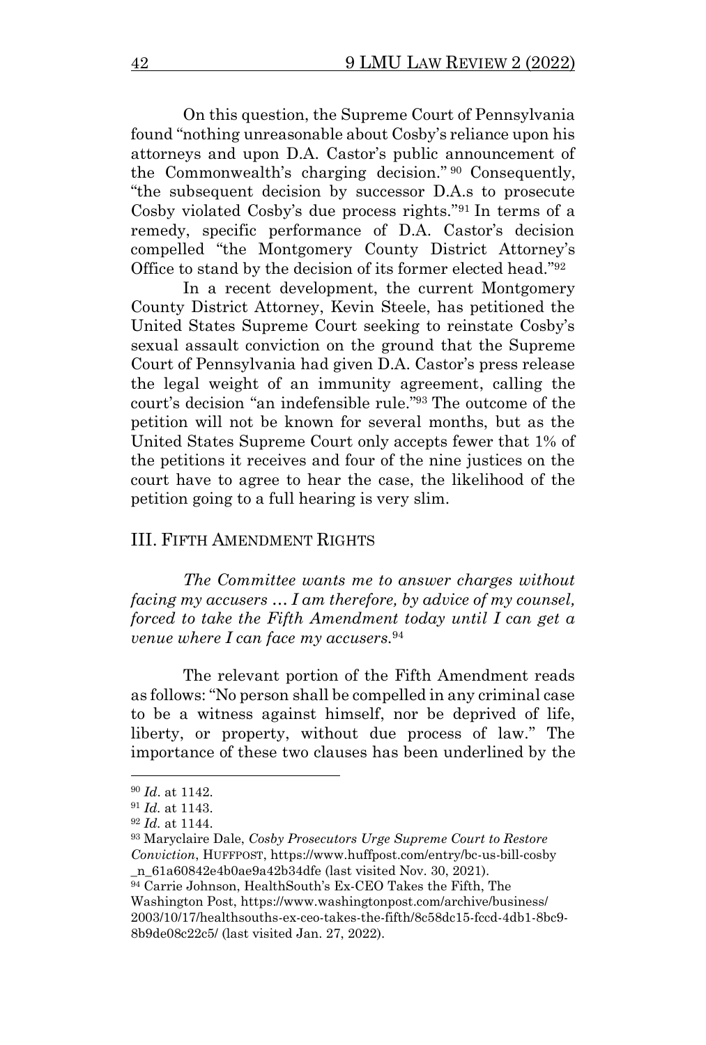On this question, the Supreme Court of Pennsylvania found "nothing unreasonable about Cosby's reliance upon his attorneys and upon D.A. Castor's public announcement of the Commonwealth's charging decision."[90] Consequently, "the subsequent decision by successor D.A.s to prosecute Cosby violated Cosby's due process rights."[91] In terms of a remedy, specific performance of D.A. Castor's decision compelled "the Montgomery County District Attorney's Office to stand by the decision of its former elected head."[92]

In a recent development, the current Montgomery County District Attorney, Kevin Steele, has petitioned the United States Supreme Court seeking to reinstate Cosby's sexual assault conviction on the ground that the Supreme Court of Pennsylvania had given D.A. Castor's press release the legal weight of an immunity agreement, calling the court's decision "an indefensible rule."[93] The outcome of the petition will not be known for several months, but as the United States Supreme Court only accepts fewer that 1% of the petitions it receives and four of the nine justices on the court have to agree to hear the case, the likelihood of the petition going to a full hearing is very slim.

## III. Fifth Amendment Rights

*The Committee wants me to answer charges without facing my accusers … I am therefore, by advice of my counsel, forced to take the Fifth Amendment today until I can get a venue where I can face my accusers.*[94]

The relevant portion of the Fifth Amendment reads as follows: "No person shall be compelled in any criminal case to be a witness against himself, nor be deprived of life, liberty, or property, without due process of law." The importance of these two clauses has been underlined by the

---

[90] *Id*. at 1142.

[91] *Id*. at 1143.

[92] *Id*. at 1144.

[93] Maryclaire Dale, *Cosby Prosecutors Urge Supreme Court to Restore Conviction*, HUFFPOST, https://www.huffpost.com/entry/bc-us-bill-cosby_n_61a60842e4b0ae9a42b34dfe (last visited Nov. 30, 2021).

[94] Carrie Johnson, HealthSouth's Ex-CEO Takes the Fifth, The Washington Post, https://www.washingtonpost.com/archive/business/2003/10/17/healthsouths-ex-ceo-takes-the-fifth/8c58dc15-fccd-4db1-8bc9-8b9de08c22c5/ (last visited Jan. 27, 2022).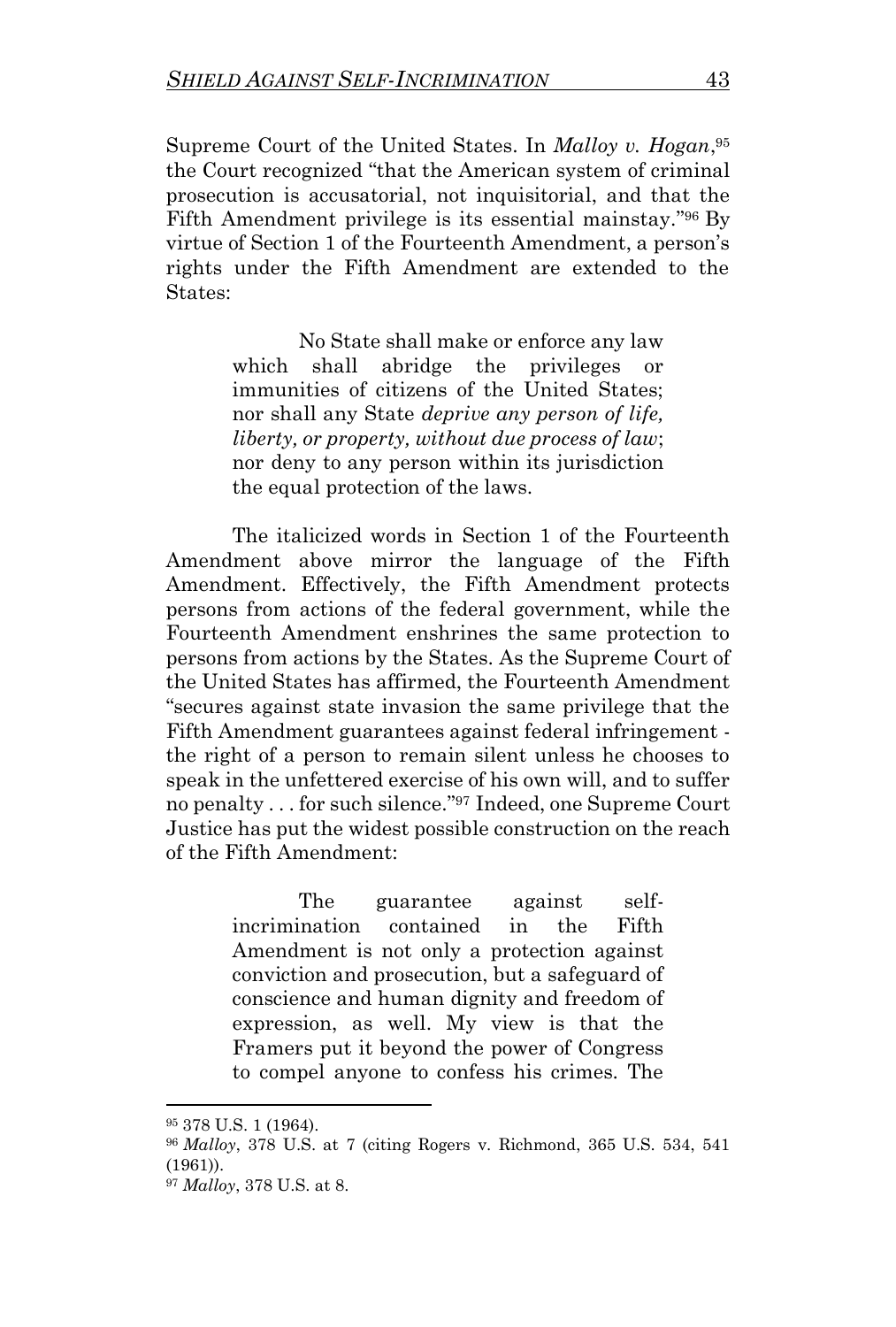Supreme Court of the United States. In *Malloy v. Hogan*,[95] the Court recognized "that the American system of criminal prosecution is accusatorial, not inquisitorial, and that the Fifth Amendment privilege is its essential mainstay."[96] By virtue of Section 1 of the Fourteenth Amendment, a person's rights under the Fifth Amendment are extended to the States:

> No State shall make or enforce any law which shall abridge the privileges or immunities of citizens of the United States; nor shall any State *deprive any person of life, liberty, or property, without due process of law*; nor deny to any person within its jurisdiction the equal protection of the laws.

The italicized words in Section 1 of the Fourteenth Amendment above mirror the language of the Fifth Amendment. Effectively, the Fifth Amendment protects persons from actions of the federal government, while the Fourteenth Amendment enshrines the same protection to persons from actions by the States. As the Supreme Court of the United States has affirmed, the Fourteenth Amendment "secures against state invasion the same privilege that the Fifth Amendment guarantees against federal infringement - the right of a person to remain silent unless he chooses to speak in the unfettered exercise of his own will, and to suffer no penalty . . . for such silence."[97] Indeed, one Supreme Court Justice has put the widest possible construction on the reach of the Fifth Amendment:

> The guarantee against self-incrimination contained in the Fifth Amendment is not only a protection against conviction and prosecution, but a safeguard of conscience and human dignity and freedom of expression, as well. My view is that the Framers put it beyond the power of Congress to compel anyone to confess his crimes. The

---

[95] 378 U.S. 1 (1964).

[96] *Malloy*, 378 U.S. at 7 (citing Rogers v. Richmond, 365 U.S. 534, 541 (1961)).

[97] *Malloy*, 378 U.S. at 8.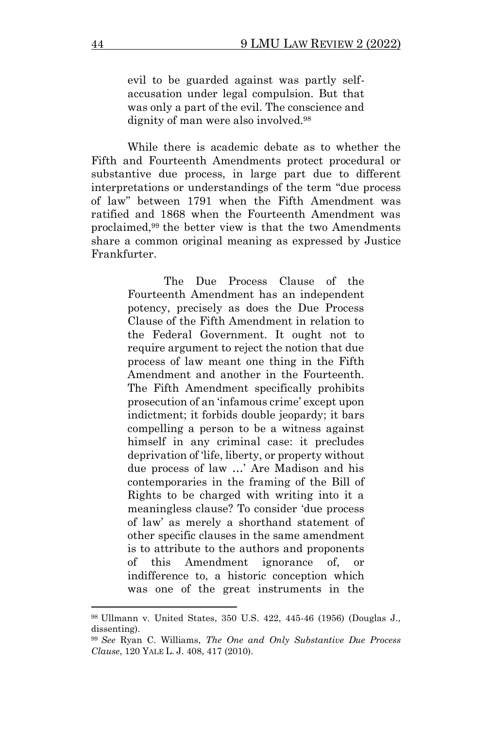> evil to be guarded against was partly self-accusation under legal compulsion. But that was only a part of the evil. The conscience and dignity of man were also involved.[98]

While there is academic debate as to whether the Fifth and Fourteenth Amendments protect procedural or substantive due process, in large part due to different interpretations or understandings of the term "due process of law" between 1791 when the Fifth Amendment was ratified and 1868 when the Fourteenth Amendment was proclaimed,[99] the better view is that the two Amendments share a common original meaning as expressed by Justice Frankfurter.

> The Due Process Clause of the Fourteenth Amendment has an independent potency, precisely as does the Due Process Clause of the Fifth Amendment in relation to the Federal Government. It ought not to require argument to reject the notion that due process of law meant one thing in the Fifth Amendment and another in the Fourteenth. The Fifth Amendment specifically prohibits prosecution of an 'infamous crime' except upon indictment; it forbids double jeopardy; it bars compelling a person to be a witness against himself in any criminal case: it precludes deprivation of 'life, liberty, or property without due process of law …' Are Madison and his contemporaries in the framing of the Bill of Rights to be charged with writing into it a meaningless clause? To consider 'due process of law' as merely a shorthand statement of other specific clauses in the same amendment is to attribute to the authors and proponents of this Amendment ignorance of, or indifference to, a historic conception which was one of the great instruments in the

---

[98] Ullmann v. United States, 350 U.S. 422, 445-46 (1956) (Douglas J., dissenting).

[99] *See* Ryan C. Williams, *The One and Only Substantive Due Process Clause*, 120 YALE L. J. 408, 417 (2010).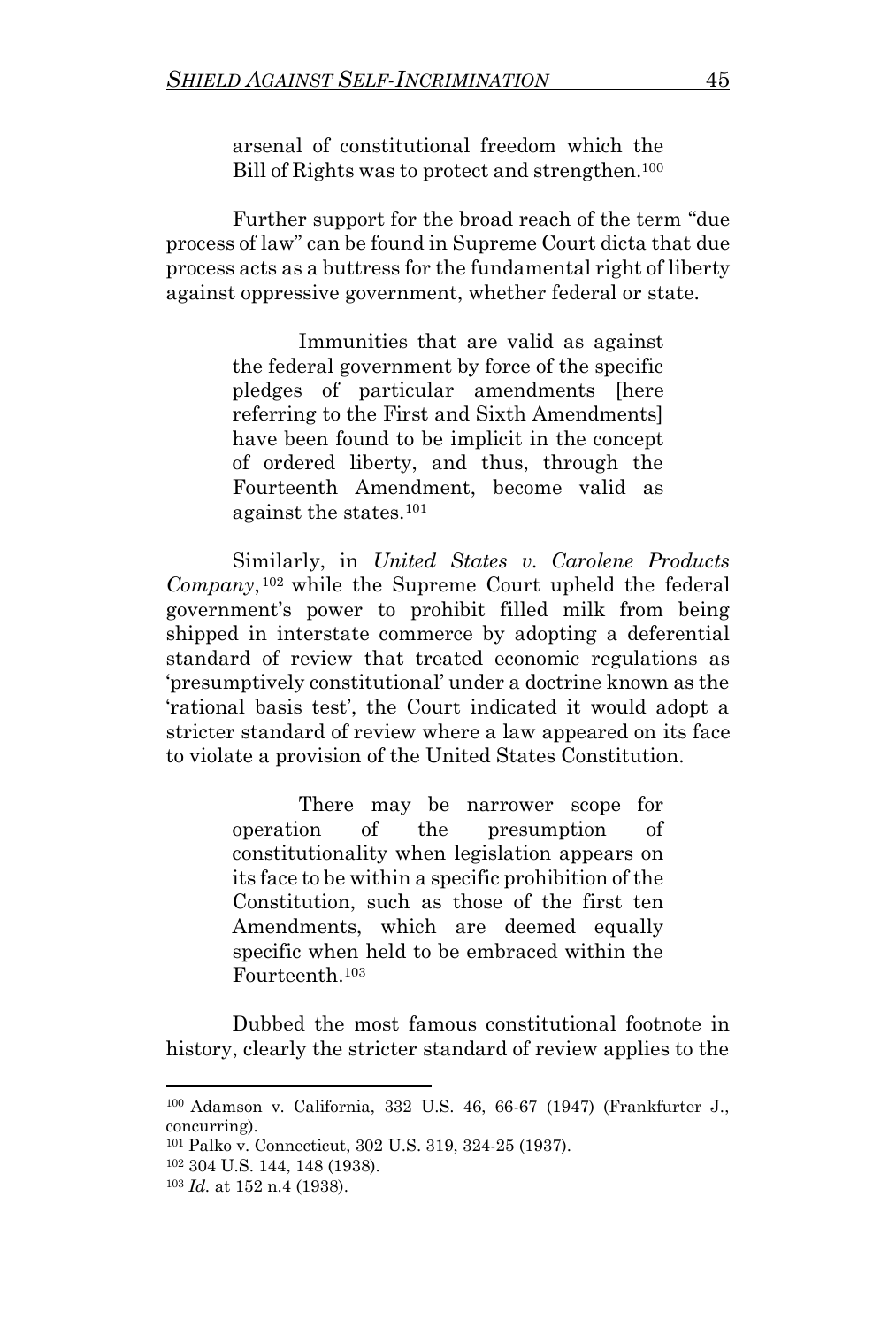> arsenal of constitutional freedom which the Bill of Rights was to protect and strengthen.[100]

Further support for the broad reach of the term "due process of law" can be found in Supreme Court dicta that due process acts as a buttress for the fundamental right of liberty against oppressive government, whether federal or state.

> Immunities that are valid as against the federal government by force of the specific pledges of particular amendments [here referring to the First and Sixth Amendments] have been found to be implicit in the concept of ordered liberty, and thus, through the Fourteenth Amendment, become valid as against the states.[101]

Similarly, in *United States v. Carolene Products Company*,[102] while the Supreme Court upheld the federal government's power to prohibit filled milk from being shipped in interstate commerce by adopting a deferential standard of review that treated economic regulations as 'presumptively constitutional' under a doctrine known as the 'rational basis test', the Court indicated it would adopt a stricter standard of review where a law appeared on its face to violate a provision of the United States Constitution.

> There may be narrower scope for operation of the presumption of constitutionality when legislation appears on its face to be within a specific prohibition of the Constitution, such as those of the first ten Amendments, which are deemed equally specific when held to be embraced within the Fourteenth.[103]

Dubbed the most famous constitutional footnote in history, clearly the stricter standard of review applies to the

---

[100] Adamson v. California, 332 U.S. 46, 66-67 (1947) (Frankfurter J., concurring).

[101] Palko v. Connecticut, 302 U.S. 319, 324-25 (1937).

[102] 304 U.S. 144, 148 (1938).

[103] *Id.* at 152 n.4 (1938).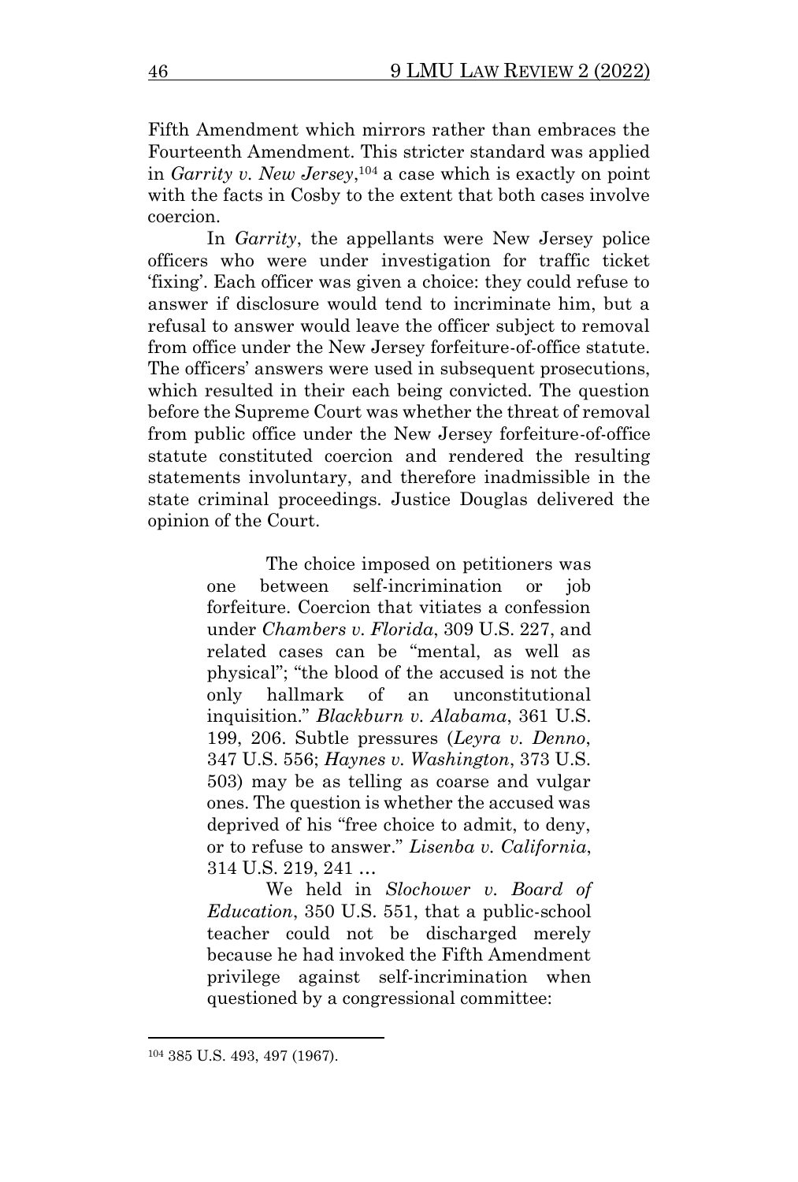Fifth Amendment which mirrors rather than embraces the Fourteenth Amendment. This stricter standard was applied in *Garrity v. New Jersey*,[104] a case which is exactly on point with the facts in Cosby to the extent that both cases involve coercion.

In *Garrity*, the appellants were New Jersey police officers who were under investigation for traffic ticket 'fixing'. Each officer was given a choice: they could refuse to answer if disclosure would tend to incriminate him, but a refusal to answer would leave the officer subject to removal from office under the New Jersey forfeiture-of-office statute. The officers' answers were used in subsequent prosecutions, which resulted in their each being convicted. The question before the Supreme Court was whether the threat of removal from public office under the New Jersey forfeiture-of-office statute constituted coercion and rendered the resulting statements involuntary, and therefore inadmissible in the state criminal proceedings. Justice Douglas delivered the opinion of the Court.

> The choice imposed on petitioners was one between self-incrimination or job forfeiture. Coercion that vitiates a confession under *Chambers v. Florida*, 309 U.S. 227, and related cases can be "mental, as well as physical"; "the blood of the accused is not the only hallmark of an unconstitutional inquisition." *Blackburn v. Alabama*, 361 U.S. 199, 206. Subtle pressures (*Leyra v. Denno*, 347 U.S. 556; *Haynes v. Washington*, 373 U.S. 503) may be as telling as coarse and vulgar ones. The question is whether the accused was deprived of his "free choice to admit, to deny, or to refuse to answer." *Lisenba v. California*, 314 U.S. 219, 241 …
>
> We held in *Slochower v. Board of Education*, 350 U.S. 551, that a public-school teacher could not be discharged merely because he had invoked the Fifth Amendment privilege against self-incrimination when questioned by a congressional committee:

[104] 385 U.S. 493, 497 (1967).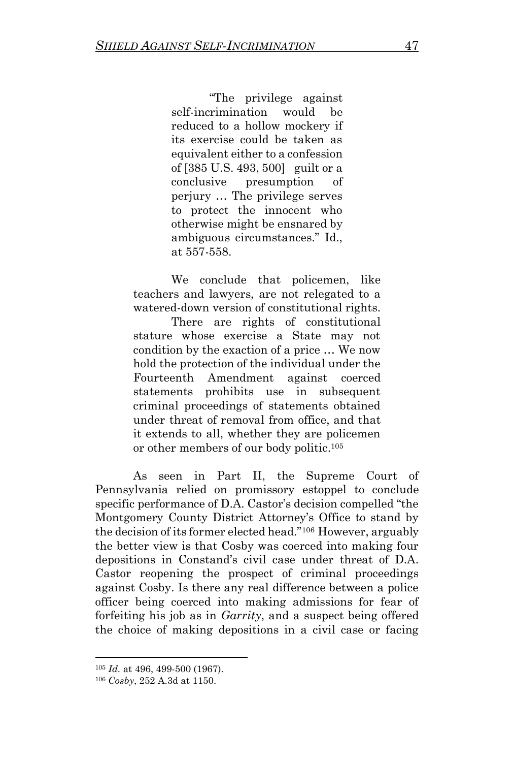> "The privilege against self-incrimination would be reduced to a hollow mockery if its exercise could be taken as equivalent either to a confession of [385 U.S. 493, 500] guilt or a conclusive presumption of perjury … The privilege serves to protect the innocent who otherwise might be ensnared by ambiguous circumstances." Id., at 557-558.

> We conclude that policemen, like teachers and lawyers, are not relegated to a watered-down version of constitutional rights.
>
> There are rights of constitutional stature whose exercise a State may not condition by the exaction of a price … We now hold the protection of the individual under the Fourteenth Amendment against coerced statements prohibits use in subsequent criminal proceedings of statements obtained under threat of removal from office, and that it extends to all, whether they are policemen or other members of our body politic.[105]

As seen in Part II, the Supreme Court of Pennsylvania relied on promissory estoppel to conclude specific performance of D.A. Castor's decision compelled "the Montgomery County District Attorney's Office to stand by the decision of its former elected head."[106] However, arguably the better view is that Cosby was coerced into making four depositions in Constand's civil case under threat of D.A. Castor reopening the prospect of criminal proceedings against Cosby. Is there any real difference between a police officer being coerced into making admissions for fear of forfeiting his job as in *Garrity*, and a suspect being offered the choice of making depositions in a civil case or facing

---

[105] *Id.* at 496, 499-500 (1967).

[106] *Cosby*, 252 A.3d at 1150.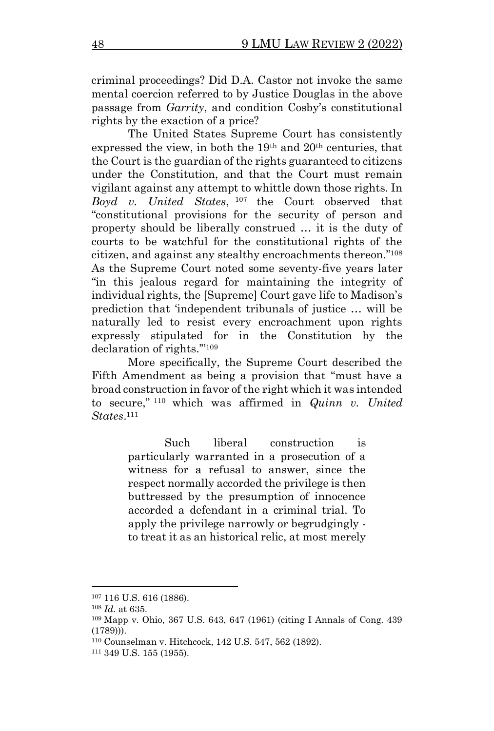criminal proceedings? Did D.A. Castor not invoke the same mental coercion referred to by Justice Douglas in the above passage from *Garrity*, and condition Cosby's constitutional rights by the exaction of a price?

The United States Supreme Court has consistently expressed the view, in both the 19th and 20th centuries, that the Court is the guardian of the rights guaranteed to citizens under the Constitution, and that the Court must remain vigilant against any attempt to whittle down those rights. In *Boyd v. United States*,[107] the Court observed that "constitutional provisions for the security of person and property should be liberally construed … it is the duty of courts to be watchful for the constitutional rights of the citizen, and against any stealthy encroachments thereon."[108] As the Supreme Court noted some seventy-five years later "in this jealous regard for maintaining the integrity of individual rights, the [Supreme] Court gave life to Madison's prediction that 'independent tribunals of justice … will be naturally led to resist every encroachment upon rights expressly stipulated for in the Constitution by the declaration of rights.'"[109]

More specifically, the Supreme Court described the Fifth Amendment as being a provision that "must have a broad construction in favor of the right which it was intended to secure,"[110] which was affirmed in *Quinn v. United States*.[111]

> Such liberal construction is particularly warranted in a prosecution of a witness for a refusal to answer, since the respect normally accorded the privilege is then buttressed by the presumption of innocence accorded a defendant in a criminal trial. To apply the privilege narrowly or begrudgingly - to treat it as an historical relic, at most merely

---

[107] 116 U.S. 616 (1886).

[108] *Id.* at 635.

[109] Mapp v. Ohio, 367 U.S. 643, 647 (1961) (citing I Annals of Cong. 439 (1789))).

[110] Counselman v. Hitchcock, 142 U.S. 547, 562 (1892).

[111] 349 U.S. 155 (1955).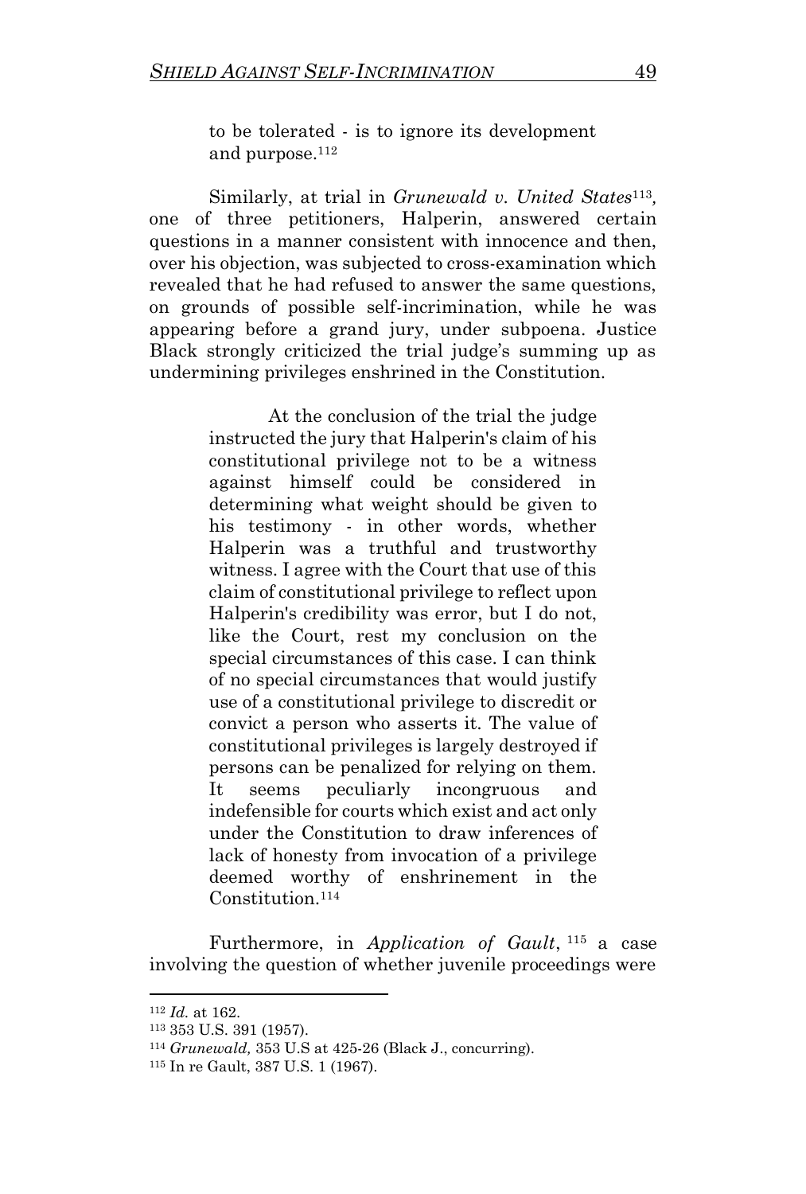> to be tolerated - is to ignore its development and purpose.[112]

Similarly, at trial in *Grunewald v. United States*[113], one of three petitioners, Halperin, answered certain questions in a manner consistent with innocence and then, over his objection, was subjected to cross-examination which revealed that he had refused to answer the same questions, on grounds of possible self-incrimination, while he was appearing before a grand jury, under subpoena. Justice Black strongly criticized the trial judge's summing up as undermining privileges enshrined in the Constitution.

> At the conclusion of the trial the judge instructed the jury that Halperin's claim of his constitutional privilege not to be a witness against himself could be considered in determining what weight should be given to his testimony - in other words, whether Halperin was a truthful and trustworthy witness. I agree with the Court that use of this claim of constitutional privilege to reflect upon Halperin's credibility was error, but I do not, like the Court, rest my conclusion on the special circumstances of this case. I can think of no special circumstances that would justify use of a constitutional privilege to discredit or convict a person who asserts it. The value of constitutional privileges is largely destroyed if persons can be penalized for relying on them. It seems peculiarly incongruous and indefensible for courts which exist and act only under the Constitution to draw inferences of lack of honesty from invocation of a privilege deemed worthy of enshrinement in the Constitution.[114]

Furthermore, in *Application of Gault*, [115] a case involving the question of whether juvenile proceedings were

---

[112] *Id.* at 162.

[113] 353 U.S. 391 (1957).

[114] *Grunewald,* 353 U.S at 425-26 (Black J., concurring).

[115] In re Gault, 387 U.S. 1 (1967).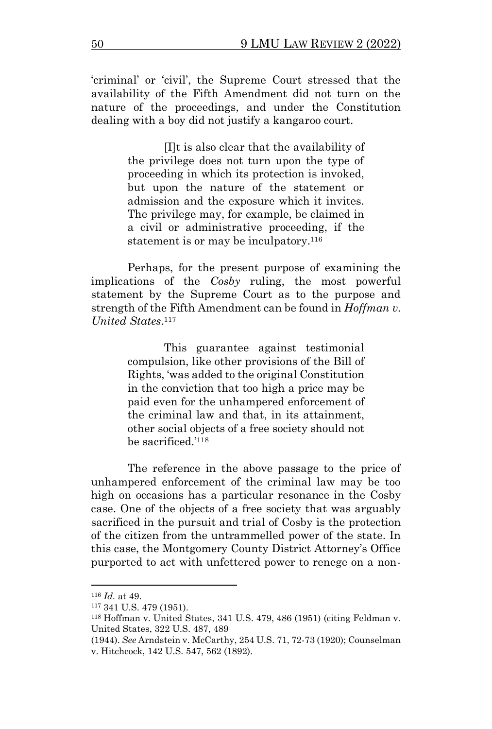'criminal' or 'civil', the Supreme Court stressed that the availability of the Fifth Amendment did not turn on the nature of the proceedings, and under the Constitution dealing with a boy did not justify a kangaroo court.

> [I]t is also clear that the availability of the privilege does not turn upon the type of proceeding in which its protection is invoked, but upon the nature of the statement or admission and the exposure which it invites. The privilege may, for example, be claimed in a civil or administrative proceeding, if the statement is or may be inculpatory.[116]

Perhaps, for the present purpose of examining the implications of the *Cosby* ruling, the most powerful statement by the Supreme Court as to the purpose and strength of the Fifth Amendment can be found in *Hoffman v. United States*.[117]

> This guarantee against testimonial compulsion, like other provisions of the Bill of Rights, 'was added to the original Constitution in the conviction that too high a price may be paid even for the unhampered enforcement of the criminal law and that, in its attainment, other social objects of a free society should not be sacrificed.'[118]

The reference in the above passage to the price of unhampered enforcement of the criminal law may be too high on occasions has a particular resonance in the Cosby case. One of the objects of a free society that was arguably sacrificed in the pursuit and trial of Cosby is the protection of the citizen from the untrammelled power of the state. In this case, the Montgomery County District Attorney's Office purported to act with unfettered power to renege on a non-

---

[116] *Id.* at 49.

[117] 341 U.S. 479 (1951).

[118] Hoffman v. United States, 341 U.S. 479, 486 (1951) (citing Feldman v. United States, 322 U.S. 487, 489 (1944). *See* Arndstein v. McCarthy, 254 U.S. 71, 72-73 (1920); Counselman v. Hitchcock, 142 U.S. 547, 562 (1892).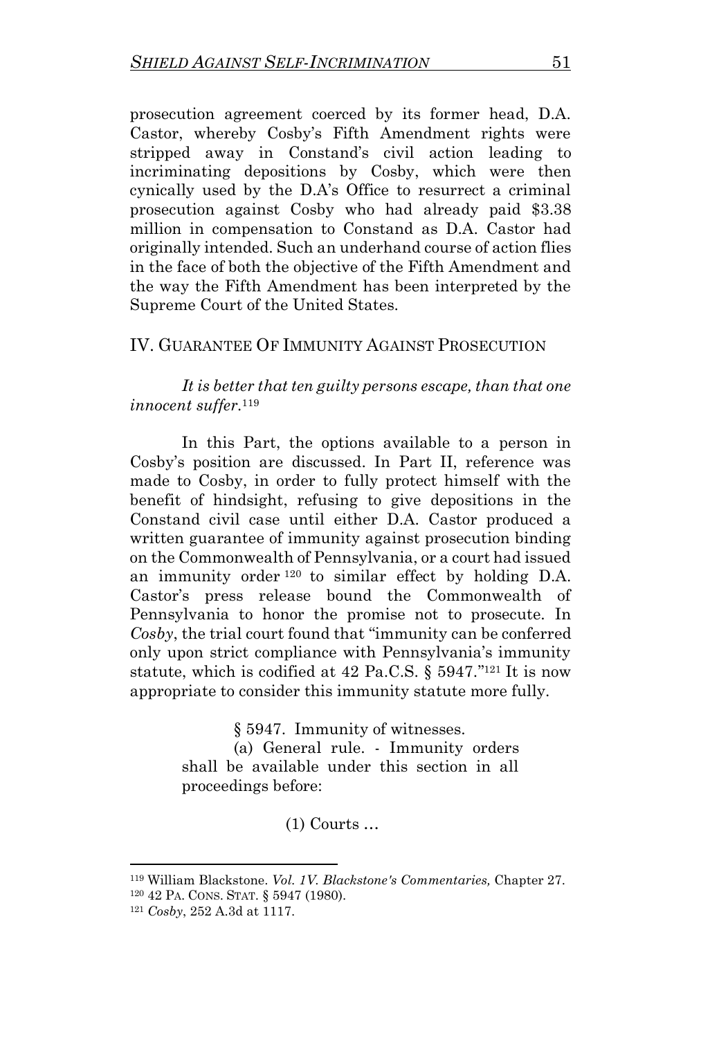prosecution agreement coerced by its former head, D.A. Castor, whereby Cosby's Fifth Amendment rights were stripped away in Constand's civil action leading to incriminating depositions by Cosby, which were then cynically used by the D.A's Office to resurrect a criminal prosecution against Cosby who had already paid $3.38 million in compensation to Constand as D.A. Castor had originally intended. Such an underhand course of action flies in the face of both the objective of the Fifth Amendment and the way the Fifth Amendment has been interpreted by the Supreme Court of the United States.

## IV. GUARANTEE OF IMMUNITY AGAINST PROSECUTION

*It is better that ten guilty persons escape, than that one innocent suffer.*[119]

In this Part, the options available to a person in Cosby's position are discussed. In Part II, reference was made to Cosby, in order to fully protect himself with the benefit of hindsight, refusing to give depositions in the Constand civil case until either D.A. Castor produced a written guarantee of immunity against prosecution binding on the Commonwealth of Pennsylvania, or a court had issued an immunity order[120] to similar effect by holding D.A. Castor's press release bound the Commonwealth of Pennsylvania to honor the promise not to prosecute. In *Cosby*, the trial court found that "immunity can be conferred only upon strict compliance with Pennsylvania's immunity statute, which is codified at 42 Pa.C.S. § 5947."[121] It is now appropriate to consider this immunity statute more fully.

> § 5947. Immunity of witnesses.
>
> (a) General rule. - Immunity orders shall be available under this section in all proceedings before:
>
> (1) Courts …

---

[119] William Blackstone. *Vol. 1V. Blackstone's Commentaries,* Chapter 27.

[120] 42 PA. CONS. STAT. § 5947 (1980).

[121] *Cosby*, 252 A.3d at 1117.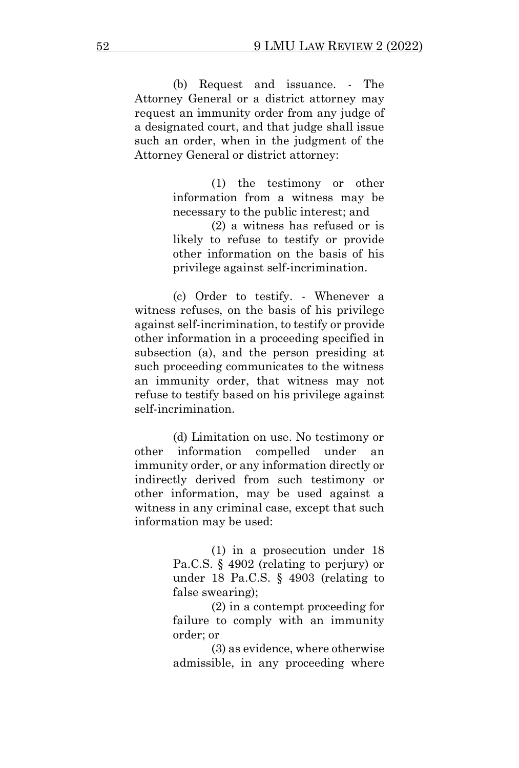(b) Request and issuance. - The Attorney General or a district attorney may request an immunity order from any judge of a designated court, and that judge shall issue such an order, when in the judgment of the Attorney General or district attorney:

> (1) the testimony or other information from a witness may be necessary to the public interest; and
>
> (2) a witness has refused or is likely to refuse to testify or provide other information on the basis of his privilege against self-incrimination.

(c) Order to testify. - Whenever a witness refuses, on the basis of his privilege against self-incrimination, to testify or provide other information in a proceeding specified in subsection (a), and the person presiding at such proceeding communicates to the witness an immunity order, that witness may not refuse to testify based on his privilege against self-incrimination.

(d) Limitation on use. No testimony or other information compelled under an immunity order, or any information directly or indirectly derived from such testimony or other information, may be used against a witness in any criminal case, except that such information may be used:

> (1) in a prosecution under 18 Pa.C.S. § 4902 (relating to perjury) or under 18 Pa.C.S. § 4903 (relating to false swearing);
>
> (2) in a contempt proceeding for failure to comply with an immunity order; or
>
> (3) as evidence, where otherwise admissible, in any proceeding where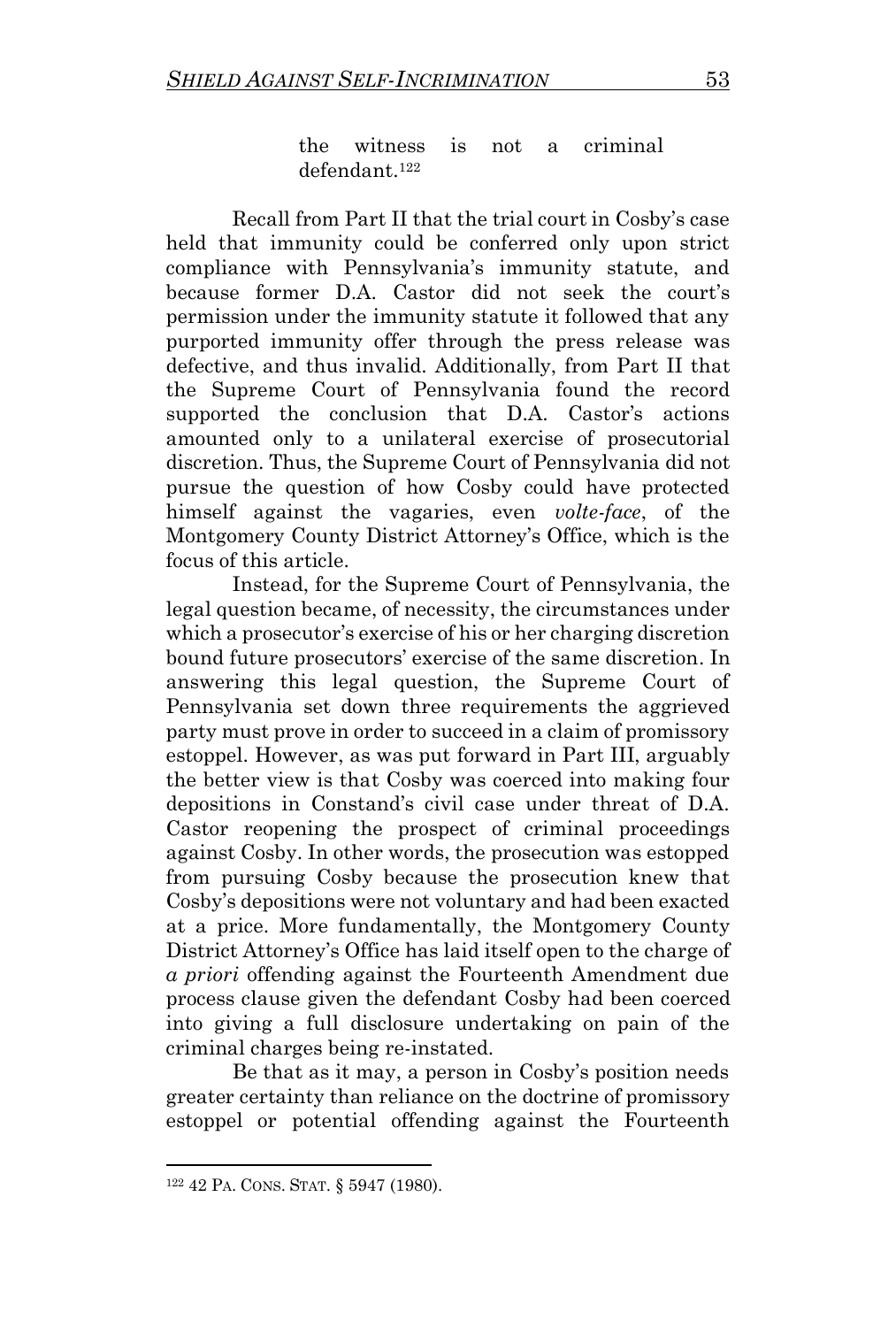> the witness is not a criminal defendant.[122]

Recall from Part II that the trial court in Cosby's case held that immunity could be conferred only upon strict compliance with Pennsylvania's immunity statute, and because former D.A. Castor did not seek the court's permission under the immunity statute it followed that any purported immunity offer through the press release was defective, and thus invalid. Additionally, from Part II that the Supreme Court of Pennsylvania found the record supported the conclusion that D.A. Castor's actions amounted only to a unilateral exercise of prosecutorial discretion. Thus, the Supreme Court of Pennsylvania did not pursue the question of how Cosby could have protected himself against the vagaries, even *volte-face*, of the Montgomery County District Attorney's Office, which is the focus of this article.

Instead, for the Supreme Court of Pennsylvania, the legal question became, of necessity, the circumstances under which a prosecutor's exercise of his or her charging discretion bound future prosecutors' exercise of the same discretion. In answering this legal question, the Supreme Court of Pennsylvania set down three requirements the aggrieved party must prove in order to succeed in a claim of promissory estoppel. However, as was put forward in Part III, arguably the better view is that Cosby was coerced into making four depositions in Constand's civil case under threat of D.A. Castor reopening the prospect of criminal proceedings against Cosby. In other words, the prosecution was estopped from pursuing Cosby because the prosecution knew that Cosby's depositions were not voluntary and had been exacted at a price. More fundamentally, the Montgomery County District Attorney's Office has laid itself open to the charge of *a priori* offending against the Fourteenth Amendment due process clause given the defendant Cosby had been coerced into giving a full disclosure undertaking on pain of the criminal charges being re-instated.

Be that as it may, a person in Cosby's position needs greater certainty than reliance on the doctrine of promissory estoppel or potential offending against the Fourteenth

---

[122] 42 PA. CONS. STAT. § 5947 (1980).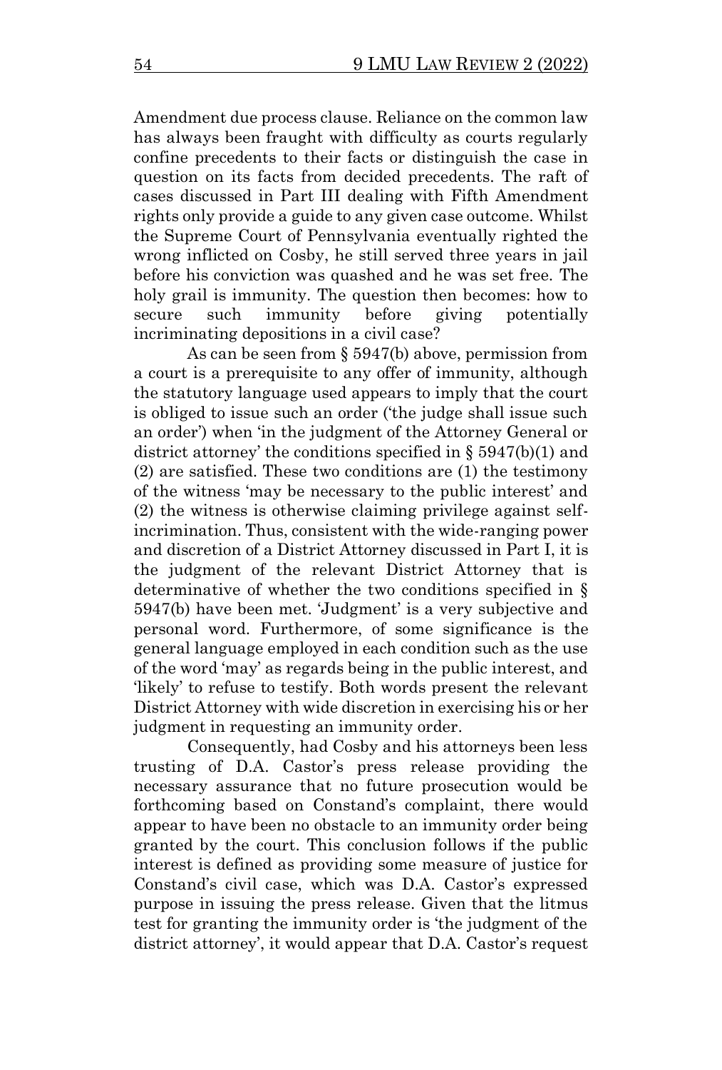Amendment due process clause. Reliance on the common law has always been fraught with difficulty as courts regularly confine precedents to their facts or distinguish the case in question on its facts from decided precedents. The raft of cases discussed in Part III dealing with Fifth Amendment rights only provide a guide to any given case outcome. Whilst the Supreme Court of Pennsylvania eventually righted the wrong inflicted on Cosby, he still served three years in jail before his conviction was quashed and he was set free. The holy grail is immunity. The question then becomes: how to secure such immunity before giving potentially incriminating depositions in a civil case?

As can be seen from § 5947(b) above, permission from a court is a prerequisite to any offer of immunity, although the statutory language used appears to imply that the court is obliged to issue such an order ('the judge shall issue such an order') when 'in the judgment of the Attorney General or district attorney' the conditions specified in § 5947(b)(1) and (2) are satisfied. These two conditions are (1) the testimony of the witness 'may be necessary to the public interest' and (2) the witness is otherwise claiming privilege against self-incrimination. Thus, consistent with the wide-ranging power and discretion of a District Attorney discussed in Part I, it is the judgment of the relevant District Attorney that is determinative of whether the two conditions specified in § 5947(b) have been met. 'Judgment' is a very subjective and personal word. Furthermore, of some significance is the general language employed in each condition such as the use of the word 'may' as regards being in the public interest, and 'likely' to refuse to testify. Both words present the relevant District Attorney with wide discretion in exercising his or her judgment in requesting an immunity order.

Consequently, had Cosby and his attorneys been less trusting of D.A. Castor's press release providing the necessary assurance that no future prosecution would be forthcoming based on Constand's complaint, there would appear to have been no obstacle to an immunity order being granted by the court. This conclusion follows if the public interest is defined as providing some measure of justice for Constand's civil case, which was D.A. Castor's expressed purpose in issuing the press release. Given that the litmus test for granting the immunity order is 'the judgment of the district attorney', it would appear that D.A. Castor's request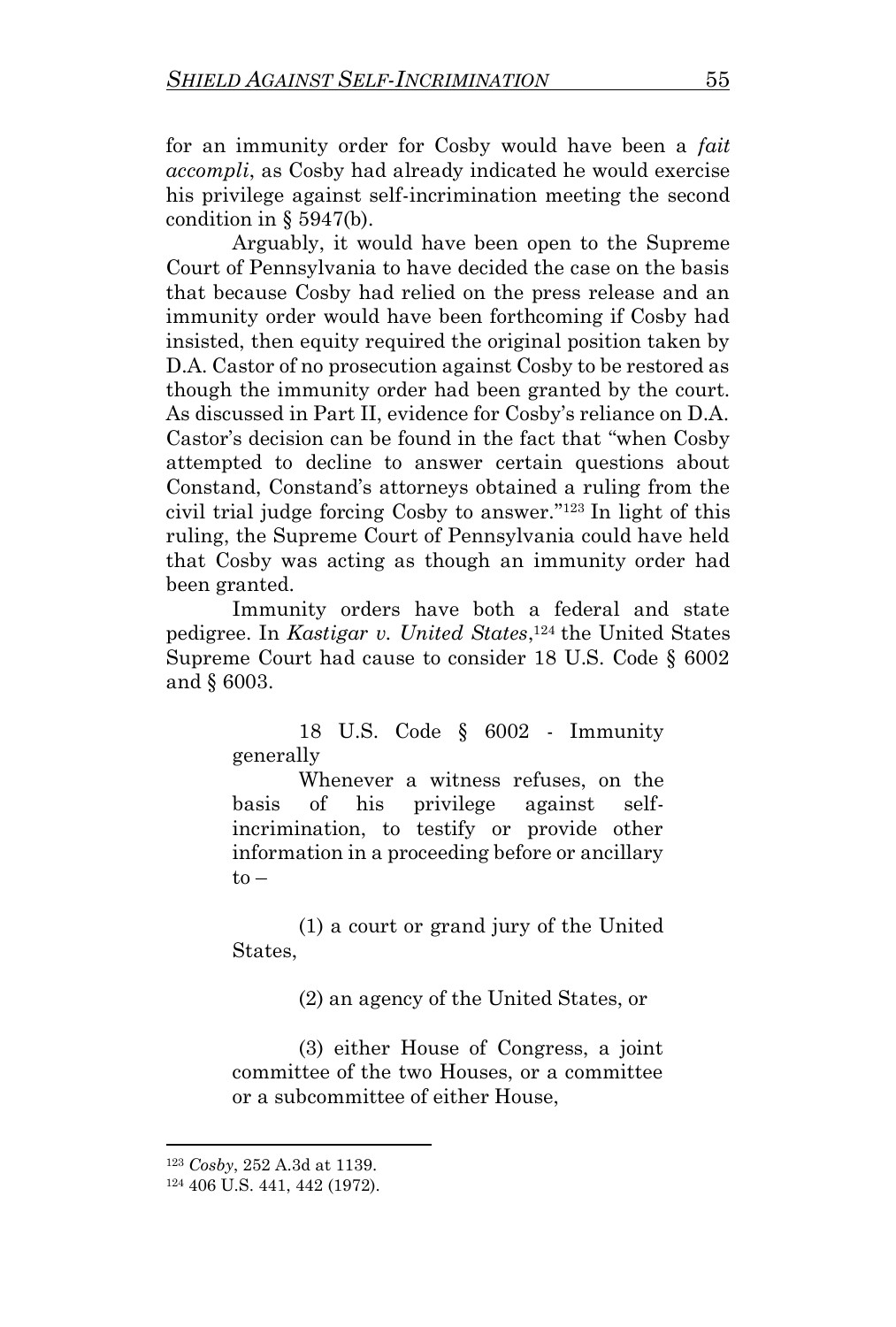for an immunity order for Cosby would have been a *fait accompli*, as Cosby had already indicated he would exercise his privilege against self-incrimination meeting the second condition in § 5947(b).

Arguably, it would have been open to the Supreme Court of Pennsylvania to have decided the case on the basis that because Cosby had relied on the press release and an immunity order would have been forthcoming if Cosby had insisted, then equity required the original position taken by D.A. Castor of no prosecution against Cosby to be restored as though the immunity order had been granted by the court. As discussed in Part II, evidence for Cosby's reliance on D.A. Castor's decision can be found in the fact that "when Cosby attempted to decline to answer certain questions about Constand, Constand's attorneys obtained a ruling from the civil trial judge forcing Cosby to answer."[123] In light of this ruling, the Supreme Court of Pennsylvania could have held that Cosby was acting as though an immunity order had been granted.

Immunity orders have both a federal and state pedigree. In *Kastigar v. United States*,[124] the United States Supreme Court had cause to consider 18 U.S. Code § 6002 and § 6003.

> 18 U.S. Code § 6002 - Immunity generally
>
> Whenever a witness refuses, on the basis of his privilege against self-incrimination, to testify or provide other information in a proceeding before or ancillary to –
>
> (1) a court or grand jury of the United States,
>
> (2) an agency of the United States, or
>
> (3) either House of Congress, a joint committee of the two Houses, or a committee or a subcommittee of either House,

---

[123] *Cosby*, 252 A.3d at 1139.

[124] 406 U.S. 441, 442 (1972).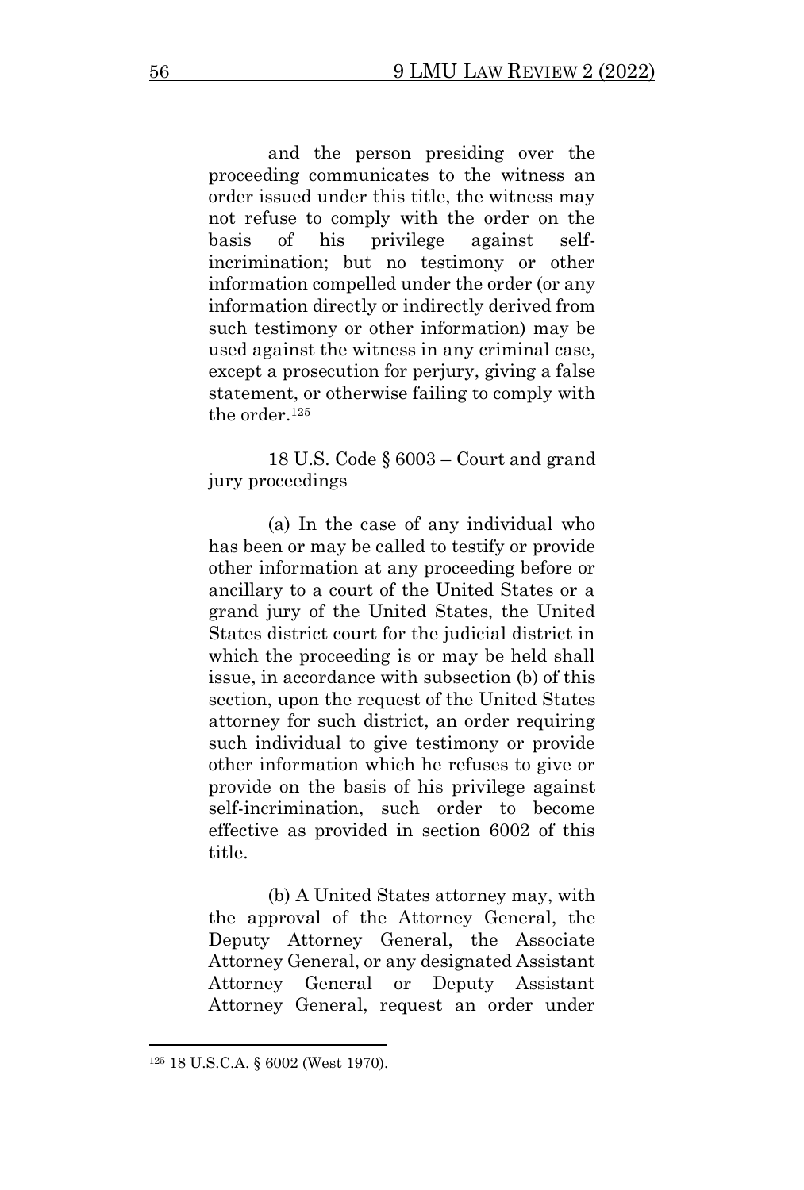and the person presiding over the proceeding communicates to the witness an order issued under this title, the witness may not refuse to comply with the order on the basis of his privilege against self-incrimination; but no testimony or other information compelled under the order (or any information directly or indirectly derived from such testimony or other information) may be used against the witness in any criminal case, except a prosecution for perjury, giving a false statement, or otherwise failing to comply with the order.[125]

18 U.S. Code § 6003 – Court and grand jury proceedings

(a) In the case of any individual who has been or may be called to testify or provide other information at any proceeding before or ancillary to a court of the United States or a grand jury of the United States, the United States district court for the judicial district in which the proceeding is or may be held shall issue, in accordance with subsection (b) of this section, upon the request of the United States attorney for such district, an order requiring such individual to give testimony or provide other information which he refuses to give or provide on the basis of his privilege against self-incrimination, such order to become effective as provided in section 6002 of this title.

(b) A United States attorney may, with the approval of the Attorney General, the Deputy Attorney General, the Associate Attorney General, or any designated Assistant Attorney General or Deputy Assistant Attorney General, request an order under

---

[125] 18 U.S.C.A. § 6002 (West 1970).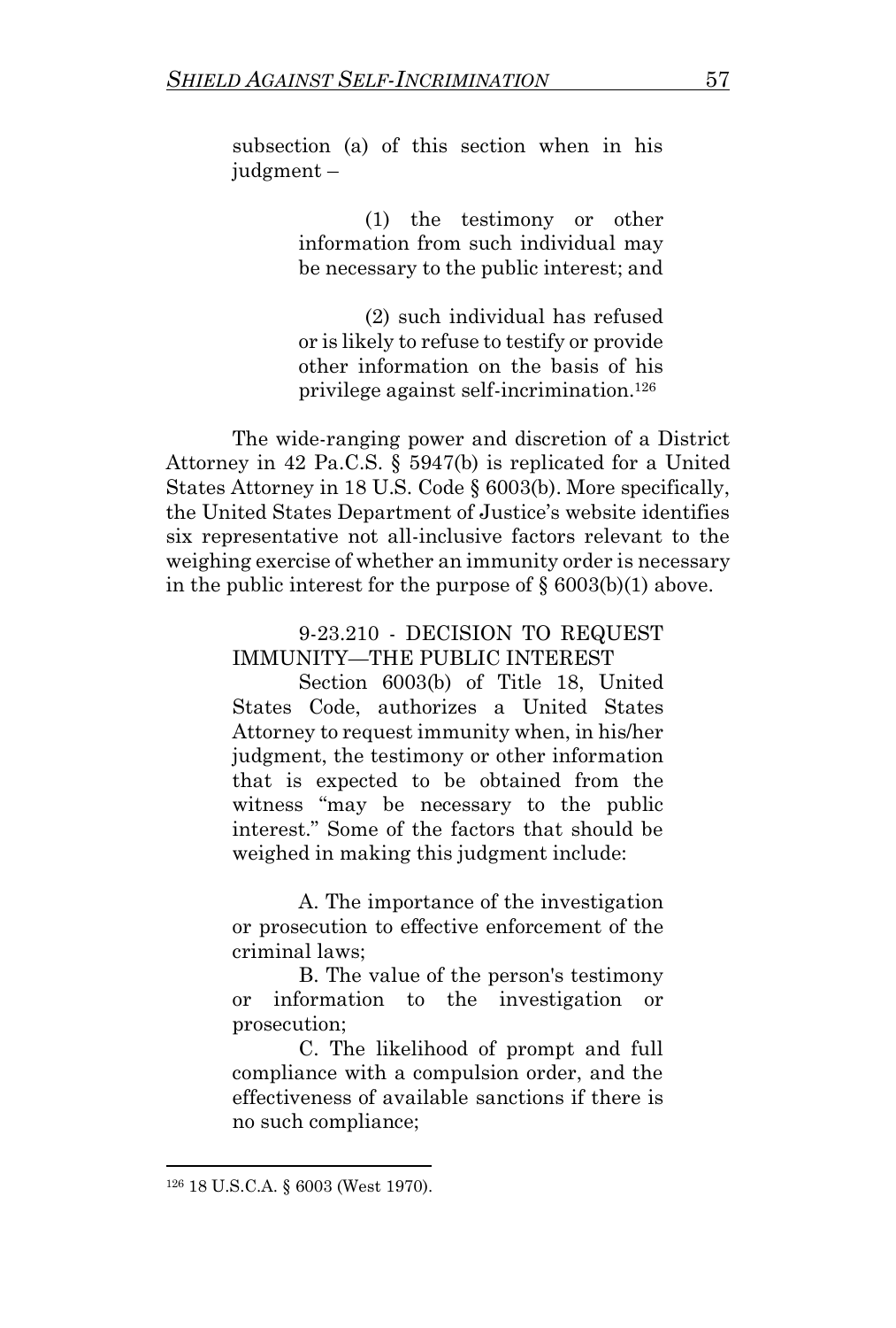> subsection (a) of this section when in his judgment –
>
> > (1) the testimony or other information from such individual may be necessary to the public interest; and
> >
> > (2) such individual has refused or is likely to refuse to testify or provide other information on the basis of his privilege against self-incrimination.[126]

The wide-ranging power and discretion of a District Attorney in 42 Pa.C.S. § 5947(b) is replicated for a United States Attorney in 18 U.S. Code § 6003(b). More specifically, the United States Department of Justice's website identifies six representative not all-inclusive factors relevant to the weighing exercise of whether an immunity order is necessary in the public interest for the purpose of § 6003(b)(1) above.

> 9-23.210 - DECISION TO REQUEST IMMUNITY—THE PUBLIC INTEREST
>
> Section 6003(b) of Title 18, United States Code, authorizes a United States Attorney to request immunity when, in his/her judgment, the testimony or other information that is expected to be obtained from the witness "may be necessary to the public interest." Some of the factors that should be weighed in making this judgment include:
>
> A. The importance of the investigation or prosecution to effective enforcement of the criminal laws;
>
> B. The value of the person's testimony or information to the investigation or prosecution;
>
> C. The likelihood of prompt and full compliance with a compulsion order, and the effectiveness of available sanctions if there is no such compliance;

---

[126] 18 U.S.C.A. § 6003 (West 1970).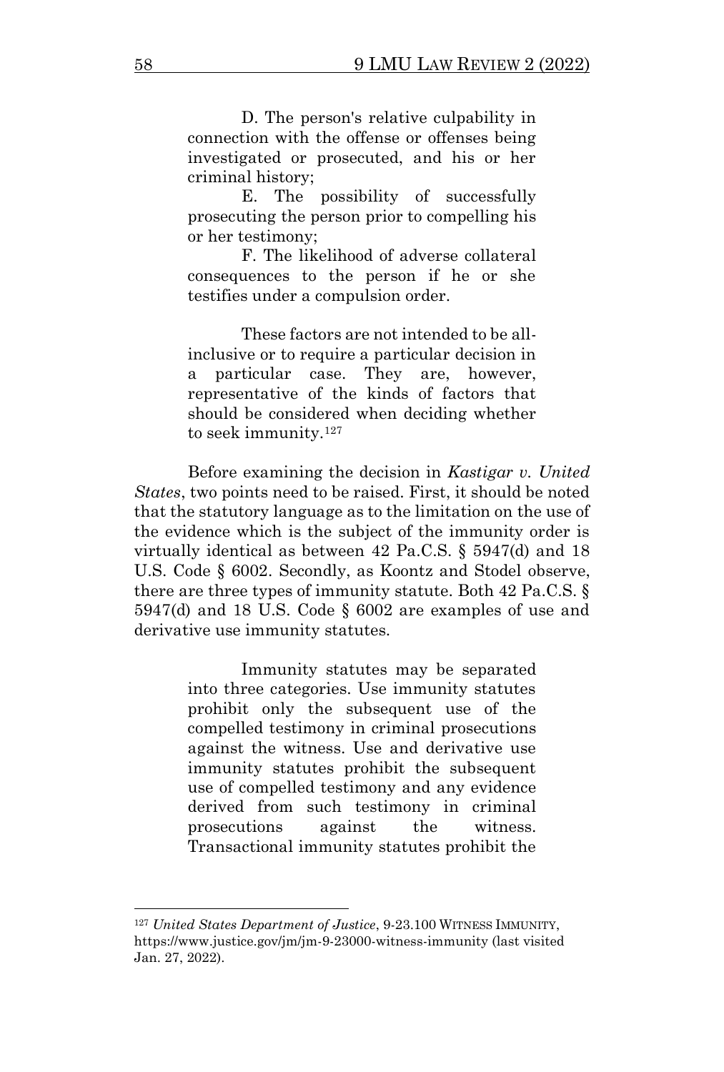> D. The person's relative culpability in connection with the offense or offenses being investigated or prosecuted, and his or her criminal history;
>
> E. The possibility of successfully prosecuting the person prior to compelling his or her testimony;
>
> F. The likelihood of adverse collateral consequences to the person if he or she testifies under a compulsion order.
>
> These factors are not intended to be all-inclusive or to require a particular decision in a particular case. They are, however, representative of the kinds of factors that should be considered when deciding whether to seek immunity.[127]

Before examining the decision in *Kastigar v. United States*, two points need to be raised. First, it should be noted that the statutory language as to the limitation on the use of the evidence which is the subject of the immunity order is virtually identical as between 42 Pa.C.S. § 5947(d) and 18 U.S. Code § 6002. Secondly, as Koontz and Stodel observe, there are three types of immunity statute. Both 42 Pa.C.S. § 5947(d) and 18 U.S. Code § 6002 are examples of use and derivative use immunity statutes.

> Immunity statutes may be separated into three categories. Use immunity statutes prohibit only the subsequent use of the compelled testimony in criminal prosecutions against the witness. Use and derivative use immunity statutes prohibit the subsequent use of compelled testimony and any evidence derived from such testimony in criminal prosecutions against the witness. Transactional immunity statutes prohibit the

---

[127] *United States Department of Justice*, 9-23.100 WITNESS IMMUNITY, https://www.justice.gov/jm/jm-9-23000-witness-immunity (last visited Jan. 27, 2022).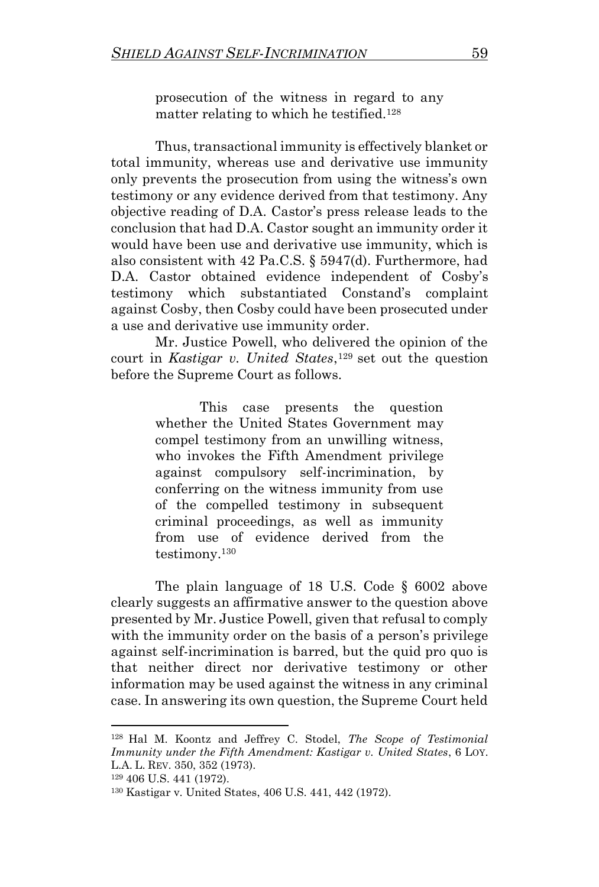> prosecution of the witness in regard to any matter relating to which he testified.[128]

Thus, transactional immunity is effectively blanket or total immunity, whereas use and derivative use immunity only prevents the prosecution from using the witness's own testimony or any evidence derived from that testimony. Any objective reading of D.A. Castor's press release leads to the conclusion that had D.A. Castor sought an immunity order it would have been use and derivative use immunity, which is also consistent with 42 Pa.C.S. § 5947(d). Furthermore, had D.A. Castor obtained evidence independent of Cosby's testimony which substantiated Constand's complaint against Cosby, then Cosby could have been prosecuted under a use and derivative use immunity order.

Mr. Justice Powell, who delivered the opinion of the court in *Kastigar v. United States*,[129] set out the question before the Supreme Court as follows.

> This case presents the question whether the United States Government may compel testimony from an unwilling witness, who invokes the Fifth Amendment privilege against compulsory self-incrimination, by conferring on the witness immunity from use of the compelled testimony in subsequent criminal proceedings, as well as immunity from use of evidence derived from the testimony.[130]

The plain language of 18 U.S. Code § 6002 above clearly suggests an affirmative answer to the question above presented by Mr. Justice Powell, given that refusal to comply with the immunity order on the basis of a person's privilege against self-incrimination is barred, but the quid pro quo is that neither direct nor derivative testimony or other information may be used against the witness in any criminal case. In answering its own question, the Supreme Court held

---

[128] Hal M. Koontz and Jeffrey C. Stodel, *The Scope of Testimonial Immunity under the Fifth Amendment: Kastigar v. United States*, 6 LOY. L.A. L. REV. 350, 352 (1973).

[129] 406 U.S. 441 (1972).

[130] Kastigar v. United States, 406 U.S. 441, 442 (1972).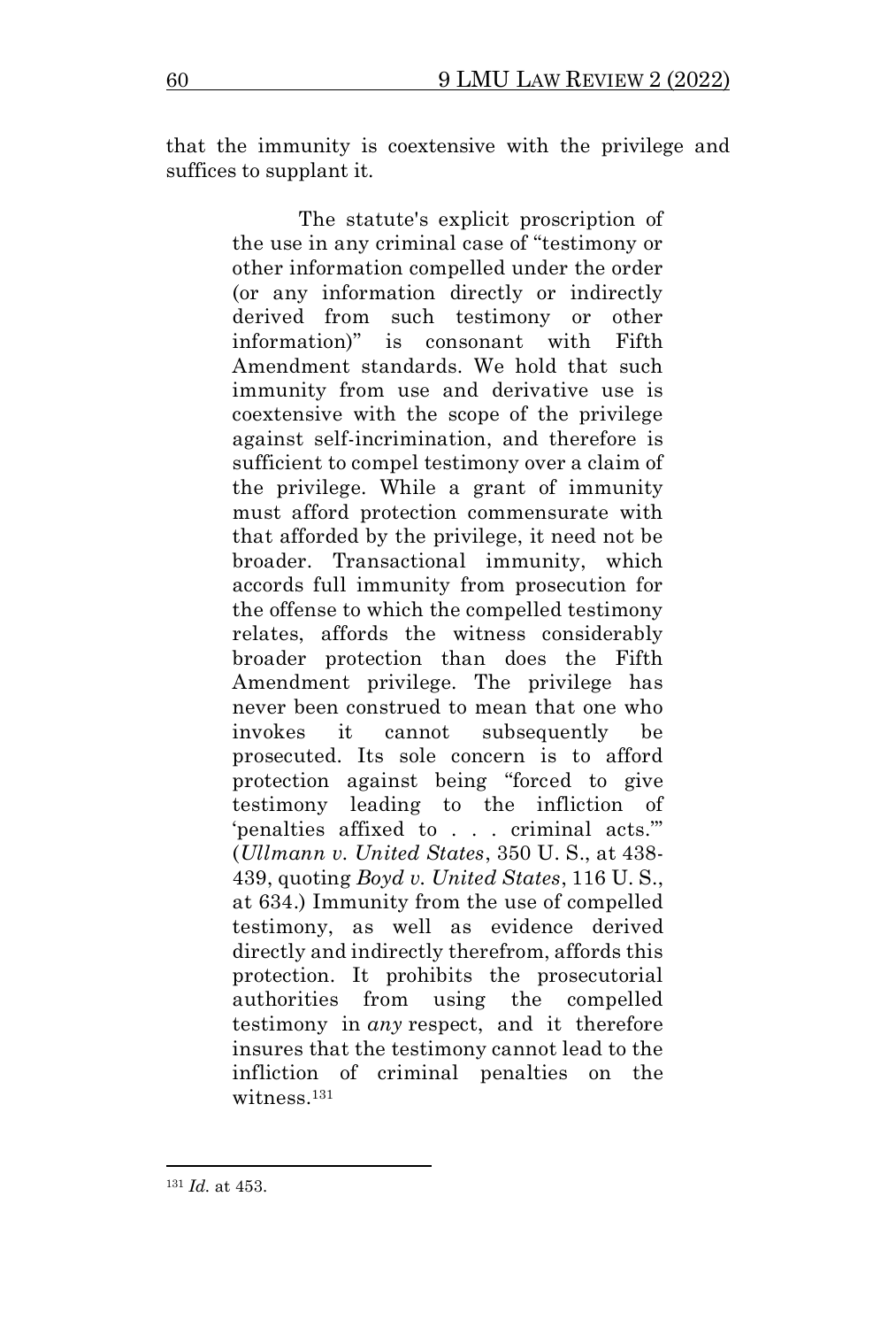that the immunity is coextensive with the privilege and suffices to supplant it.

> The statute's explicit proscription of the use in any criminal case of "testimony or other information compelled under the order (or any information directly or indirectly derived from such testimony or other information)" is consonant with Fifth Amendment standards. We hold that such immunity from use and derivative use is coextensive with the scope of the privilege against self-incrimination, and therefore is sufficient to compel testimony over a claim of the privilege. While a grant of immunity must afford protection commensurate with that afforded by the privilege, it need not be broader. Transactional immunity, which accords full immunity from prosecution for the offense to which the compelled testimony relates, affords the witness considerably broader protection than does the Fifth Amendment privilege. The privilege has never been construed to mean that one who invokes it cannot subsequently be prosecuted. Its sole concern is to afford protection against being "forced to give testimony leading to the infliction of 'penalties affixed to . . . criminal acts.'" (*Ullmann v. United States*, 350 U. S., at 438-439, quoting *Boyd v. United States*, 116 U. S., at 634.) Immunity from the use of compelled testimony, as well as evidence derived directly and indirectly therefrom, affords this protection. It prohibits the prosecutorial authorities from using the compelled testimony in *any* respect, and it therefore insures that the testimony cannot lead to the infliction of criminal penalties on the witness.[131]

---

[131] *Id.* at 453.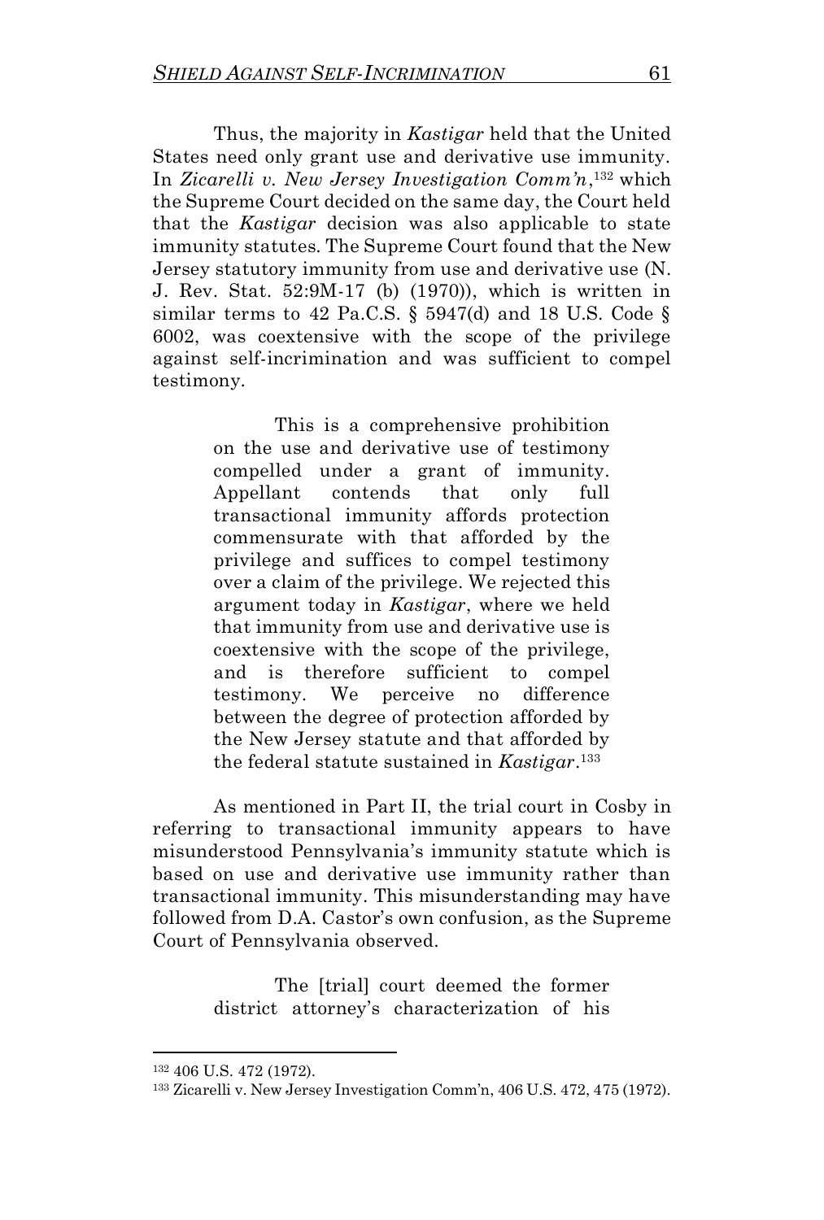Thus, the majority in *Kastigar* held that the United States need only grant use and derivative use immunity. In *Zicarelli v. New Jersey Investigation Comm'n*,[132] which the Supreme Court decided on the same day, the Court held that the *Kastigar* decision was also applicable to state immunity statutes. The Supreme Court found that the New Jersey statutory immunity from use and derivative use (N. J. Rev. Stat. 52:9M-17 (b) (1970)), which is written in similar terms to 42 Pa.C.S. § 5947(d) and 18 U.S. Code § 6002, was coextensive with the scope of the privilege against self-incrimination and was sufficient to compel testimony.

> This is a comprehensive prohibition on the use and derivative use of testimony compelled under a grant of immunity. Appellant contends that only full transactional immunity affords protection commensurate with that afforded by the privilege and suffices to compel testimony over a claim of the privilege. We rejected this argument today in *Kastigar*, where we held that immunity from use and derivative use is coextensive with the scope of the privilege, and is therefore sufficient to compel testimony. We perceive no difference between the degree of protection afforded by the New Jersey statute and that afforded by the federal statute sustained in *Kastigar*.[133]

As mentioned in Part II, the trial court in Cosby in referring to transactional immunity appears to have misunderstood Pennsylvania's immunity statute which is based on use and derivative use immunity rather than transactional immunity. This misunderstanding may have followed from D.A. Castor's own confusion, as the Supreme Court of Pennsylvania observed.

> The [trial] court deemed the former district attorney's characterization of his

---

[132] 406 U.S. 472 (1972).

[133] Zicarelli v. New Jersey Investigation Comm'n, 406 U.S. 472, 475 (1972).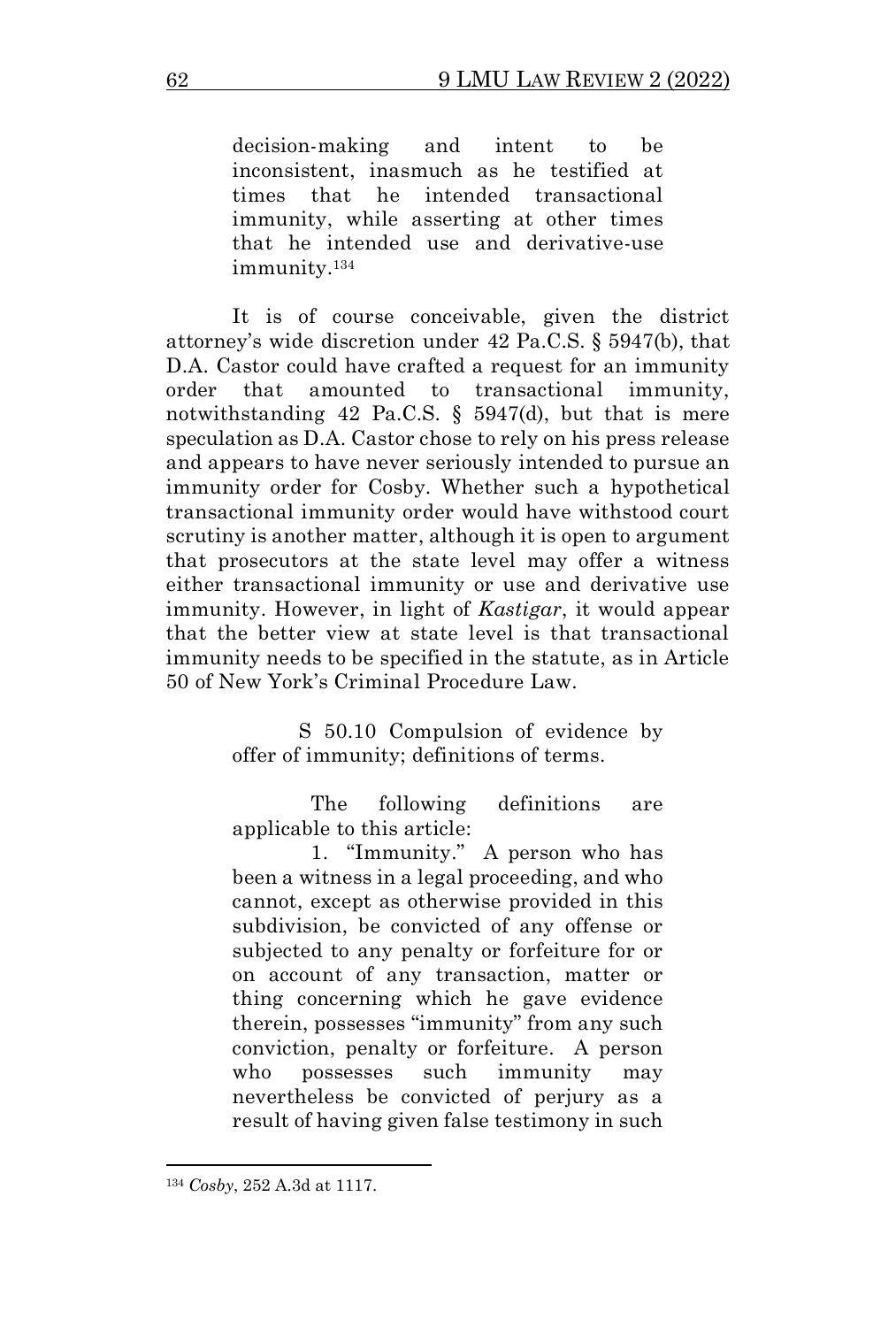> decision-making and intent to be inconsistent, inasmuch as he testified at times that he intended transactional immunity, while asserting at other times that he intended use and derivative-use immunity.[134]

It is of course conceivable, given the district attorney's wide discretion under 42 Pa.C.S. § 5947(b), that D.A. Castor could have crafted a request for an immunity order that amounted to transactional immunity, notwithstanding 42 Pa.C.S. § 5947(d), but that is mere speculation as D.A. Castor chose to rely on his press release and appears to have never seriously intended to pursue an immunity order for Cosby. Whether such a hypothetical transactional immunity order would have withstood court scrutiny is another matter, although it is open to argument that prosecutors at the state level may offer a witness either transactional immunity or use and derivative use immunity. However, in light of *Kastigar*, it would appear that the better view at state level is that transactional immunity needs to be specified in the statute, as in Article 50 of New York's Criminal Procedure Law.

> S 50.10 Compulsion of evidence by offer of immunity; definitions of terms.
>
> The following definitions are applicable to this article:
>
> 1. "Immunity." A person who has been a witness in a legal proceeding, and who cannot, except as otherwise provided in this subdivision, be convicted of any offense or subjected to any penalty or forfeiture for or on account of any transaction, matter or thing concerning which he gave evidence therein, possesses "immunity" from any such conviction, penalty or forfeiture. A person who possesses such immunity may nevertheless be convicted of perjury as a result of having given false testimony in such

[134] *Cosby*, 252 A.3d at 1117.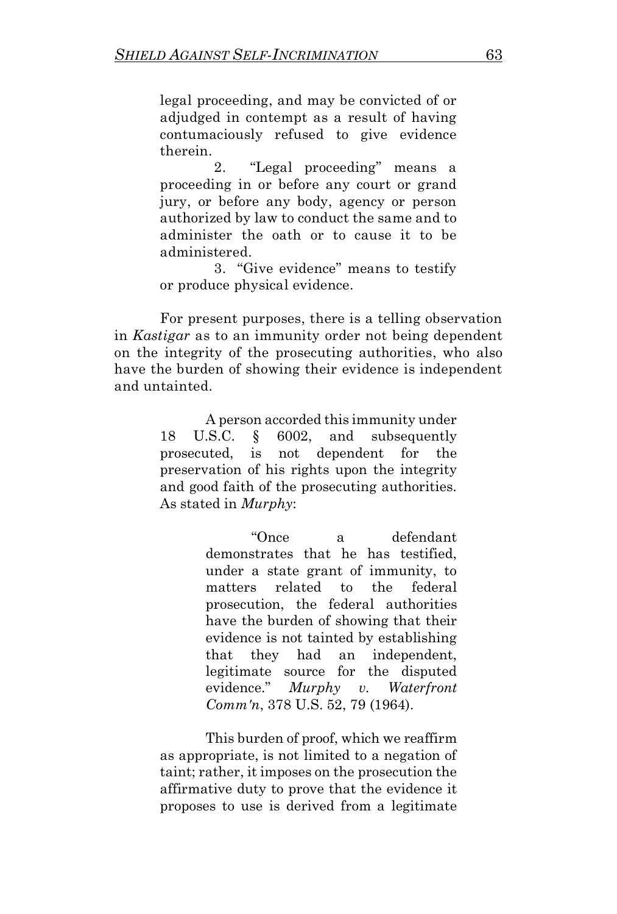> legal proceeding, and may be convicted of or adjudged in contempt as a result of having contumaciously refused to give evidence therein.
>
> 2. "Legal proceeding" means a proceeding in or before any court or grand jury, or before any body, agency or person authorized by law to conduct the same and to administer the oath or to cause it to be administered.
>
> 3. "Give evidence" means to testify or produce physical evidence.

For present purposes, there is a telling observation in *Kastigar* as to an immunity order not being dependent on the integrity of the prosecuting authorities, who also have the burden of showing their evidence is independent and untainted.

> A person accorded this immunity under 18 U.S.C. § 6002, and subsequently prosecuted, is not dependent for the preservation of his rights upon the integrity and good faith of the prosecuting authorities. As stated in *Murphy*:
>
> > "Once a defendant demonstrates that he has testified, under a state grant of immunity, to matters related to the federal prosecution, the federal authorities have the burden of showing that their evidence is not tainted by establishing that they had an independent, legitimate source for the disputed evidence." *Murphy v. Waterfront Comm'n*, 378 U.S. 52, 79 (1964).
>
> This burden of proof, which we reaffirm as appropriate, is not limited to a negation of taint; rather, it imposes on the prosecution the affirmative duty to prove that the evidence it proposes to use is derived from a legitimate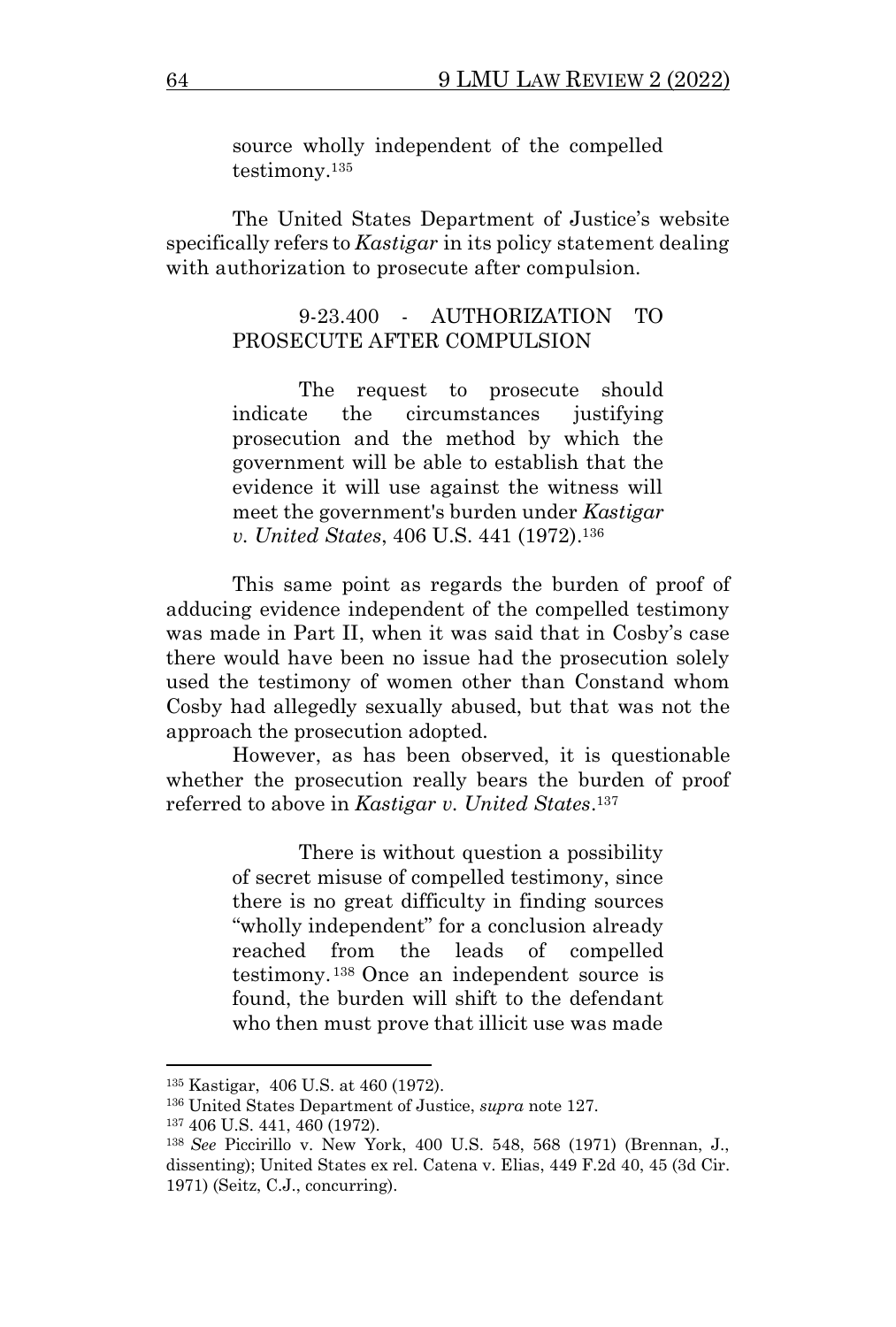> source wholly independent of the compelled testimony.[135]

The United States Department of Justice's website specifically refers to *Kastigar* in its policy statement dealing with authorization to prosecute after compulsion.

> 9-23.400 - AUTHORIZATION TO PROSECUTE AFTER COMPULSION
>
> The request to prosecute should indicate the circumstances justifying prosecution and the method by which the government will be able to establish that the evidence it will use against the witness will meet the government's burden under *Kastigar v. United States*, 406 U.S. 441 (1972).[136]

This same point as regards the burden of proof of adducing evidence independent of the compelled testimony was made in Part II, when it was said that in Cosby's case there would have been no issue had the prosecution solely used the testimony of women other than Constand whom Cosby had allegedly sexually abused, but that was not the approach the prosecution adopted.

However, as has been observed, it is questionable whether the prosecution really bears the burden of proof referred to above in *Kastigar v. United States*.[137]

> There is without question a possibility of secret misuse of compelled testimony, since there is no great difficulty in finding sources "wholly independent" for a conclusion already reached from the leads of compelled testimony.[138] Once an independent source is found, the burden will shift to the defendant who then must prove that illicit use was made

---

[135] Kastigar, 406 U.S. at 460 (1972).

[136] United States Department of Justice, *supra* note 127.

[137] 406 U.S. 441, 460 (1972).

[138] *See* Piccirillo v. New York, 400 U.S. 548, 568 (1971) (Brennan, J., dissenting); United States ex rel. Catena v. Elias, 449 F.2d 40, 45 (3d Cir. 1971) (Seitz, C.J., concurring).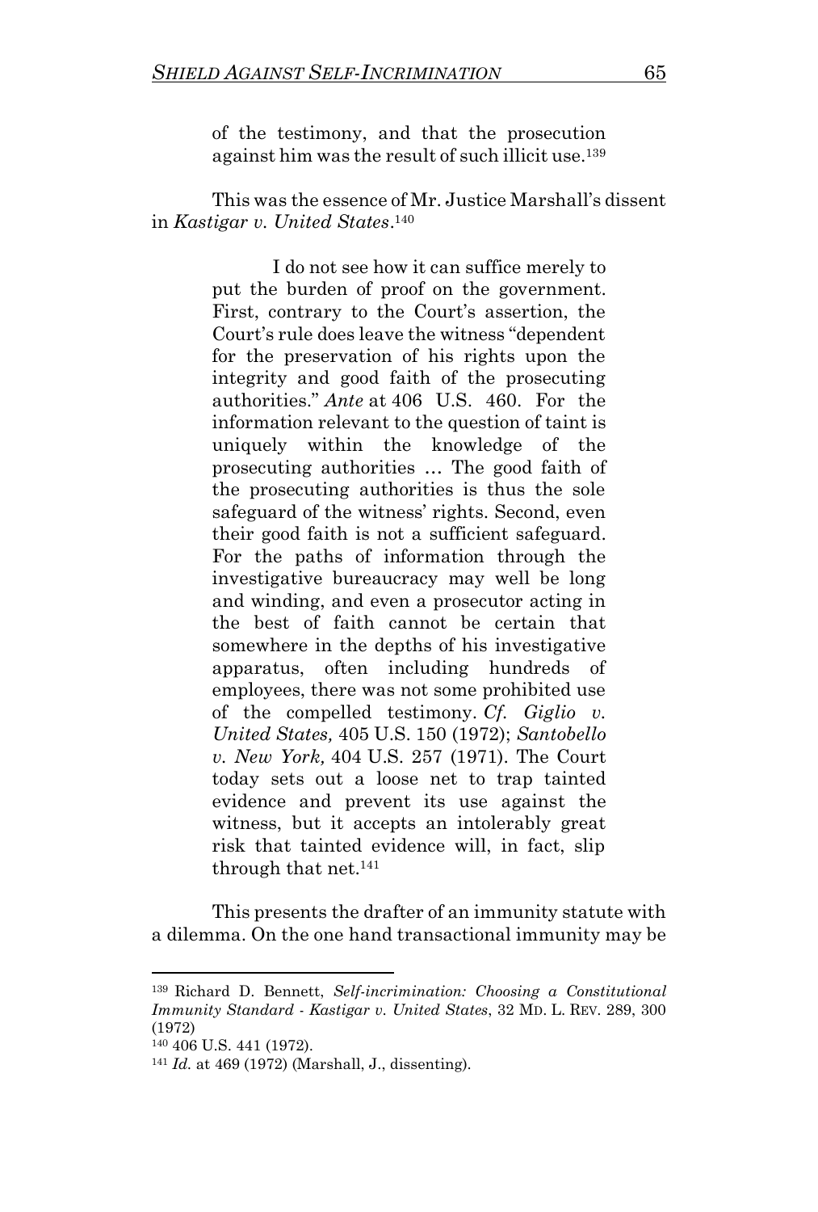> of the testimony, and that the prosecution against him was the result of such illicit use.[139]

This was the essence of Mr. Justice Marshall's dissent in *Kastigar v. United States*.[140]

> I do not see how it can suffice merely to put the burden of proof on the government. First, contrary to the Court's assertion, the Court's rule does leave the witness "dependent for the preservation of his rights upon the integrity and good faith of the prosecuting authorities." *Ante* at 406 U.S. 460. For the information relevant to the question of taint is uniquely within the knowledge of the prosecuting authorities … The good faith of the prosecuting authorities is thus the sole safeguard of the witness' rights. Second, even their good faith is not a sufficient safeguard. For the paths of information through the investigative bureaucracy may well be long and winding, and even a prosecutor acting in the best of faith cannot be certain that somewhere in the depths of his investigative apparatus, often including hundreds of employees, there was not some prohibited use of the compelled testimony. *Cf. Giglio v. United States,* 405 U.S. 150 (1972); *Santobello v. New York,* 404 U.S. 257 (1971). The Court today sets out a loose net to trap tainted evidence and prevent its use against the witness, but it accepts an intolerably great risk that tainted evidence will, in fact, slip through that net.[141]

This presents the drafter of an immunity statute with a dilemma. On the one hand transactional immunity may be

---

[139] Richard D. Bennett, *Self-incrimination: Choosing a Constitutional Immunity Standard - Kastigar v. United States*, 32 MD. L. REV. 289, 300 (1972)

[140] 406 U.S. 441 (1972).

[141] *Id.* at 469 (1972) (Marshall, J., dissenting).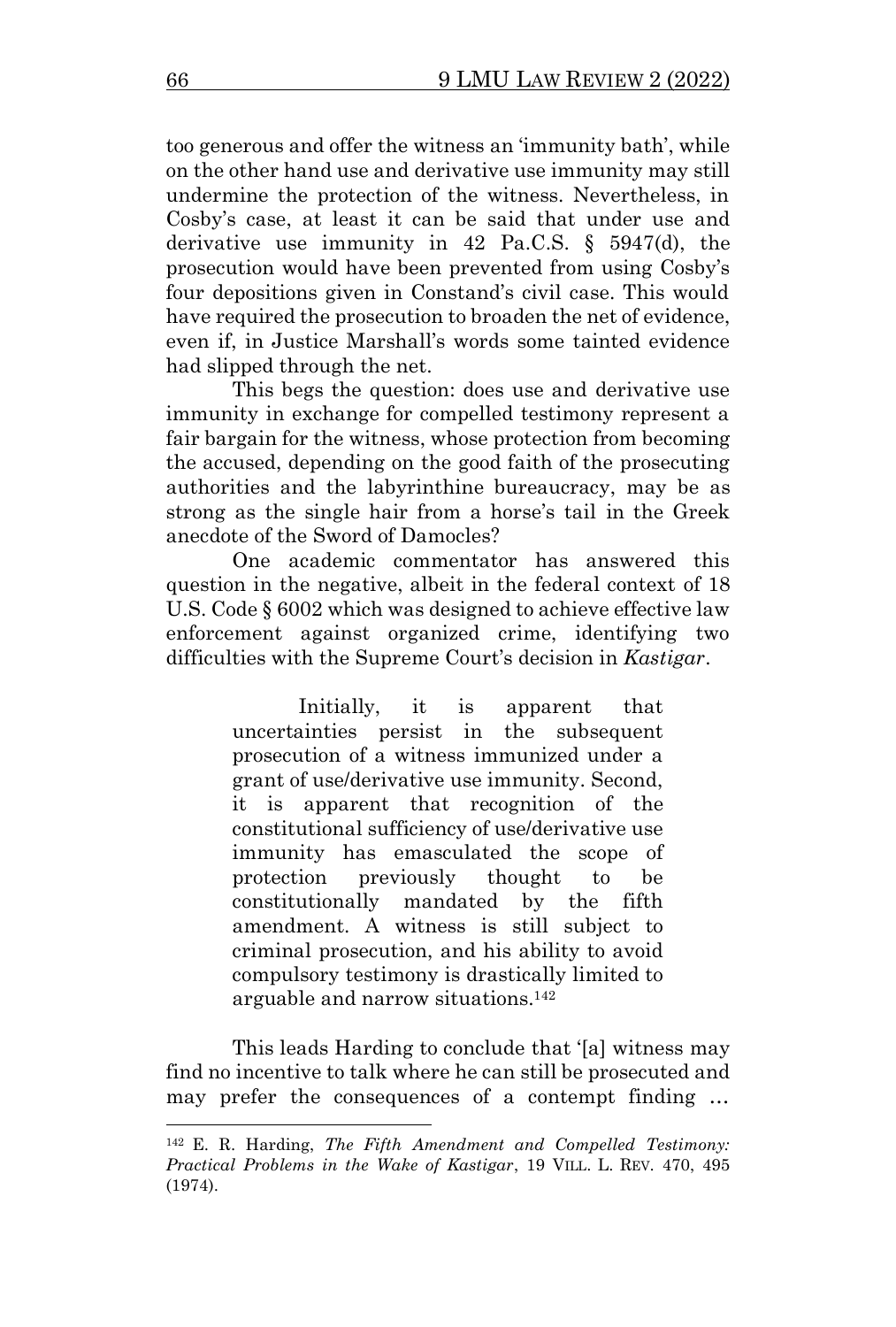too generous and offer the witness an 'immunity bath', while on the other hand use and derivative use immunity may still undermine the protection of the witness. Nevertheless, in Cosby's case, at least it can be said that under use and derivative use immunity in 42 Pa.C.S. § 5947(d), the prosecution would have been prevented from using Cosby's four depositions given in Constand's civil case. This would have required the prosecution to broaden the net of evidence, even if, in Justice Marshall's words some tainted evidence had slipped through the net.

This begs the question: does use and derivative use immunity in exchange for compelled testimony represent a fair bargain for the witness, whose protection from becoming the accused, depending on the good faith of the prosecuting authorities and the labyrinthine bureaucracy, may be as strong as the single hair from a horse's tail in the Greek anecdote of the Sword of Damocles?

One academic commentator has answered this question in the negative, albeit in the federal context of 18 U.S. Code § 6002 which was designed to achieve effective law enforcement against organized crime, identifying two difficulties with the Supreme Court's decision in *Kastigar*.

> Initially, it is apparent that uncertainties persist in the subsequent prosecution of a witness immunized under a grant of use/derivative use immunity. Second, it is apparent that recognition of the constitutional sufficiency of use/derivative use immunity has emasculated the scope of protection previously thought to be constitutionally mandated by the fifth amendment. A witness is still subject to criminal prosecution, and his ability to avoid compulsory testimony is drastically limited to arguable and narrow situations.[142]

This leads Harding to conclude that '[a] witness may find no incentive to talk where he can still be prosecuted and may prefer the consequences of a contempt finding …

---

[142] E. R. Harding, *The Fifth Amendment and Compelled Testimony: Practical Problems in the Wake of Kastigar*, 19 VILL. L. REV. 470, 495 (1974).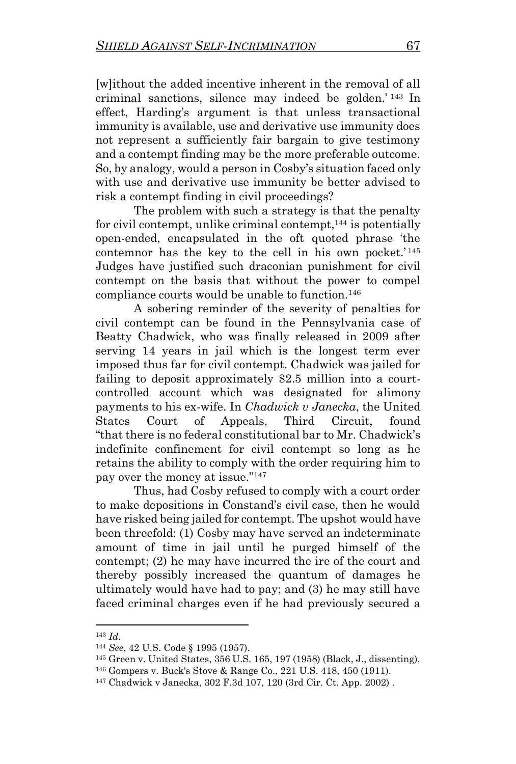[w]ithout the added incentive inherent in the removal of all criminal sanctions, silence may indeed be golden.' [143] In effect, Harding's argument is that unless transactional immunity is available, use and derivative use immunity does not represent a sufficiently fair bargain to give testimony and a contempt finding may be the more preferable outcome. So, by analogy, would a person in Cosby's situation faced only with use and derivative use immunity be better advised to risk a contempt finding in civil proceedings?

The problem with such a strategy is that the penalty for civil contempt, unlike criminal contempt,[144] is potentially open-ended, encapsulated in the oft quoted phrase 'the contemnor has the key to the cell in his own pocket.'[145] Judges have justified such draconian punishment for civil contempt on the basis that without the power to compel compliance courts would be unable to function.[146]

A sobering reminder of the severity of penalties for civil contempt can be found in the Pennsylvania case of Beatty Chadwick, who was finally released in 2009 after serving 14 years in jail which is the longest term ever imposed thus far for civil contempt. Chadwick was jailed for failing to deposit approximately \$2.5 million into a court-controlled account which was designated for alimony payments to his ex-wife. In *Chadwick v Janecka*, the United States Court of Appeals, Third Circuit, found "that there is no federal constitutional bar to Mr. Chadwick's indefinite confinement for civil contempt so long as he retains the ability to comply with the order requiring him to pay over the money at issue."[147]

Thus, had Cosby refused to comply with a court order to make depositions in Constand's civil case, then he would have risked being jailed for contempt. The upshot would have been threefold: (1) Cosby may have served an indeterminate amount of time in jail until he purged himself of the contempt; (2) he may have incurred the ire of the court and thereby possibly increased the quantum of damages he ultimately would have had to pay; and (3) he may still have faced criminal charges even if he had previously secured a

---

[143] *Id.*

[144] *See*, 42 U.S. Code § 1995 (1957).

[145] Green v. United States, 356 U.S. 165, 197 (1958) (Black, J., dissenting).

[146] Gompers v. Buck's Stove & Range Co., 221 U.S. 418, 450 (1911).

[147] Chadwick v Janecka, 302 F.3d 107, 120 (3rd Cir. Ct. App. 2002) .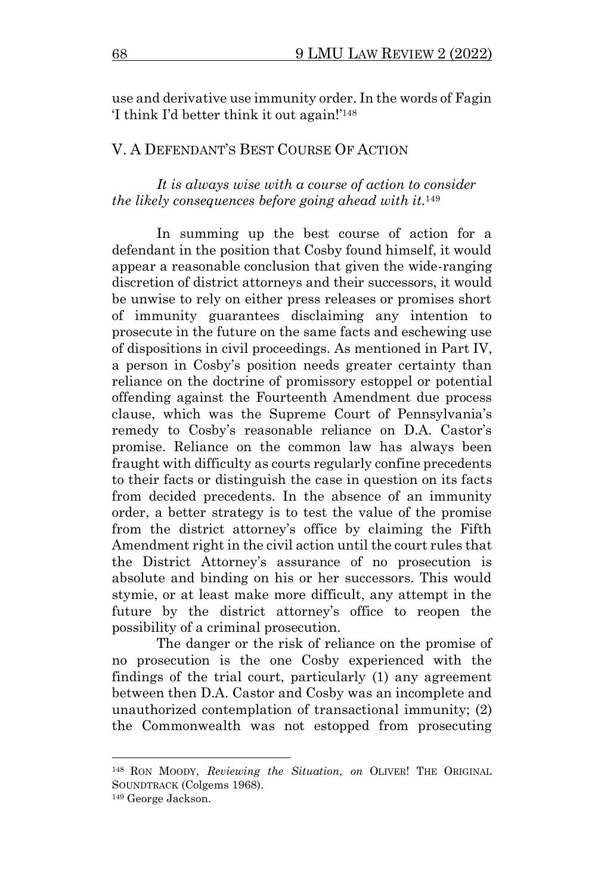use and derivative use immunity order. In the words of Fagin 'I think I'd better think it out again!'[148]

## V. A Defendant's Best Course Of Action

*It is always wise with a course of action to consider the likely consequences before going ahead with it.*[149]

In summing up the best course of action for a defendant in the position that Cosby found himself, it would appear a reasonable conclusion that given the wide-ranging discretion of district attorneys and their successors, it would be unwise to rely on either press releases or promises short of immunity guarantees disclaiming any intention to prosecute in the future on the same facts and eschewing use of dispositions in civil proceedings. As mentioned in Part IV, a person in Cosby's position needs greater certainty than reliance on the doctrine of promissory estoppel or potential offending against the Fourteenth Amendment due process clause, which was the Supreme Court of Pennsylvania's remedy to Cosby's reasonable reliance on D.A. Castor's promise. Reliance on the common law has always been fraught with difficulty as courts regularly confine precedents to their facts or distinguish the case in question on its facts from decided precedents. In the absence of an immunity order, a better strategy is to test the value of the promise from the district attorney's office by claiming the Fifth Amendment right in the civil action until the court rules that the District Attorney's assurance of no prosecution is absolute and binding on his or her successors. This would stymie, or at least make more difficult, any attempt in the future by the district attorney's office to reopen the possibility of a criminal prosecution.

The danger or the risk of reliance on the promise of no prosecution is the one Cosby experienced with the findings of the trial court, particularly (1) any agreement between then D.A. Castor and Cosby was an incomplete and unauthorized contemplation of transactional immunity; (2) the Commonwealth was not estopped from prosecuting

---

[148] Ron Moody, *Reviewing the Situation, on* Oliver! The Original Soundtrack (Colgems 1968).

[149] George Jackson.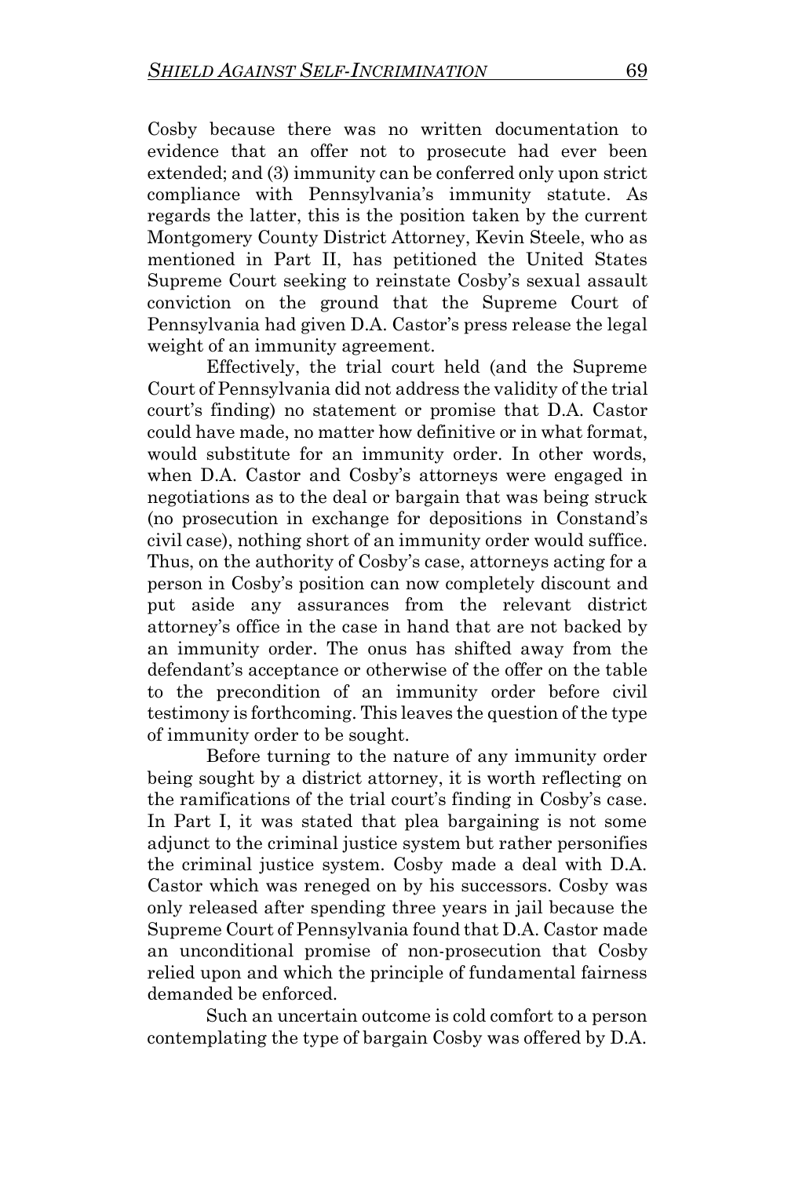Cosby because there was no written documentation to evidence that an offer not to prosecute had ever been extended; and (3) immunity can be conferred only upon strict compliance with Pennsylvania's immunity statute. As regards the latter, this is the position taken by the current Montgomery County District Attorney, Kevin Steele, who as mentioned in Part II, has petitioned the United States Supreme Court seeking to reinstate Cosby's sexual assault conviction on the ground that the Supreme Court of Pennsylvania had given D.A. Castor's press release the legal weight of an immunity agreement.

Effectively, the trial court held (and the Supreme Court of Pennsylvania did not address the validity of the trial court's finding) no statement or promise that D.A. Castor could have made, no matter how definitive or in what format, would substitute for an immunity order. In other words, when D.A. Castor and Cosby's attorneys were engaged in negotiations as to the deal or bargain that was being struck (no prosecution in exchange for depositions in Constand's civil case), nothing short of an immunity order would suffice. Thus, on the authority of Cosby's case, attorneys acting for a person in Cosby's position can now completely discount and put aside any assurances from the relevant district attorney's office in the case in hand that are not backed by an immunity order. The onus has shifted away from the defendant's acceptance or otherwise of the offer on the table to the precondition of an immunity order before civil testimony is forthcoming. This leaves the question of the type of immunity order to be sought.

Before turning to the nature of any immunity order being sought by a district attorney, it is worth reflecting on the ramifications of the trial court's finding in Cosby's case. In Part I, it was stated that plea bargaining is not some adjunct to the criminal justice system but rather personifies the criminal justice system. Cosby made a deal with D.A. Castor which was reneged on by his successors. Cosby was only released after spending three years in jail because the Supreme Court of Pennsylvania found that D.A. Castor made an unconditional promise of non-prosecution that Cosby relied upon and which the principle of fundamental fairness demanded be enforced.

Such an uncertain outcome is cold comfort to a person contemplating the type of bargain Cosby was offered by D.A.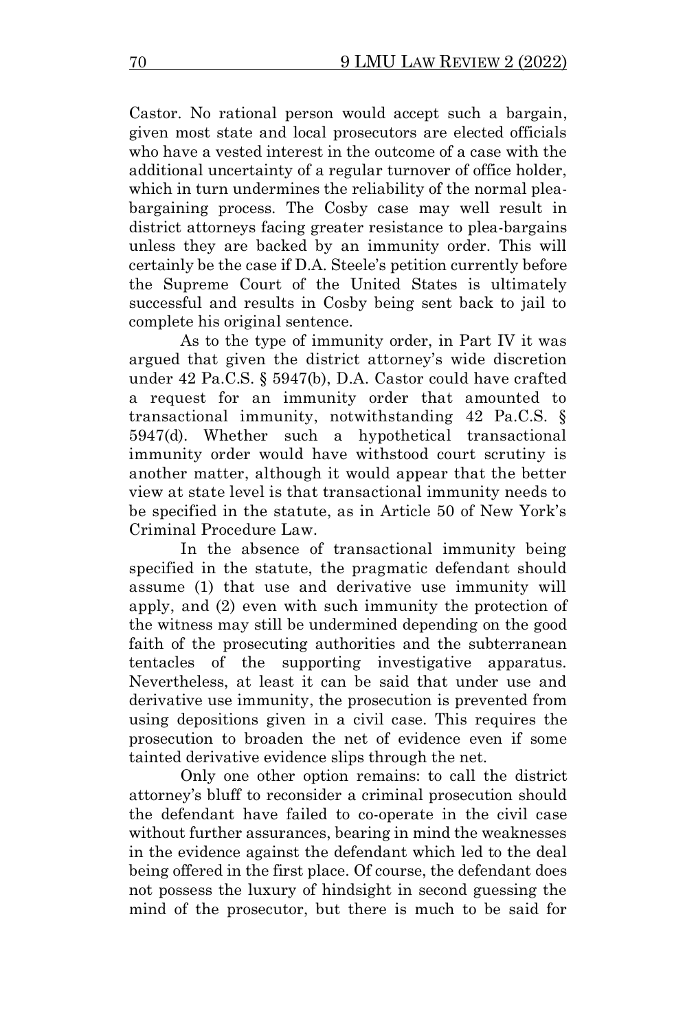Castor. No rational person would accept such a bargain, given most state and local prosecutors are elected officials who have a vested interest in the outcome of a case with the additional uncertainty of a regular turnover of office holder, which in turn undermines the reliability of the normal plea-bargaining process. The Cosby case may well result in district attorneys facing greater resistance to plea-bargains unless they are backed by an immunity order. This will certainly be the case if D.A. Steele's petition currently before the Supreme Court of the United States is ultimately successful and results in Cosby being sent back to jail to complete his original sentence.

As to the type of immunity order, in Part IV it was argued that given the district attorney's wide discretion under 42 Pa.C.S. § 5947(b), D.A. Castor could have crafted a request for an immunity order that amounted to transactional immunity, notwithstanding 42 Pa.C.S. § 5947(d). Whether such a hypothetical transactional immunity order would have withstood court scrutiny is another matter, although it would appear that the better view at state level is that transactional immunity needs to be specified in the statute, as in Article 50 of New York's Criminal Procedure Law.

In the absence of transactional immunity being specified in the statute, the pragmatic defendant should assume (1) that use and derivative use immunity will apply, and (2) even with such immunity the protection of the witness may still be undermined depending on the good faith of the prosecuting authorities and the subterranean tentacles of the supporting investigative apparatus. Nevertheless, at least it can be said that under use and derivative use immunity, the prosecution is prevented from using depositions given in a civil case. This requires the prosecution to broaden the net of evidence even if some tainted derivative evidence slips through the net.

Only one other option remains: to call the district attorney's bluff to reconsider a criminal prosecution should the defendant have failed to co-operate in the civil case without further assurances, bearing in mind the weaknesses in the evidence against the defendant which led to the deal being offered in the first place. Of course, the defendant does not possess the luxury of hindsight in second guessing the mind of the prosecutor, but there is much to be said for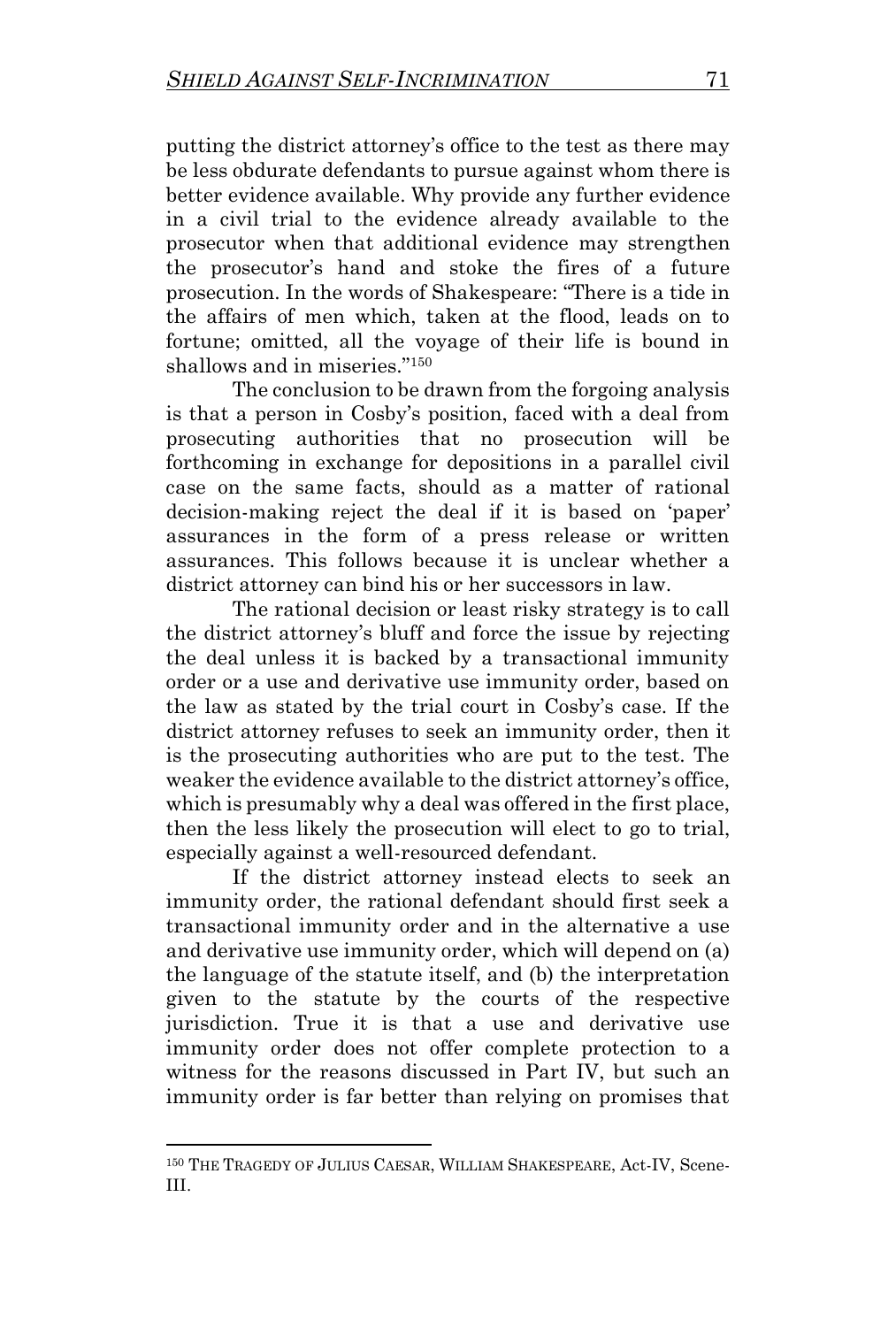putting the district attorney's office to the test as there may be less obdurate defendants to pursue against whom there is better evidence available. Why provide any further evidence in a civil trial to the evidence already available to the prosecutor when that additional evidence may strengthen the prosecutor's hand and stoke the fires of a future prosecution. In the words of Shakespeare: "There is a tide in the affairs of men which, taken at the flood, leads on to fortune; omitted, all the voyage of their life is bound in shallows and in miseries."[150]

The conclusion to be drawn from the forgoing analysis is that a person in Cosby's position, faced with a deal from prosecuting authorities that no prosecution will be forthcoming in exchange for depositions in a parallel civil case on the same facts, should as a matter of rational decision-making reject the deal if it is based on 'paper' assurances in the form of a press release or written assurances. This follows because it is unclear whether a district attorney can bind his or her successors in law.

The rational decision or least risky strategy is to call the district attorney's bluff and force the issue by rejecting the deal unless it is backed by a transactional immunity order or a use and derivative use immunity order, based on the law as stated by the trial court in Cosby's case. If the district attorney refuses to seek an immunity order, then it is the prosecuting authorities who are put to the test. The weaker the evidence available to the district attorney's office, which is presumably why a deal was offered in the first place, then the less likely the prosecution will elect to go to trial, especially against a well-resourced defendant.

If the district attorney instead elects to seek an immunity order, the rational defendant should first seek a transactional immunity order and in the alternative a use and derivative use immunity order, which will depend on (a) the language of the statute itself, and (b) the interpretation given to the statute by the courts of the respective jurisdiction. True it is that a use and derivative use immunity order does not offer complete protection to a witness for the reasons discussed in Part IV, but such an immunity order is far better than relying on promises that

---

[150] THE TRAGEDY OF JULIUS CAESAR, WILLIAM SHAKESPEARE, Act-IV, Scene-III.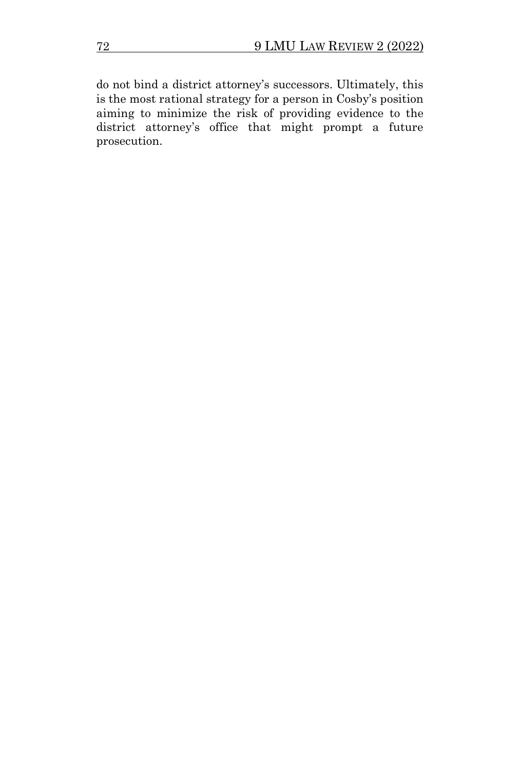do not bind a district attorney's successors. Ultimately, this is the most rational strategy for a person in Cosby's position aiming to minimize the risk of providing evidence to the district attorney's office that might prompt a future prosecution.